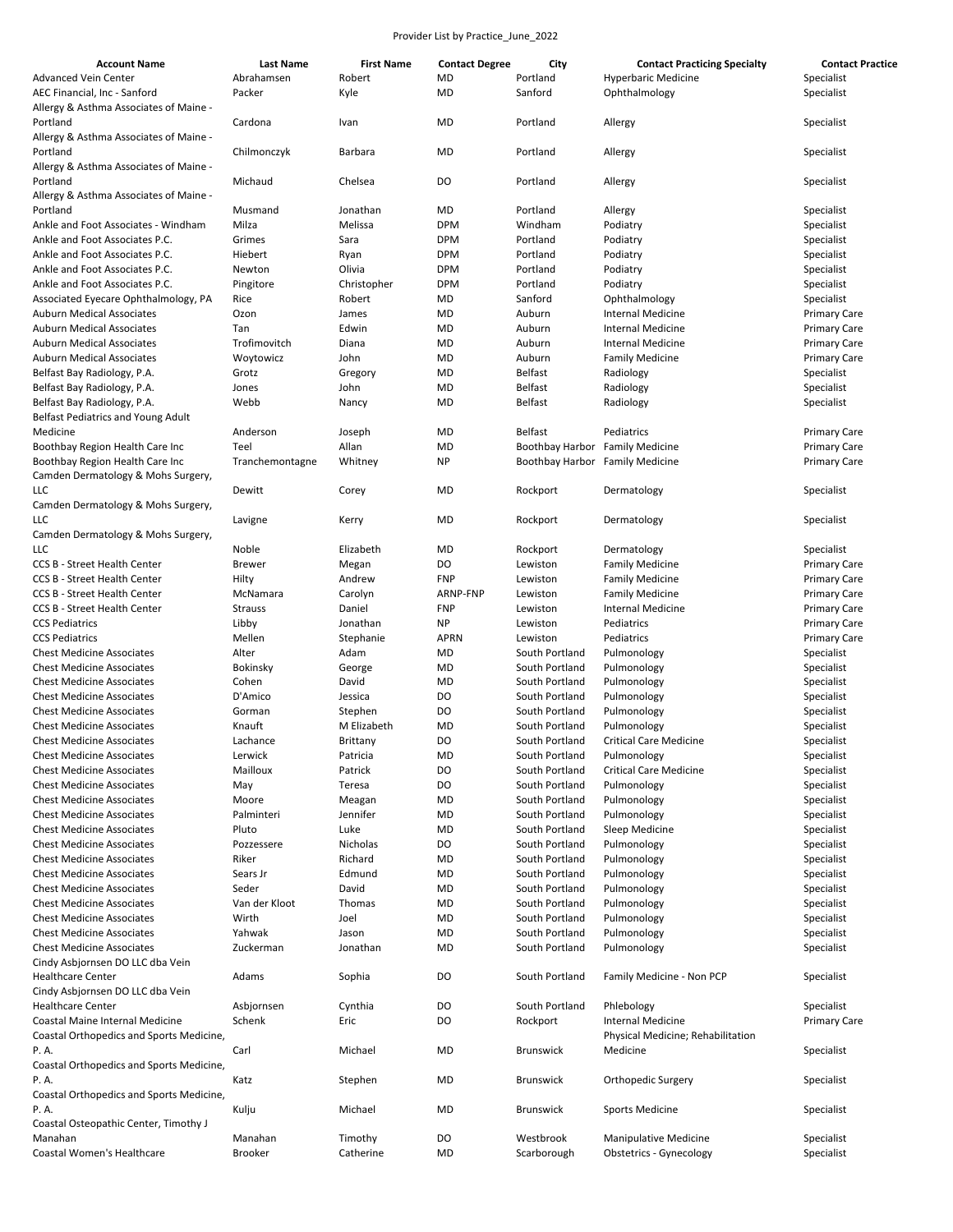Provider List by Practice_June_2022

| Account Name | Last Name | First Name | Contact Degree | City | Contact Practicing Specialty | Contact Practice |
|---|---|---|---|---|---|---|
| Advanced Vein Center | Abrahamsen | Robert | MD | Portland | Hyperbaric Medicine | Specialist |
| AEC Financial, Inc - Sanford | Packer | Kyle | MD | Sanford | Ophthalmology | Specialist |
| Allergy & Asthma Associates of Maine - Portland | Cardona | Ivan | MD | Portland | Allergy | Specialist |
| Allergy & Asthma Associates of Maine - Portland | Chilmonczyk | Barbara | MD | Portland | Allergy | Specialist |
| Allergy & Asthma Associates of Maine - Portland | Michaud | Chelsea | DO | Portland | Allergy | Specialist |
| Allergy & Asthma Associates of Maine - Portland | Musmand | Jonathan | MD | Portland | Allergy | Specialist |
| Ankle and Foot Associates - Windham | Milza | Melissa | DPM | Windham | Podiatry | Specialist |
| Ankle and Foot Associates P.C. | Grimes | Sara | DPM | Portland | Podiatry | Specialist |
| Ankle and Foot Associates P.C. | Hiebert | Ryan | DPM | Portland | Podiatry | Specialist |
| Ankle and Foot Associates P.C. | Newton | Olivia | DPM | Portland | Podiatry | Specialist |
| Ankle and Foot Associates P.C. | Pingitore | Christopher | DPM | Portland | Podiatry | Specialist |
| Associated Eyecare Ophthalmology, PA | Rice | Robert | MD | Sanford | Ophthalmology | Specialist |
| Auburn Medical Associates | Ozon | James | MD | Auburn | Internal Medicine | Primary Care |
| Auburn Medical Associates | Tan | Edwin | MD | Auburn | Internal Medicine | Primary Care |
| Auburn Medical Associates | Trofimovitch | Diana | MD | Auburn | Internal Medicine | Primary Care |
| Auburn Medical Associates | Woytowicz | John | MD | Auburn | Family Medicine | Primary Care |
| Belfast Bay Radiology, P.A. | Grotz | Gregory | MD | Belfast | Radiology | Specialist |
| Belfast Bay Radiology, P.A. | Jones | John | MD | Belfast | Radiology | Specialist |
| Belfast Bay Radiology, P.A. | Webb | Nancy | MD | Belfast | Radiology | Specialist |
| Belfast Pediatrics and Young Adult Medicine | Anderson | Joseph | MD | Belfast | Pediatrics | Primary Care |
| Boothbay Region Health Care Inc | Teel | Allan | MD | Boothbay Harbor | Family Medicine | Primary Care |
| Boothbay Region Health Care Inc | Tranchemontagne | Whitney | NP | Boothbay Harbor | Family Medicine | Primary Care |
| Camden Dermatology & Mohs Surgery, LLC | Dewitt | Corey | MD | Rockport | Dermatology | Specialist |
| Camden Dermatology & Mohs Surgery, LLC | Lavigne | Kerry | MD | Rockport | Dermatology | Specialist |
| Camden Dermatology & Mohs Surgery, LLC | Noble | Elizabeth | MD | Rockport | Dermatology | Specialist |
| CCS B - Street Health Center | Brewer | Megan | DO | Lewiston | Family Medicine | Primary Care |
| CCS B - Street Health Center | Hilty | Andrew | FNP | Lewiston | Family Medicine | Primary Care |
| CCS B - Street Health Center | McNamara | Carolyn | ARNP-FNP | Lewiston | Family Medicine | Primary Care |
| CCS B - Street Health Center | Strauss | Daniel | FNP | Lewiston | Internal Medicine | Primary Care |
| CCS Pediatrics | Libby | Jonathan | NP | Lewiston | Pediatrics | Primary Care |
| CCS Pediatrics | Mellen | Stephanie | APRN | Lewiston | Pediatrics | Primary Care |
| Chest Medicine Associates | Alter | Adam | MD | South Portland | Pulmonology | Specialist |
| Chest Medicine Associates | Bokinsky | George | MD | South Portland | Pulmonology | Specialist |
| Chest Medicine Associates | Cohen | David | MD | South Portland | Pulmonology | Specialist |
| Chest Medicine Associates | D'Amico | Jessica | DO | South Portland | Pulmonology | Specialist |
| Chest Medicine Associates | Gorman | Stephen | DO | South Portland | Pulmonology | Specialist |
| Chest Medicine Associates | Knauft | M Elizabeth | MD | South Portland | Pulmonology | Specialist |
| Chest Medicine Associates | Lachance | Brittany | DO | South Portland | Critical Care Medicine | Specialist |
| Chest Medicine Associates | Lerwick | Patricia | MD | South Portland | Pulmonology | Specialist |
| Chest Medicine Associates | Mailloux | Patrick | DO | South Portland | Critical Care Medicine | Specialist |
| Chest Medicine Associates | May | Teresa | DO | South Portland | Pulmonology | Specialist |
| Chest Medicine Associates | Moore | Meagan | MD | South Portland | Pulmonology | Specialist |
| Chest Medicine Associates | Palminteri | Jennifer | MD | South Portland | Pulmonology | Specialist |
| Chest Medicine Associates | Pluto | Luke | MD | South Portland | Sleep Medicine | Specialist |
| Chest Medicine Associates | Pozzessere | Nicholas | DO | South Portland | Pulmonology | Specialist |
| Chest Medicine Associates | Riker | Richard | MD | South Portland | Pulmonology | Specialist |
| Chest Medicine Associates | Sears Jr | Edmund | MD | South Portland | Pulmonology | Specialist |
| Chest Medicine Associates | Seder | David | MD | South Portland | Pulmonology | Specialist |
| Chest Medicine Associates | Van der Kloot | Thomas | MD | South Portland | Pulmonology | Specialist |
| Chest Medicine Associates | Wirth | Joel | MD | South Portland | Pulmonology | Specialist |
| Chest Medicine Associates | Yahwak | Jason | MD | South Portland | Pulmonology | Specialist |
| Chest Medicine Associates | Zuckerman | Jonathan | MD | South Portland | Pulmonology | Specialist |
| Cindy Asbjornsen DO LLC dba Vein Healthcare Center | Adams | Sophia | DO | South Portland | Family Medicine - Non PCP | Specialist |
| Cindy Asbjornsen DO LLC dba Vein Healthcare Center | Asbjornsen | Cynthia | DO | South Portland | Phlebology | Specialist |
| Coastal Maine Internal Medicine | Schenk | Eric | DO | Rockport | Internal Medicine | Primary Care |
| Coastal Orthopedics and Sports Medicine, P. A. | Carl | Michael | MD | Brunswick | Physical Medicine; Rehabilitation Medicine | Specialist |
| Coastal Orthopedics and Sports Medicine, P. A. | Katz | Stephen | MD | Brunswick | Orthopedic Surgery | Specialist |
| Coastal Orthopedics and Sports Medicine, P. A. | Kulju | Michael | MD | Brunswick | Sports Medicine | Specialist |
| Coastal Osteopathic Center, Timothy J Manahan | Manahan | Timothy | DO | Westbrook | Manipulative Medicine | Specialist |
| Coastal Women's Healthcare | Brooker | Catherine | MD | Scarborough | Obstetrics - Gynecology | Specialist |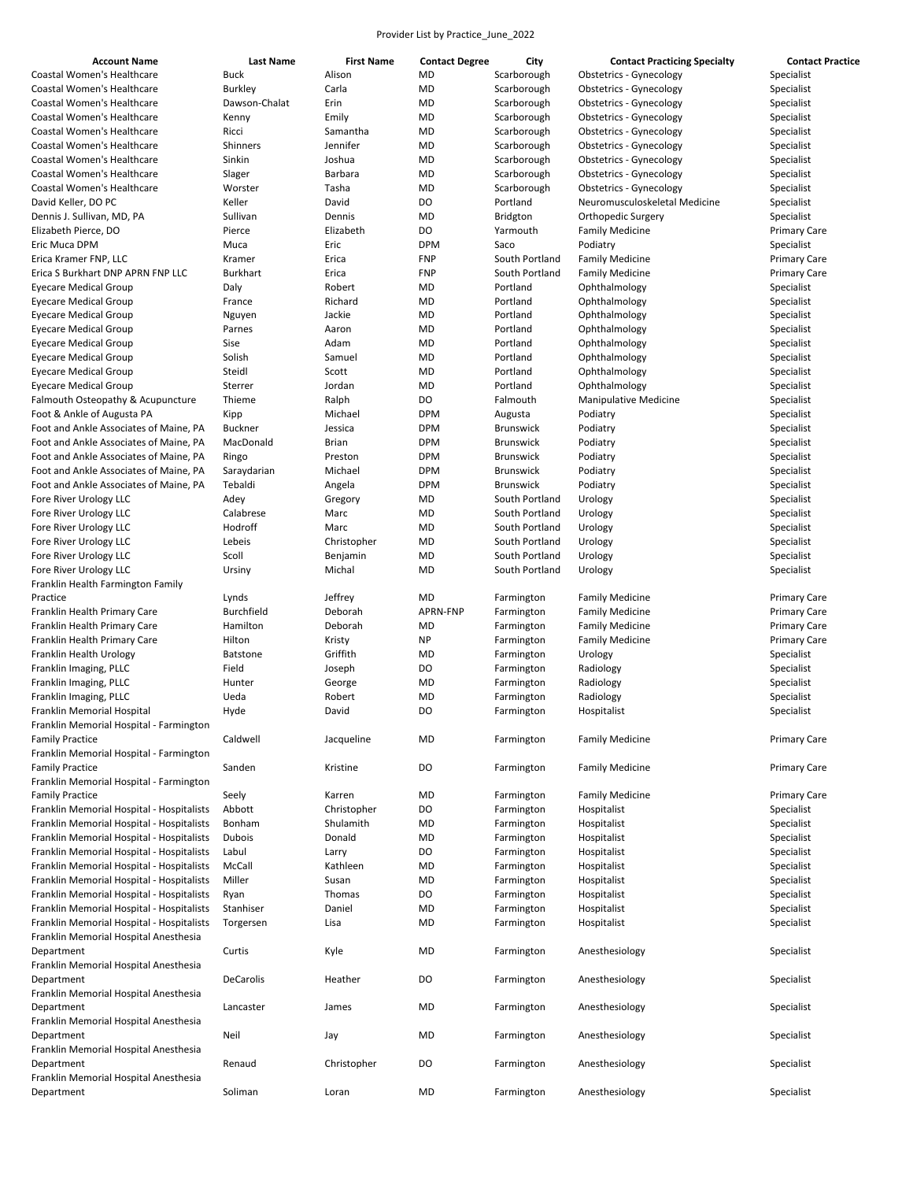Provider List by Practice_June_2022

| Account Name | Last Name | First Name | Contact Degree | City | Contact Practicing Specialty | Contact Practice |
|---|---|---|---|---|---|---|
| Coastal Women's Healthcare | Buck | Alison | MD | Scarborough | Obstetrics - Gynecology | Specialist |
| Coastal Women's Healthcare | Burkley | Carla | MD | Scarborough | Obstetrics - Gynecology | Specialist |
| Coastal Women's Healthcare | Dawson-Chalat | Erin | MD | Scarborough | Obstetrics - Gynecology | Specialist |
| Coastal Women's Healthcare | Kenny | Emily | MD | Scarborough | Obstetrics - Gynecology | Specialist |
| Coastal Women's Healthcare | Ricci | Samantha | MD | Scarborough | Obstetrics - Gynecology | Specialist |
| Coastal Women's Healthcare | Shinners | Jennifer | MD | Scarborough | Obstetrics - Gynecology | Specialist |
| Coastal Women's Healthcare | Sinkin | Joshua | MD | Scarborough | Obstetrics - Gynecology | Specialist |
| Coastal Women's Healthcare | Slager | Barbara | MD | Scarborough | Obstetrics - Gynecology | Specialist |
| Coastal Women's Healthcare | Worster | Tasha | MD | Scarborough | Obstetrics - Gynecology | Specialist |
| David Keller, DO PC | Keller | David | DO | Portland | Neuromusculoskeletal Medicine | Specialist |
| Dennis J. Sullivan, MD, PA | Sullivan | Dennis | MD | Bridgton | Orthopedic Surgery | Specialist |
| Elizabeth Pierce, DO | Pierce | Elizabeth | DO | Yarmouth | Family Medicine | Primary Care |
| Eric Muca DPM | Muca | Eric | DPM | Saco | Podiatry | Specialist |
| Erica Kramer FNP, LLC | Kramer | Erica | FNP | South Portland | Family Medicine | Primary Care |
| Erica S Burkhart DNP APRN FNP LLC | Burkhart | Erica | FNP | South Portland | Family Medicine | Primary Care |
| Eyecare Medical Group | Daly | Robert | MD | Portland | Ophthalmology | Specialist |
| Eyecare Medical Group | France | Richard | MD | Portland | Ophthalmology | Specialist |
| Eyecare Medical Group | Nguyen | Jackie | MD | Portland | Ophthalmology | Specialist |
| Eyecare Medical Group | Parnes | Aaron | MD | Portland | Ophthalmology | Specialist |
| Eyecare Medical Group | Sise | Adam | MD | Portland | Ophthalmology | Specialist |
| Eyecare Medical Group | Solish | Samuel | MD | Portland | Ophthalmology | Specialist |
| Eyecare Medical Group | Steidl | Scott | MD | Portland | Ophthalmology | Specialist |
| Eyecare Medical Group | Sterrer | Jordan | MD | Portland | Ophthalmology | Specialist |
| Falmouth Osteopathy & Acupuncture | Thieme | Ralph | DO | Falmouth | Manipulative Medicine | Specialist |
| Foot & Ankle of Augusta PA | Kipp | Michael | DPM | Augusta | Podiatry | Specialist |
| Foot and Ankle Associates of Maine, PA | Buckner | Jessica | DPM | Brunswick | Podiatry | Specialist |
| Foot and Ankle Associates of Maine, PA | MacDonald | Brian | DPM | Brunswick | Podiatry | Specialist |
| Foot and Ankle Associates of Maine, PA | Ringo | Preston | DPM | Brunswick | Podiatry | Specialist |
| Foot and Ankle Associates of Maine, PA | Saraydarian | Michael | DPM | Brunswick | Podiatry | Specialist |
| Foot and Ankle Associates of Maine, PA | Tebaldi | Angela | DPM | Brunswick | Podiatry | Specialist |
| Fore River Urology LLC | Adey | Gregory | MD | South Portland | Urology | Specialist |
| Fore River Urology LLC | Calabrese | Marc | MD | South Portland | Urology | Specialist |
| Fore River Urology LLC | Hodroff | Marc | MD | South Portland | Urology | Specialist |
| Fore River Urology LLC | Lebeis | Christopher | MD | South Portland | Urology | Specialist |
| Fore River Urology LLC | Scoll | Benjamin | MD | South Portland | Urology | Specialist |
| Fore River Urology LLC | Ursiny | Michal | MD | South Portland | Urology | Specialist |
| Franklin Health Farmington Family Practice | Lynds | Jeffrey | MD | Farmington | Family Medicine | Primary Care |
| Franklin Health Primary Care | Burchfield | Deborah | APRN-FNP | Farmington | Family Medicine | Primary Care |
| Franklin Health Primary Care | Hamilton | Deborah | MD | Farmington | Family Medicine | Primary Care |
| Franklin Health Primary Care | Hilton | Kristy | NP | Farmington | Family Medicine | Primary Care |
| Franklin Health Urology | Batstone | Griffith | MD | Farmington | Urology | Specialist |
| Franklin Imaging, PLLC | Field | Joseph | DO | Farmington | Radiology | Specialist |
| Franklin Imaging, PLLC | Hunter | George | MD | Farmington | Radiology | Specialist |
| Franklin Imaging, PLLC | Ueda | Robert | MD | Farmington | Radiology | Specialist |
| Franklin Memorial Hospital | Hyde | David | DO | Farmington | Hospitalist | Specialist |
| Franklin Memorial Hospital - Farmington Family Practice | Caldwell | Jacqueline | MD | Farmington | Family Medicine | Primary Care |
| Franklin Memorial Hospital - Farmington Family Practice | Sanden | Kristine | DO | Farmington | Family Medicine | Primary Care |
| Franklin Memorial Hospital - Farmington Family Practice | Seely | Karren | MD | Farmington | Family Medicine | Primary Care |
| Franklin Memorial Hospital - Hospitalists | Abbott | Christopher | DO | Farmington | Hospitalist | Specialist |
| Franklin Memorial Hospital - Hospitalists | Bonham | Shulamith | MD | Farmington | Hospitalist | Specialist |
| Franklin Memorial Hospital - Hospitalists | Dubois | Donald | MD | Farmington | Hospitalist | Specialist |
| Franklin Memorial Hospital - Hospitalists | Labul | Larry | DO | Farmington | Hospitalist | Specialist |
| Franklin Memorial Hospital - Hospitalists | McCall | Kathleen | MD | Farmington | Hospitalist | Specialist |
| Franklin Memorial Hospital - Hospitalists | Miller | Susan | MD | Farmington | Hospitalist | Specialist |
| Franklin Memorial Hospital - Hospitalists | Ryan | Thomas | DO | Farmington | Hospitalist | Specialist |
| Franklin Memorial Hospital - Hospitalists | Stanhiser | Daniel | MD | Farmington | Hospitalist | Specialist |
| Franklin Memorial Hospital - Hospitalists | Torgersen | Lisa | MD | Farmington | Hospitalist | Specialist |
| Franklin Memorial Hospital Anesthesia Department | Curtis | Kyle | MD | Farmington | Anesthesiology | Specialist |
| Franklin Memorial Hospital Anesthesia Department | DeCarolis | Heather | DO | Farmington | Anesthesiology | Specialist |
| Franklin Memorial Hospital Anesthesia Department | Lancaster | James | MD | Farmington | Anesthesiology | Specialist |
| Franklin Memorial Hospital Anesthesia Department | Neil | Jay | MD | Farmington | Anesthesiology | Specialist |
| Franklin Memorial Hospital Anesthesia Department | Renaud | Christopher | DO | Farmington | Anesthesiology | Specialist |
| Franklin Memorial Hospital Anesthesia Department | Soliman | Loran | MD | Farmington | Anesthesiology | Specialist |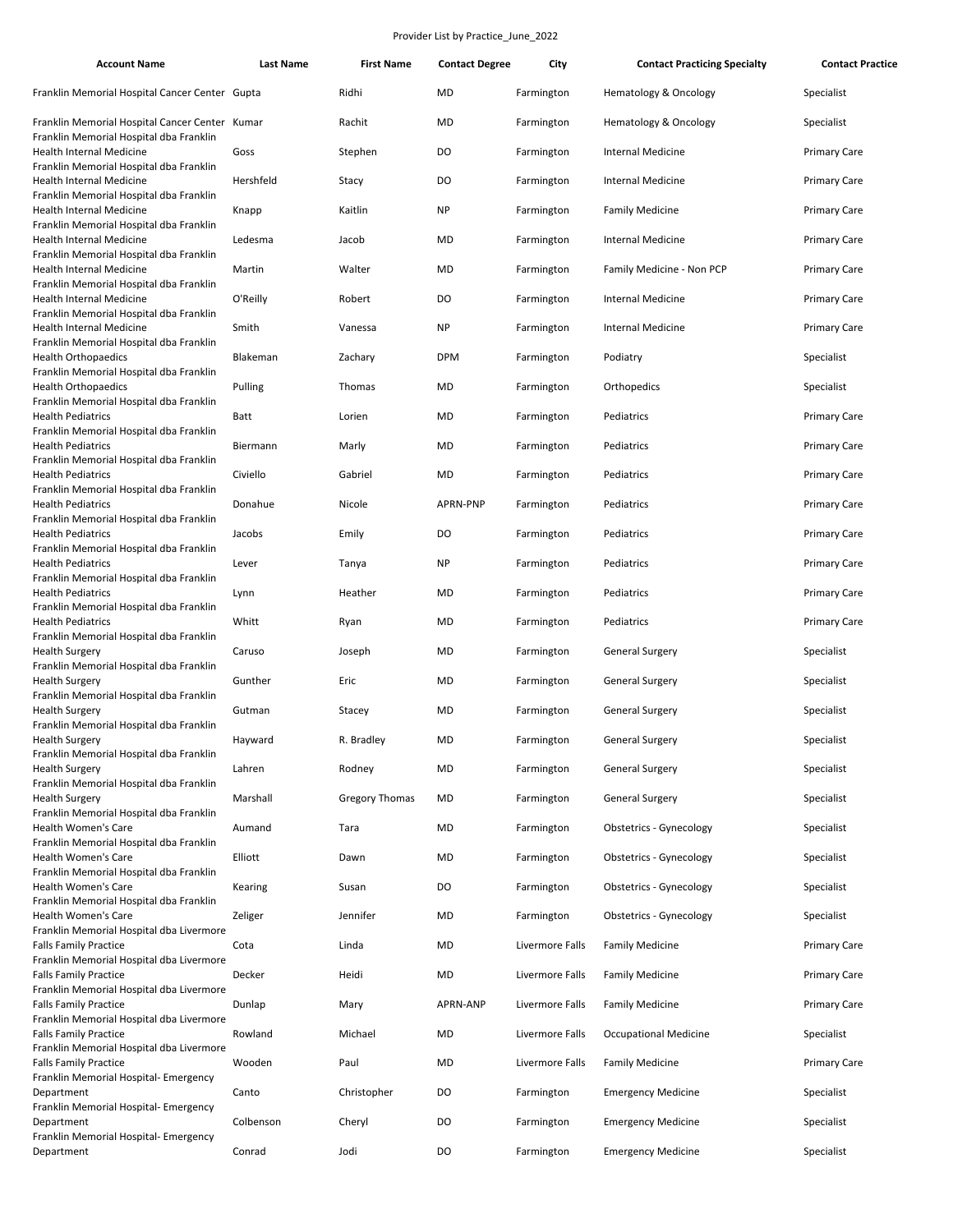Provider List by Practice_June_2022

| Account Name | Last Name | First Name | Contact Degree | City | Contact Practicing Specialty | Contact Practice |
|---|---|---|---|---|---|---|
| Franklin Memorial Hospital Cancer Center | Gupta | Ridhi | MD | Farmington | Hematology & Oncology | Specialist |
| Franklin Memorial Hospital Cancer Center | Kumar | Rachit | MD | Farmington | Hematology & Oncology | Specialist |
| Franklin Memorial Hospital dba Franklin Health Internal Medicine | Goss | Stephen | DO | Farmington | Internal Medicine | Primary Care |
| Franklin Memorial Hospital dba Franklin Health Internal Medicine | Hershfeld | Stacy | DO | Farmington | Internal Medicine | Primary Care |
| Franklin Memorial Hospital dba Franklin Health Internal Medicine | Knapp | Kaitlin | NP | Farmington | Family Medicine | Primary Care |
| Franklin Memorial Hospital dba Franklin Health Internal Medicine | Ledesma | Jacob | MD | Farmington | Internal Medicine | Primary Care |
| Franklin Memorial Hospital dba Franklin Health Internal Medicine | Martin | Walter | MD | Farmington | Family Medicine - Non PCP | Primary Care |
| Franklin Memorial Hospital dba Franklin Health Internal Medicine | O'Reilly | Robert | DO | Farmington | Internal Medicine | Primary Care |
| Franklin Memorial Hospital dba Franklin Health Internal Medicine | Smith | Vanessa | NP | Farmington | Internal Medicine | Primary Care |
| Franklin Memorial Hospital dba Franklin Health Orthopaedics | Blakeman | Zachary | DPM | Farmington | Podiatry | Specialist |
| Franklin Memorial Hospital dba Franklin Health Orthopaedics | Pulling | Thomas | MD | Farmington | Orthopedics | Specialist |
| Franklin Memorial Hospital dba Franklin Health Pediatrics | Batt | Lorien | MD | Farmington | Pediatrics | Primary Care |
| Franklin Memorial Hospital dba Franklin Health Pediatrics | Biermann | Marly | MD | Farmington | Pediatrics | Primary Care |
| Franklin Memorial Hospital dba Franklin Health Pediatrics | Civiello | Gabriel | MD | Farmington | Pediatrics | Primary Care |
| Franklin Memorial Hospital dba Franklin Health Pediatrics | Donahue | Nicole | APRN-PNP | Farmington | Pediatrics | Primary Care |
| Franklin Memorial Hospital dba Franklin Health Pediatrics | Jacobs | Emily | DO | Farmington | Pediatrics | Primary Care |
| Franklin Memorial Hospital dba Franklin Health Pediatrics | Lever | Tanya | NP | Farmington | Pediatrics | Primary Care |
| Franklin Memorial Hospital dba Franklin Health Pediatrics | Lynn | Heather | MD | Farmington | Pediatrics | Primary Care |
| Franklin Memorial Hospital dba Franklin Health Pediatrics | Whitt | Ryan | MD | Farmington | Pediatrics | Primary Care |
| Franklin Memorial Hospital dba Franklin Health Surgery | Caruso | Joseph | MD | Farmington | General Surgery | Specialist |
| Franklin Memorial Hospital dba Franklin Health Surgery | Gunther | Eric | MD | Farmington | General Surgery | Specialist |
| Franklin Memorial Hospital dba Franklin Health Surgery | Gutman | Stacey | MD | Farmington | General Surgery | Specialist |
| Franklin Memorial Hospital dba Franklin Health Surgery | Hayward | R. Bradley | MD | Farmington | General Surgery | Specialist |
| Franklin Memorial Hospital dba Franklin Health Surgery | Lahren | Rodney | MD | Farmington | General Surgery | Specialist |
| Franklin Memorial Hospital dba Franklin Health Surgery | Marshall | Gregory Thomas | MD | Farmington | General Surgery | Specialist |
| Franklin Memorial Hospital dba Franklin Health Women's Care | Aumand | Tara | MD | Farmington | Obstetrics - Gynecology | Specialist |
| Franklin Memorial Hospital dba Franklin Health Women's Care | Elliott | Dawn | MD | Farmington | Obstetrics - Gynecology | Specialist |
| Franklin Memorial Hospital dba Franklin Health Women's Care | Kearing | Susan | DO | Farmington | Obstetrics - Gynecology | Specialist |
| Franklin Memorial Hospital dba Franklin Health Women's Care | Zeliger | Jennifer | MD | Farmington | Obstetrics - Gynecology | Specialist |
| Franklin Memorial Hospital dba Livermore Falls Family Practice | Cota | Linda | MD | Livermore Falls | Family Medicine | Primary Care |
| Franklin Memorial Hospital dba Livermore Falls Family Practice | Decker | Heidi | MD | Livermore Falls | Family Medicine | Primary Care |
| Franklin Memorial Hospital dba Livermore Falls Family Practice | Dunlap | Mary | APRN-ANP | Livermore Falls | Family Medicine | Primary Care |
| Franklin Memorial Hospital dba Livermore Falls Family Practice | Rowland | Michael | MD | Livermore Falls | Occupational Medicine | Specialist |
| Franklin Memorial Hospital dba Livermore Falls Family Practice | Wooden | Paul | MD | Livermore Falls | Family Medicine | Primary Care |
| Franklin Memorial Hospital- Emergency Department | Canto | Christopher | DO | Farmington | Emergency Medicine | Specialist |
| Franklin Memorial Hospital- Emergency Department | Colbenson | Cheryl | DO | Farmington | Emergency Medicine | Specialist |
| Franklin Memorial Hospital- Emergency Department | Conrad | Jodi | DO | Farmington | Emergency Medicine | Specialist |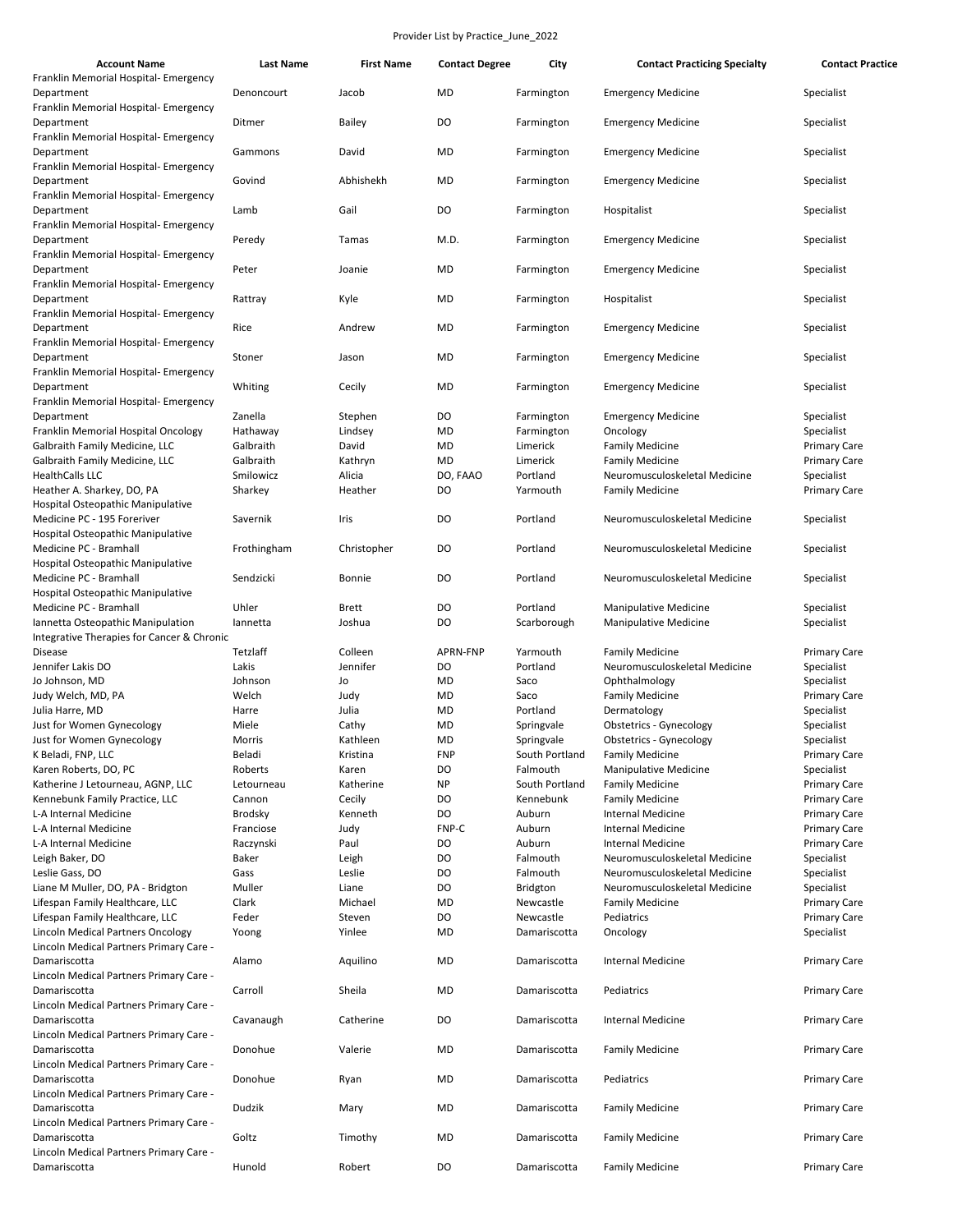Provider List by Practice_June_2022

| Account Name | Last Name | First Name | Contact Degree | City | Contact Practicing Specialty | Contact Practice |
|---|---|---|---|---|---|---|
| Franklin Memorial Hospital- Emergency Department | Denoncourt | Jacob | MD | Farmington | Emergency Medicine | Specialist |
| Franklin Memorial Hospital- Emergency Department | Ditmer | Bailey | DO | Farmington | Emergency Medicine | Specialist |
| Franklin Memorial Hospital- Emergency Department | Gammons | David | MD | Farmington | Emergency Medicine | Specialist |
| Franklin Memorial Hospital- Emergency Department | Govind | Abhishekh | MD | Farmington | Emergency Medicine | Specialist |
| Franklin Memorial Hospital- Emergency Department | Lamb | Gail | DO | Farmington | Hospitalist | Specialist |
| Franklin Memorial Hospital- Emergency Department | Peredy | Tamas | M.D. | Farmington | Emergency Medicine | Specialist |
| Franklin Memorial Hospital- Emergency Department | Peter | Joanie | MD | Farmington | Emergency Medicine | Specialist |
| Franklin Memorial Hospital- Emergency Department | Rattray | Kyle | MD | Farmington | Hospitalist | Specialist |
| Franklin Memorial Hospital- Emergency Department | Rice | Andrew | MD | Farmington | Emergency Medicine | Specialist |
| Franklin Memorial Hospital- Emergency Department | Stoner | Jason | MD | Farmington | Emergency Medicine | Specialist |
| Franklin Memorial Hospital- Emergency Department | Whiting | Cecily | MD | Farmington | Emergency Medicine | Specialist |
| Franklin Memorial Hospital- Emergency Department | Zanella | Stephen | DO | Farmington | Emergency Medicine | Specialist |
| Franklin Memorial Hospital Oncology | Hathaway | Lindsey | MD | Farmington | Oncology | Specialist |
| Galbraith Family Medicine, LLC | Galbraith | David | MD | Limerick | Family Medicine | Primary Care |
| Galbraith Family Medicine, LLC | Galbraith | Kathryn | MD | Limerick | Family Medicine | Primary Care |
| HealthCalls LLC | Smilowicz | Alicia | DO, FAAO | Portland | Neuromusculoskeletal Medicine | Specialist |
| Heather A. Sharkey, DO, PA | Sharkey | Heather | DO | Yarmouth | Family Medicine | Primary Care |
| Hospital Osteopathic Manipulative Medicine PC - 195 Foreriver | Savernik | Iris | DO | Portland | Neuromusculoskeletal Medicine | Specialist |
| Hospital Osteopathic Manipulative Medicine PC - Bramhall | Frothingham | Christopher | DO | Portland | Neuromusculoskeletal Medicine | Specialist |
| Hospital Osteopathic Manipulative Medicine PC - Bramhall | Sendzicki | Bonnie | DO | Portland | Neuromusculoskeletal Medicine | Specialist |
| Hospital Osteopathic Manipulative Medicine PC - Bramhall | Uhler | Brett | DO | Portland | Manipulative Medicine | Specialist |
| Iannetta Osteopathic Manipulation | Iannetta | Joshua | DO | Scarborough | Manipulative Medicine | Specialist |
| Integrative Therapies for Cancer & Chronic Disease | Tetzlaff | Colleen | APRN-FNP | Yarmouth | Family Medicine | Primary Care |
| Jennifer Lakis DO | Lakis | Jennifer | DO | Portland | Neuromusculoskeletal Medicine | Specialist |
| Jo Johnson, MD | Johnson | Jo | MD | Saco | Ophthalmology | Specialist |
| Judy Welch, MD, PA | Welch | Judy | MD | Saco | Family Medicine | Primary Care |
| Julia Harre, MD | Harre | Julia | MD | Portland | Dermatology | Specialist |
| Just for Women Gynecology | Miele | Cathy | MD | Springvale | Obstetrics - Gynecology | Specialist |
| Just for Women Gynecology | Morris | Kathleen | MD | Springvale | Obstetrics - Gynecology | Specialist |
| K Beladi, FNP, LLC | Beladi | Kristina | FNP | South Portland | Family Medicine | Primary Care |
| Karen Roberts, DO, PC | Roberts | Karen | DO | Falmouth | Manipulative Medicine | Specialist |
| Katherine J Letourneau, AGNP, LLC | Letourneau | Katherine | NP | South Portland | Family Medicine | Primary Care |
| Kennebunk Family Practice, LLC | Cannon | Cecily | DO | Kennebunk | Family Medicine | Primary Care |
| L-A Internal Medicine | Brodsky | Kenneth | DO | Auburn | Internal Medicine | Primary Care |
| L-A Internal Medicine | Franciose | Judy | FNP-C | Auburn | Internal Medicine | Primary Care |
| L-A Internal Medicine | Raczynski | Paul | DO | Auburn | Internal Medicine | Primary Care |
| Leigh Baker, DO | Baker | Leigh | DO | Falmouth | Neuromusculoskeletal Medicine | Specialist |
| Leslie Gass, DO | Gass | Leslie | DO | Falmouth | Neuromusculoskeletal Medicine | Specialist |
| Liane M Muller, DO, PA - Bridgton | Muller | Liane | DO | Bridgton | Neuromusculoskeletal Medicine | Specialist |
| Lifespan Family Healthcare, LLC | Clark | Michael | MD | Newcastle | Family Medicine | Primary Care |
| Lifespan Family Healthcare, LLC | Feder | Steven | DO | Newcastle | Pediatrics | Primary Care |
| Lincoln Medical Partners Oncology | Yoong | Yinlee | MD | Damariscotta | Oncology | Specialist |
| Lincoln Medical Partners Primary Care - Damariscotta | Alamo | Aquilino | MD | Damariscotta | Internal Medicine | Primary Care |
| Lincoln Medical Partners Primary Care - Damariscotta | Carroll | Sheila | MD | Damariscotta | Pediatrics | Primary Care |
| Lincoln Medical Partners Primary Care - Damariscotta | Cavanaugh | Catherine | DO | Damariscotta | Internal Medicine | Primary Care |
| Lincoln Medical Partners Primary Care - Damariscotta | Donohue | Valerie | MD | Damariscotta | Family Medicine | Primary Care |
| Lincoln Medical Partners Primary Care - Damariscotta | Donohue | Ryan | MD | Damariscotta | Pediatrics | Primary Care |
| Lincoln Medical Partners Primary Care - Damariscotta | Dudzik | Mary | MD | Damariscotta | Family Medicine | Primary Care |
| Lincoln Medical Partners Primary Care - Damariscotta | Goltz | Timothy | MD | Damariscotta | Family Medicine | Primary Care |
| Lincoln Medical Partners Primary Care - Damariscotta | Hunold | Robert | DO | Damariscotta | Family Medicine | Primary Care |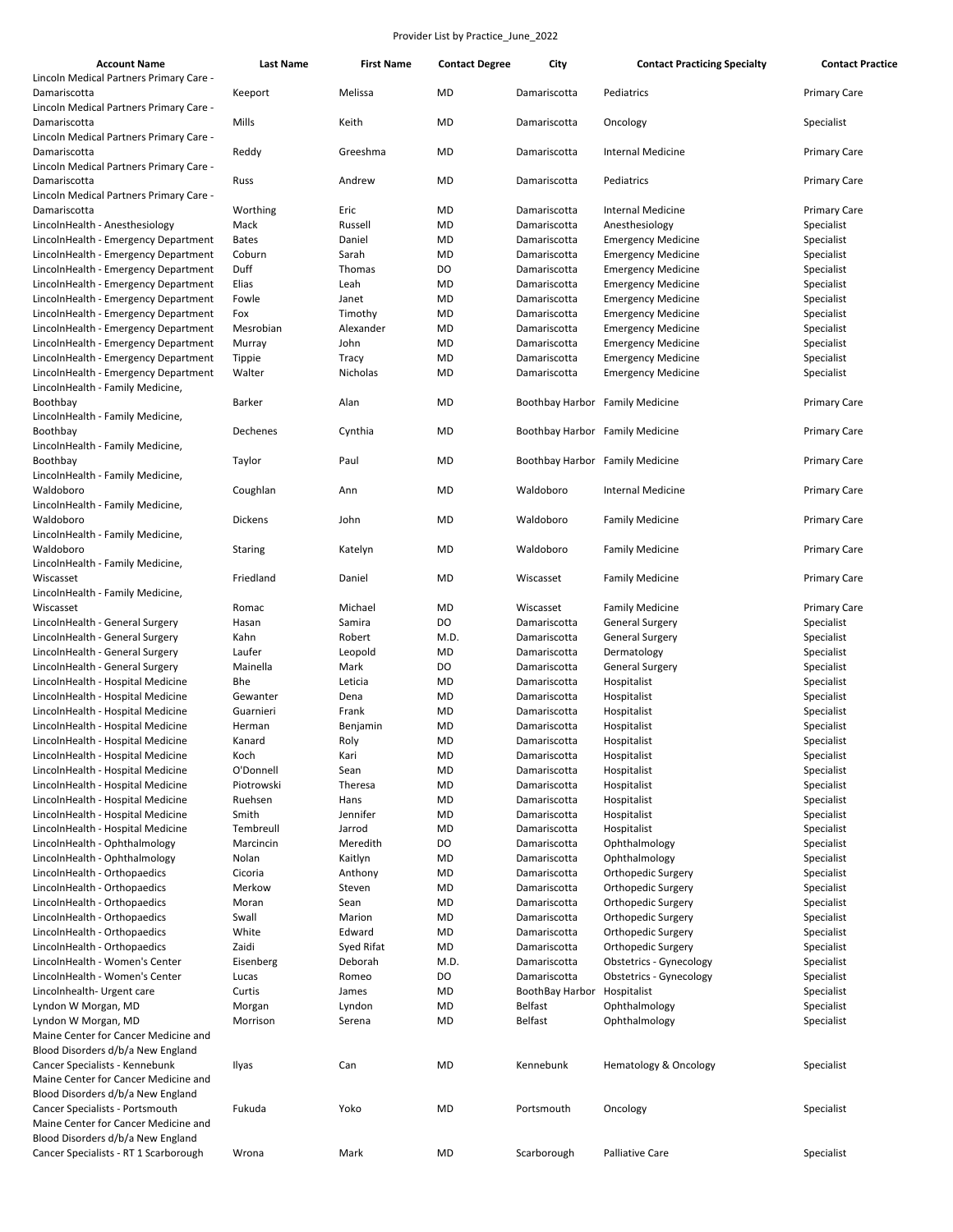Provider List by Practice_June_2022

| Account Name | Last Name | First Name | Contact Degree | City | Contact Practicing Specialty | Contact Practice |
|---|---|---|---|---|---|---|
| Lincoln Medical Partners Primary Care - Damariscotta | Keeport | Melissa | MD | Damariscotta | Pediatrics | Primary Care |
| Lincoln Medical Partners Primary Care - Damariscotta | Mills | Keith | MD | Damariscotta | Oncology | Specialist |
| Lincoln Medical Partners Primary Care - Damariscotta | Reddy | Greeshma | MD | Damariscotta | Internal Medicine | Primary Care |
| Lincoln Medical Partners Primary Care - Damariscotta | Russ | Andrew | MD | Damariscotta | Pediatrics | Primary Care |
| Lincoln Medical Partners Primary Care - Damariscotta | Worthing | Eric | MD | Damariscotta | Internal Medicine | Primary Care |
| LincolnHealth - Anesthesiology | Mack | Russell | MD | Damariscotta | Anesthesiology | Specialist |
| LincolnHealth - Emergency Department | Bates | Daniel | MD | Damariscotta | Emergency Medicine | Specialist |
| LincolnHealth - Emergency Department | Coburn | Sarah | MD | Damariscotta | Emergency Medicine | Specialist |
| LincolnHealth - Emergency Department | Duff | Thomas | DO | Damariscotta | Emergency Medicine | Specialist |
| LincolnHealth - Emergency Department | Elias | Leah | MD | Damariscotta | Emergency Medicine | Specialist |
| LincolnHealth - Emergency Department | Fowle | Janet | MD | Damariscotta | Emergency Medicine | Specialist |
| LincolnHealth - Emergency Department | Fox | Timothy | MD | Damariscotta | Emergency Medicine | Specialist |
| LincolnHealth - Emergency Department | Mesrobian | Alexander | MD | Damariscotta | Emergency Medicine | Specialist |
| LincolnHealth - Emergency Department | Murray | John | MD | Damariscotta | Emergency Medicine | Specialist |
| LincolnHealth - Emergency Department | Tippie | Tracy | MD | Damariscotta | Emergency Medicine | Specialist |
| LincolnHealth - Emergency Department | Walter | Nicholas | MD | Damariscotta | Emergency Medicine | Specialist |
| LincolnHealth - Family Medicine, Boothbay | Barker | Alan | MD | Boothbay Harbor | Family Medicine | Primary Care |
| LincolnHealth - Family Medicine, Boothbay | Dechenes | Cynthia | MD | Boothbay Harbor | Family Medicine | Primary Care |
| LincolnHealth - Family Medicine, Boothbay | Taylor | Paul | MD | Boothbay Harbor | Family Medicine | Primary Care |
| LincolnHealth - Family Medicine, Waldoboro | Coughlan | Ann | MD | Waldoboro | Internal Medicine | Primary Care |
| LincolnHealth - Family Medicine, Waldoboro | Dickens | John | MD | Waldoboro | Family Medicine | Primary Care |
| LincolnHealth - Family Medicine, Waldoboro | Staring | Katelyn | MD | Waldoboro | Family Medicine | Primary Care |
| LincolnHealth - Family Medicine, Wiscasset | Friedland | Daniel | MD | Wiscasset | Family Medicine | Primary Care |
| LincolnHealth - Family Medicine, Wiscasset | Romac | Michael | MD | Wiscasset | Family Medicine | Primary Care |
| LincolnHealth - General Surgery | Hasan | Samira | DO | Damariscotta | General Surgery | Specialist |
| LincolnHealth - General Surgery | Kahn | Robert | M.D. | Damariscotta | General Surgery | Specialist |
| LincolnHealth - General Surgery | Laufer | Leopold | MD | Damariscotta | Dermatology | Specialist |
| LincolnHealth - General Surgery | Mainella | Mark | DO | Damariscotta | General Surgery | Specialist |
| LincolnHealth - Hospital Medicine | Bhe | Leticia | MD | Damariscotta | Hospitalist | Specialist |
| LincolnHealth - Hospital Medicine | Gewanter | Dena | MD | Damariscotta | Hospitalist | Specialist |
| LincolnHealth - Hospital Medicine | Guarnieri | Frank | MD | Damariscotta | Hospitalist | Specialist |
| LincolnHealth - Hospital Medicine | Herman | Benjamin | MD | Damariscotta | Hospitalist | Specialist |
| LincolnHealth - Hospital Medicine | Kanard | Roly | MD | Damariscotta | Hospitalist | Specialist |
| LincolnHealth - Hospital Medicine | Koch | Kari | MD | Damariscotta | Hospitalist | Specialist |
| LincolnHealth - Hospital Medicine | O'Donnell | Sean | MD | Damariscotta | Hospitalist | Specialist |
| LincolnHealth - Hospital Medicine | Piotrowski | Theresa | MD | Damariscotta | Hospitalist | Specialist |
| LincolnHealth - Hospital Medicine | Ruehsen | Hans | MD | Damariscotta | Hospitalist | Specialist |
| LincolnHealth - Hospital Medicine | Smith | Jennifer | MD | Damariscotta | Hospitalist | Specialist |
| LincolnHealth - Hospital Medicine | Tembreull | Jarrod | MD | Damariscotta | Hospitalist | Specialist |
| LincolnHealth - Ophthalmology | Marcincin | Meredith | DO | Damariscotta | Ophthalmology | Specialist |
| LincolnHealth - Ophthalmology | Nolan | Kaitlyn | MD | Damariscotta | Ophthalmology | Specialist |
| LincolnHealth - Orthopaedics | Cicoria | Anthony | MD | Damariscotta | Orthopedic Surgery | Specialist |
| LincolnHealth - Orthopaedics | Merkow | Steven | MD | Damariscotta | Orthopedic Surgery | Specialist |
| LincolnHealth - Orthopaedics | Moran | Sean | MD | Damariscotta | Orthopedic Surgery | Specialist |
| LincolnHealth - Orthopaedics | Swall | Marion | MD | Damariscotta | Orthopedic Surgery | Specialist |
| LincolnHealth - Orthopaedics | White | Edward | MD | Damariscotta | Orthopedic Surgery | Specialist |
| LincolnHealth - Orthopaedics | Zaidi | Syed Rifat | MD | Damariscotta | Orthopedic Surgery | Specialist |
| LincolnHealth - Women's Center | Eisenberg | Deborah | M.D. | Damariscotta | Obstetrics - Gynecology | Specialist |
| LincolnHealth - Women's Center | Lucas | Romeo | DO | Damariscotta | Obstetrics - Gynecology | Specialist |
| Lincolnhealth- Urgent care | Curtis | James | MD | BoothBay Harbor | Hospitalist | Specialist |
| Lyndon W Morgan, MD | Morgan | Lyndon | MD | Belfast | Ophthalmology | Specialist |
| Lyndon W Morgan, MD | Morrison | Serena | MD | Belfast | Ophthalmology | Specialist |
| Maine Center for Cancer Medicine and Blood Disorders d/b/a New England Cancer Specialists - Kennebunk | Ilyas | Can | MD | Kennebunk | Hematology & Oncology | Specialist |
| Maine Center for Cancer Medicine and Blood Disorders d/b/a New England Cancer Specialists - Portsmouth | Fukuda | Yoko | MD | Portsmouth | Oncology | Specialist |
| Maine Center for Cancer Medicine and Blood Disorders d/b/a New England Cancer Specialists - RT 1 Scarborough | Wrona | Mark | MD | Scarborough | Palliative Care | Specialist |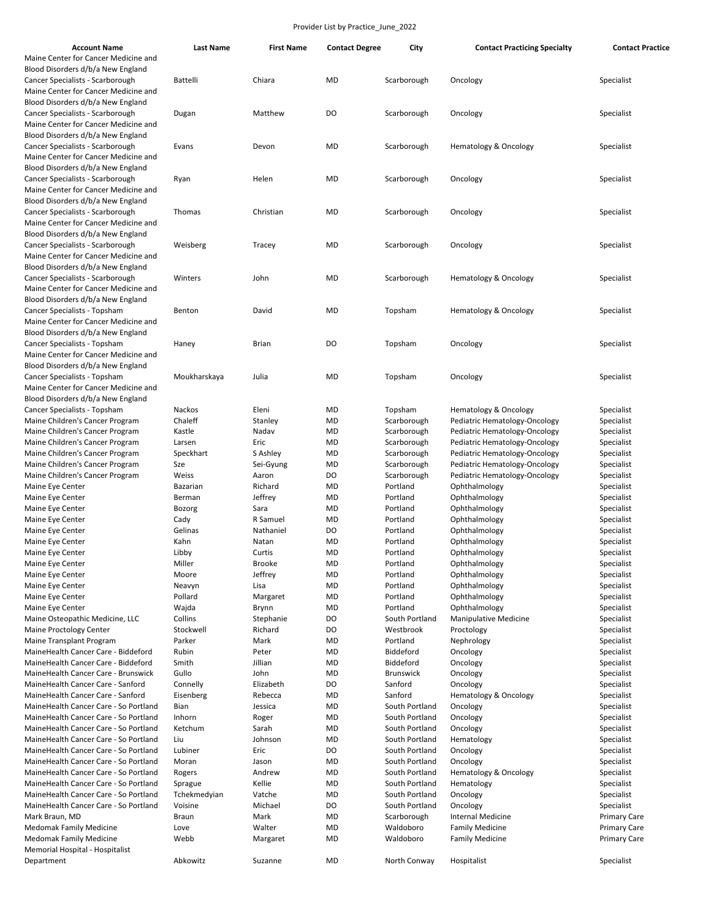Provider List by Practice_June_2022

| Account Name | Last Name | First Name | Contact Degree | City | Contact Practicing Specialty | Contact Practice |
|---|---|---|---|---|---|---|
| Maine Center for Cancer Medicine and Blood Disorders d/b/a New England Cancer Specialists - Scarborough | Battelli | Chiara | MD | Scarborough | Oncology | Specialist |
| Maine Center for Cancer Medicine and Blood Disorders d/b/a New England Cancer Specialists - Scarborough | Dugan | Matthew | DO | Scarborough | Oncology | Specialist |
| Maine Center for Cancer Medicine and Blood Disorders d/b/a New England Cancer Specialists - Scarborough | Evans | Devon | MD | Scarborough | Hematology & Oncology | Specialist |
| Maine Center for Cancer Medicine and Blood Disorders d/b/a New England Cancer Specialists - Scarborough | Ryan | Helen | MD | Scarborough | Oncology | Specialist |
| Maine Center for Cancer Medicine and Blood Disorders d/b/a New England Cancer Specialists - Scarborough | Thomas | Christian | MD | Scarborough | Oncology | Specialist |
| Maine Center for Cancer Medicine and Blood Disorders d/b/a New England Cancer Specialists - Scarborough | Weisberg | Tracey | MD | Scarborough | Oncology | Specialist |
| Maine Center for Cancer Medicine and Blood Disorders d/b/a New England Cancer Specialists - Scarborough | Winters | John | MD | Scarborough | Hematology & Oncology | Specialist |
| Maine Center for Cancer Medicine and Blood Disorders d/b/a New England Cancer Specialists - Topsham | Benton | David | MD | Topsham | Hematology & Oncology | Specialist |
| Maine Center for Cancer Medicine and Blood Disorders d/b/a New England Cancer Specialists - Topsham | Haney | Brian | DO | Topsham | Oncology | Specialist |
| Maine Center for Cancer Medicine and Blood Disorders d/b/a New England Cancer Specialists - Topsham | Moukharskaya | Julia | MD | Topsham | Oncology | Specialist |
| Maine Center for Cancer Medicine and Blood Disorders d/b/a New England Cancer Specialists - Topsham | Nackos | Eleni | MD | Topsham | Hematology & Oncology | Specialist |
| Maine Children's Cancer Program | Chaleff | Stanley | MD | Scarborough | Pediatric Hematology-Oncology | Specialist |
| Maine Children's Cancer Program | Kastle | Nadav | MD | Scarborough | Pediatric Hematology-Oncology | Specialist |
| Maine Children's Cancer Program | Larsen | Eric | MD | Scarborough | Pediatric Hematology-Oncology | Specialist |
| Maine Children's Cancer Program | Speckhart | S Ashley | MD | Scarborough | Pediatric Hematology-Oncology | Specialist |
| Maine Children's Cancer Program | Sze | Sei-Gyung | MD | Scarborough | Pediatric Hematology-Oncology | Specialist |
| Maine Children's Cancer Program | Weiss | Aaron | DO | Scarborough | Pediatric Hematology-Oncology | Specialist |
| Maine Eye Center | Bazarian | Richard | MD | Portland | Ophthalmology | Specialist |
| Maine Eye Center | Berman | Jeffrey | MD | Portland | Ophthalmology | Specialist |
| Maine Eye Center | Bozorg | Sara | MD | Portland | Ophthalmology | Specialist |
| Maine Eye Center | Cady | R Samuel | MD | Portland | Ophthalmology | Specialist |
| Maine Eye Center | Gelinas | Nathaniel | DO | Portland | Ophthalmology | Specialist |
| Maine Eye Center | Kahn | Natan | MD | Portland | Ophthalmology | Specialist |
| Maine Eye Center | Libby | Curtis | MD | Portland | Ophthalmology | Specialist |
| Maine Eye Center | Miller | Brooke | MD | Portland | Ophthalmology | Specialist |
| Maine Eye Center | Moore | Jeffrey | MD | Portland | Ophthalmology | Specialist |
| Maine Eye Center | Neavyn | Lisa | MD | Portland | Ophthalmology | Specialist |
| Maine Eye Center | Pollard | Margaret | MD | Portland | Ophthalmology | Specialist |
| Maine Eye Center | Wajda | Brynn | MD | Portland | Ophthalmology | Specialist |
| Maine Osteopathic Medicine, LLC | Collins | Stephanie | DO | South Portland | Manipulative Medicine | Specialist |
| Maine Proctology Center | Stockwell | Richard | DO | Westbrook | Proctology | Specialist |
| Maine Transplant Program | Parker | Mark | MD | Portland | Nephrology | Specialist |
| MaineHealth Cancer Care - Biddeford | Rubin | Peter | MD | Biddeford | Oncology | Specialist |
| MaineHealth Cancer Care - Biddeford | Smith | Jillian | MD | Biddeford | Oncology | Specialist |
| MaineHealth Cancer Care - Brunswick | Gullo | John | MD | Brunswick | Oncology | Specialist |
| MaineHealth Cancer Care - Sanford | Connelly | Elizabeth | DO | Sanford | Oncology | Specialist |
| MaineHealth Cancer Care - Sanford | Eisenberg | Rebecca | MD | Sanford | Hematology & Oncology | Specialist |
| MaineHealth Cancer Care - So Portland | Bian | Jessica | MD | South Portland | Oncology | Specialist |
| MaineHealth Cancer Care - So Portland | Inhorn | Roger | MD | South Portland | Oncology | Specialist |
| MaineHealth Cancer Care - So Portland | Ketchum | Sarah | MD | South Portland | Oncology | Specialist |
| MaineHealth Cancer Care - So Portland | Liu | Johnson | MD | South Portland | Hematology | Specialist |
| MaineHealth Cancer Care - So Portland | Lubiner | Eric | DO | South Portland | Oncology | Specialist |
| MaineHealth Cancer Care - So Portland | Moran | Jason | MD | South Portland | Oncology | Specialist |
| MaineHealth Cancer Care - So Portland | Rogers | Andrew | MD | South Portland | Hematology & Oncology | Specialist |
| MaineHealth Cancer Care - So Portland | Sprague | Kellie | MD | South Portland | Hematology | Specialist |
| MaineHealth Cancer Care - So Portland | Tchekmedyian | Vatche | MD | South Portland | Oncology | Specialist |
| MaineHealth Cancer Care - So Portland | Voisine | Michael | DO | South Portland | Oncology | Specialist |
| Mark Braun, MD | Braun | Mark | MD | Scarborough | Internal Medicine | Primary Care |
| Medomak Family Medicine | Love | Walter | MD | Waldoboro | Family Medicine | Primary Care |
| Medomak Family Medicine | Webb | Margaret | MD | Waldoboro | Family Medicine | Primary Care |
| Memorial Hospital - Hospitalist Department | Abkowitz | Suzanne | MD | North Conway | Hospitalist | Specialist |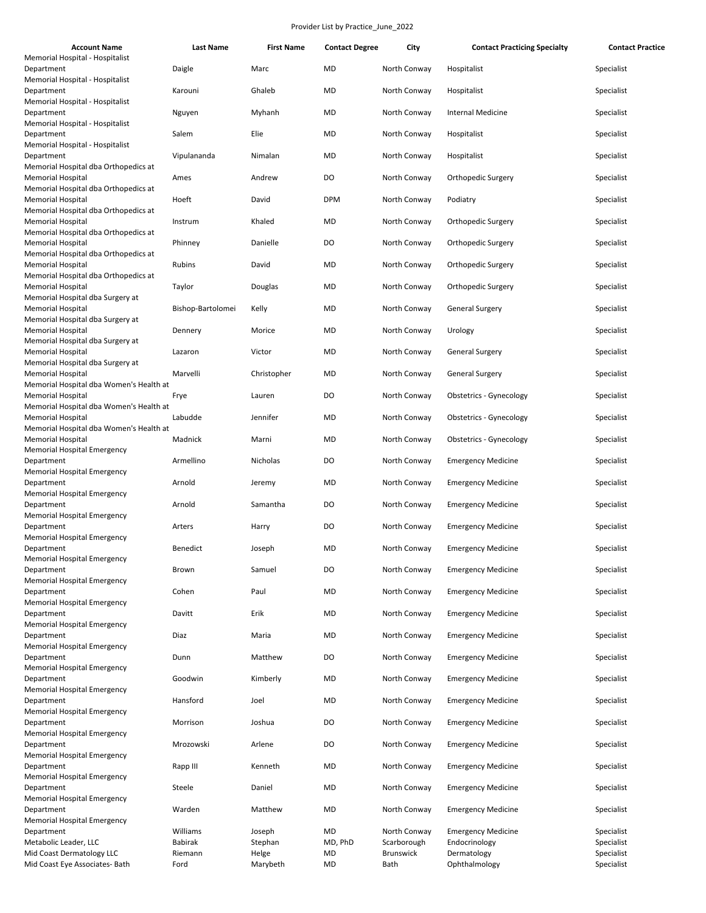Provider List by Practice_June_2022

| Account Name | Last Name | First Name | Contact Degree | City | Contact Practicing Specialty | Contact Practice |
|---|---|---|---|---|---|---|
| Memorial Hospital - Hospitalist Department | Daigle | Marc | MD | North Conway | Hospitalist | Specialist |
| Memorial Hospital - Hospitalist Department | Karouni | Ghaleb | MD | North Conway | Hospitalist | Specialist |
| Memorial Hospital - Hospitalist Department | Nguyen | Myhanh | MD | North Conway | Internal Medicine | Specialist |
| Memorial Hospital - Hospitalist Department | Salem | Elie | MD | North Conway | Hospitalist | Specialist |
| Memorial Hospital - Hospitalist Department | Vipulananda | Nimalan | MD | North Conway | Hospitalist | Specialist |
| Memorial Hospital dba Orthopedics at Memorial Hospital | Ames | Andrew | DO | North Conway | Orthopedic Surgery | Specialist |
| Memorial Hospital dba Orthopedics at Memorial Hospital | Hoeft | David | DPM | North Conway | Podiatry | Specialist |
| Memorial Hospital dba Orthopedics at Memorial Hospital | Instrum | Khaled | MD | North Conway | Orthopedic Surgery | Specialist |
| Memorial Hospital dba Orthopedics at Memorial Hospital | Phinney | Danielle | DO | North Conway | Orthopedic Surgery | Specialist |
| Memorial Hospital dba Orthopedics at Memorial Hospital | Rubins | David | MD | North Conway | Orthopedic Surgery | Specialist |
| Memorial Hospital dba Orthopedics at Memorial Hospital | Taylor | Douglas | MD | North Conway | Orthopedic Surgery | Specialist |
| Memorial Hospital dba Surgery at Memorial Hospital | Bishop-Bartolomei | Kelly | MD | North Conway | General Surgery | Specialist |
| Memorial Hospital dba Surgery at Memorial Hospital | Dennery | Morice | MD | North Conway | Urology | Specialist |
| Memorial Hospital dba Surgery at Memorial Hospital | Lazaron | Victor | MD | North Conway | General Surgery | Specialist |
| Memorial Hospital dba Surgery at Memorial Hospital | Marvelli | Christopher | MD | North Conway | General Surgery | Specialist |
| Memorial Hospital dba Women's Health at Memorial Hospital | Frye | Lauren | DO | North Conway | Obstetrics - Gynecology | Specialist |
| Memorial Hospital dba Women's Health at Memorial Hospital | Labudde | Jennifer | MD | North Conway | Obstetrics - Gynecology | Specialist |
| Memorial Hospital dba Women's Health at Memorial Hospital | Madnick | Marni | MD | North Conway | Obstetrics - Gynecology | Specialist |
| Memorial Hospital Emergency Department | Armellino | Nicholas | DO | North Conway | Emergency Medicine | Specialist |
| Memorial Hospital Emergency Department | Arnold | Jeremy | MD | North Conway | Emergency Medicine | Specialist |
| Memorial Hospital Emergency Department | Arnold | Samantha | DO | North Conway | Emergency Medicine | Specialist |
| Memorial Hospital Emergency Department | Arters | Harry | DO | North Conway | Emergency Medicine | Specialist |
| Memorial Hospital Emergency Department | Benedict | Joseph | MD | North Conway | Emergency Medicine | Specialist |
| Memorial Hospital Emergency Department | Brown | Samuel | DO | North Conway | Emergency Medicine | Specialist |
| Memorial Hospital Emergency Department | Cohen | Paul | MD | North Conway | Emergency Medicine | Specialist |
| Memorial Hospital Emergency Department | Davitt | Erik | MD | North Conway | Emergency Medicine | Specialist |
| Memorial Hospital Emergency Department | Diaz | Maria | MD | North Conway | Emergency Medicine | Specialist |
| Memorial Hospital Emergency Department | Dunn | Matthew | DO | North Conway | Emergency Medicine | Specialist |
| Memorial Hospital Emergency Department | Goodwin | Kimberly | MD | North Conway | Emergency Medicine | Specialist |
| Memorial Hospital Emergency Department | Hansford | Joel | MD | North Conway | Emergency Medicine | Specialist |
| Memorial Hospital Emergency Department | Morrison | Joshua | DO | North Conway | Emergency Medicine | Specialist |
| Memorial Hospital Emergency Department | Mrozowski | Arlene | DO | North Conway | Emergency Medicine | Specialist |
| Memorial Hospital Emergency Department | Rapp III | Kenneth | MD | North Conway | Emergency Medicine | Specialist |
| Memorial Hospital Emergency Department | Steele | Daniel | MD | North Conway | Emergency Medicine | Specialist |
| Memorial Hospital Emergency Department | Warden | Matthew | MD | North Conway | Emergency Medicine | Specialist |
| Memorial Hospital Emergency Department | Williams | Joseph | MD | North Conway | Emergency Medicine | Specialist |
| Metabolic Leader, LLC | Babirak | Stephan | MD, PhD | Scarborough | Endocrinology | Specialist |
| Mid Coast Dermatology LLC | Riemann | Helge | MD | Brunswick | Dermatology | Specialist |
| Mid Coast Eye Associates- Bath | Ford | Marybeth | MD | Bath | Ophthalmology | Specialist |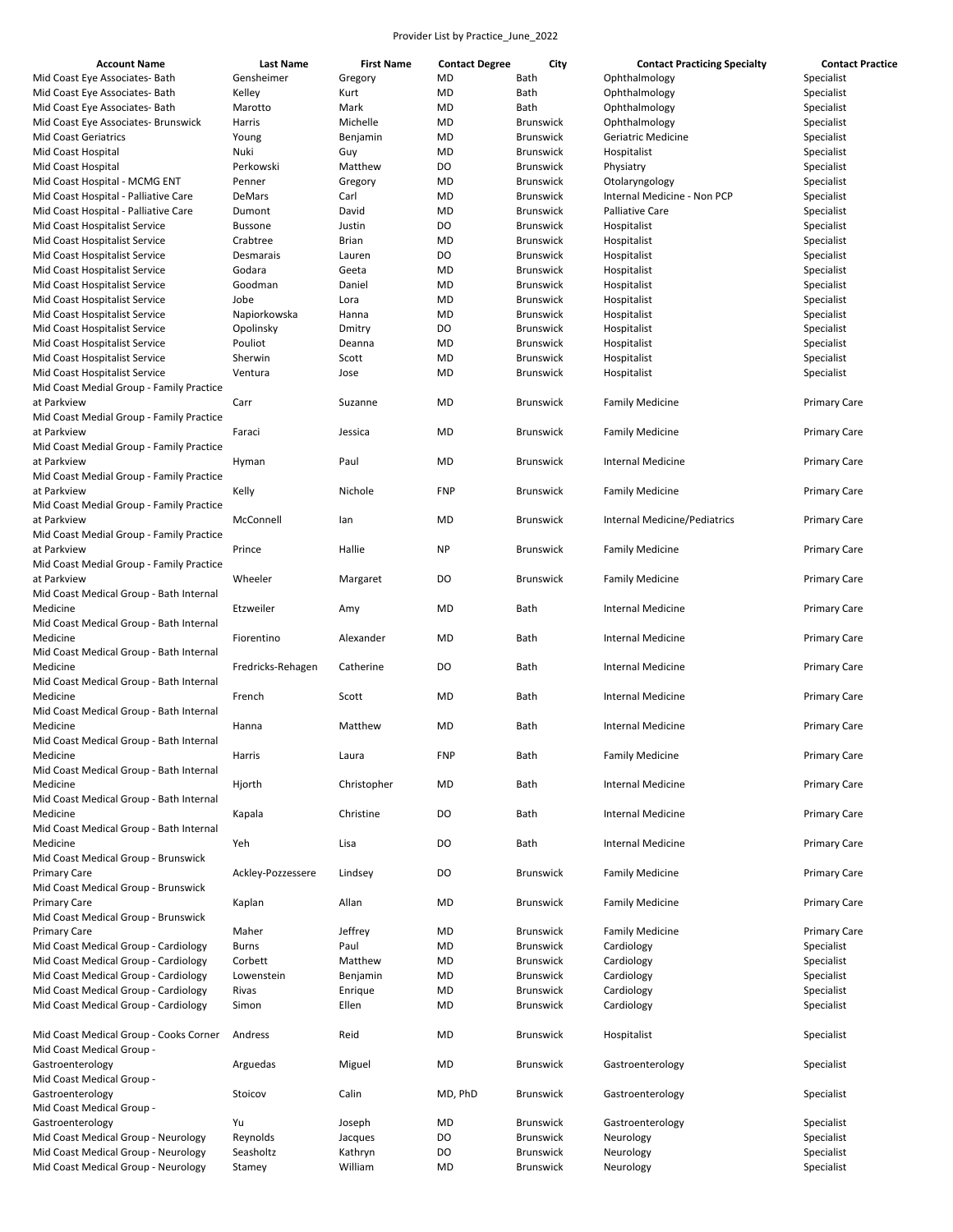Provider List by Practice_June_2022

| Account Name | Last Name | First Name | Contact Degree | City | Contact Practicing Specialty | Contact Practice |
|---|---|---|---|---|---|---|
| Mid Coast Eye Associates- Bath | Gensheimer | Gregory | MD | Bath | Ophthalmology | Specialist |
| Mid Coast Eye Associates- Bath | Kelley | Kurt | MD | Bath | Ophthalmology | Specialist |
| Mid Coast Eye Associates- Bath | Marotto | Mark | MD | Bath | Ophthalmology | Specialist |
| Mid Coast Eye Associates- Brunswick | Harris | Michelle | MD | Brunswick | Ophthalmology | Specialist |
| Mid Coast Geriatrics | Young | Benjamin | MD | Brunswick | Geriatric Medicine | Specialist |
| Mid Coast Hospital | Nuki | Guy | MD | Brunswick | Hospitalist | Specialist |
| Mid Coast Hospital | Perkowski | Matthew | DO | Brunswick | Physiatry | Specialist |
| Mid Coast Hospital - MCMG ENT | Penner | Gregory | MD | Brunswick | Otolaryngology | Specialist |
| Mid Coast Hospital - Palliative Care | DeMars | Carl | MD | Brunswick | Internal Medicine - Non PCP | Specialist |
| Mid Coast Hospital - Palliative Care | Dumont | David | MD | Brunswick | Palliative Care | Specialist |
| Mid Coast Hospitalist Service | Bussone | Justin | DO | Brunswick | Hospitalist | Specialist |
| Mid Coast Hospitalist Service | Crabtree | Brian | MD | Brunswick | Hospitalist | Specialist |
| Mid Coast Hospitalist Service | Desmarais | Lauren | DO | Brunswick | Hospitalist | Specialist |
| Mid Coast Hospitalist Service | Godara | Geeta | MD | Brunswick | Hospitalist | Specialist |
| Mid Coast Hospitalist Service | Goodman | Daniel | MD | Brunswick | Hospitalist | Specialist |
| Mid Coast Hospitalist Service | Jobe | Lora | MD | Brunswick | Hospitalist | Specialist |
| Mid Coast Hospitalist Service | Napiorkowska | Hanna | MD | Brunswick | Hospitalist | Specialist |
| Mid Coast Hospitalist Service | Opolinsky | Dmitry | DO | Brunswick | Hospitalist | Specialist |
| Mid Coast Hospitalist Service | Pouliot | Deanna | MD | Brunswick | Hospitalist | Specialist |
| Mid Coast Hospitalist Service | Sherwin | Scott | MD | Brunswick | Hospitalist | Specialist |
| Mid Coast Hospitalist Service | Ventura | Jose | MD | Brunswick | Hospitalist | Specialist |
| Mid Coast Medial Group - Family Practice at Parkview | Carr | Suzanne | MD | Brunswick | Family Medicine | Primary Care |
| Mid Coast Medial Group - Family Practice at Parkview | Faraci | Jessica | MD | Brunswick | Family Medicine | Primary Care |
| Mid Coast Medial Group - Family Practice at Parkview | Hyman | Paul | MD | Brunswick | Internal Medicine | Primary Care |
| Mid Coast Medial Group - Family Practice at Parkview | Kelly | Nichole | FNP | Brunswick | Family Medicine | Primary Care |
| Mid Coast Medial Group - Family Practice at Parkview | McConnell | Ian | MD | Brunswick | Internal Medicine/Pediatrics | Primary Care |
| Mid Coast Medial Group - Family Practice at Parkview | Prince | Hallie | NP | Brunswick | Family Medicine | Primary Care |
| Mid Coast Medial Group - Family Practice at Parkview | Wheeler | Margaret | DO | Brunswick | Family Medicine | Primary Care |
| Mid Coast Medical Group - Bath Internal Medicine | Etzweiler | Amy | MD | Bath | Internal Medicine | Primary Care |
| Mid Coast Medical Group - Bath Internal Medicine | Fiorentino | Alexander | MD | Bath | Internal Medicine | Primary Care |
| Mid Coast Medical Group - Bath Internal Medicine | Fredricks-Rehagen | Catherine | DO | Bath | Internal Medicine | Primary Care |
| Mid Coast Medical Group - Bath Internal Medicine | French | Scott | MD | Bath | Internal Medicine | Primary Care |
| Mid Coast Medical Group - Bath Internal Medicine | Hanna | Matthew | MD | Bath | Internal Medicine | Primary Care |
| Mid Coast Medical Group - Bath Internal Medicine | Harris | Laura | FNP | Bath | Family Medicine | Primary Care |
| Mid Coast Medical Group - Bath Internal Medicine | Hjorth | Christopher | MD | Bath | Internal Medicine | Primary Care |
| Mid Coast Medical Group - Bath Internal Medicine | Kapala | Christine | DO | Bath | Internal Medicine | Primary Care |
| Mid Coast Medical Group - Bath Internal Medicine | Yeh | Lisa | DO | Bath | Internal Medicine | Primary Care |
| Mid Coast Medical Group - Brunswick Primary Care | Ackley-Pozzessere | Lindsey | DO | Brunswick | Family Medicine | Primary Care |
| Mid Coast Medical Group - Brunswick Primary Care | Kaplan | Allan | MD | Brunswick | Family Medicine | Primary Care |
| Mid Coast Medical Group - Brunswick Primary Care | Maher | Jeffrey | MD | Brunswick | Family Medicine | Primary Care |
| Mid Coast Medical Group - Cardiology | Burns | Paul | MD | Brunswick | Cardiology | Specialist |
| Mid Coast Medical Group - Cardiology | Corbett | Matthew | MD | Brunswick | Cardiology | Specialist |
| Mid Coast Medical Group - Cardiology | Lowenstein | Benjamin | MD | Brunswick | Cardiology | Specialist |
| Mid Coast Medical Group - Cardiology | Rivas | Enrique | MD | Brunswick | Cardiology | Specialist |
| Mid Coast Medical Group - Cardiology | Simon | Ellen | MD | Brunswick | Cardiology | Specialist |
| Mid Coast Medical Group - Cooks Corner | Andress | Reid | MD | Brunswick | Hospitalist | Specialist |
| Mid Coast Medical Group - Gastroenterology | Arguedas | Miguel | MD | Brunswick | Gastroenterology | Specialist |
| Mid Coast Medical Group - Gastroenterology | Stoicov | Calin | MD, PhD | Brunswick | Gastroenterology | Specialist |
| Mid Coast Medical Group - Gastroenterology | Yu | Joseph | MD | Brunswick | Gastroenterology | Specialist |
| Mid Coast Medical Group - Neurology | Reynolds | Jacques | DO | Brunswick | Neurology | Specialist |
| Mid Coast Medical Group - Neurology | Seasholtz | Kathryn | DO | Brunswick | Neurology | Specialist |
| Mid Coast Medical Group - Neurology | Stamey | William | MD | Brunswick | Neurology | Specialist |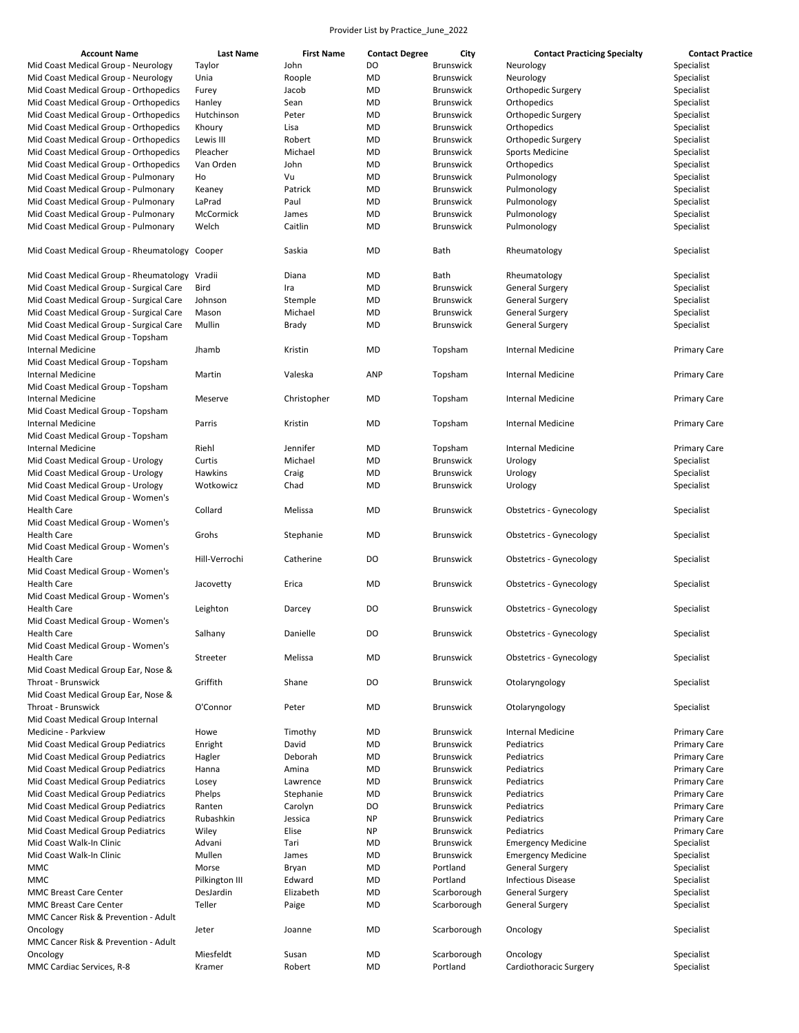Provider List by Practice_June_2022

| Account Name | Last Name | First Name | Contact Degree | City | Contact Practicing Specialty | Contact Practice |
|---|---|---|---|---|---|---|
| Mid Coast Medical Group - Neurology | Taylor | John | DO | Brunswick | Neurology | Specialist |
| Mid Coast Medical Group - Neurology | Unia | Roople | MD | Brunswick | Neurology | Specialist |
| Mid Coast Medical Group - Orthopedics | Furey | Jacob | MD | Brunswick | Orthopedic Surgery | Specialist |
| Mid Coast Medical Group - Orthopedics | Hanley | Sean | MD | Brunswick | Orthopedics | Specialist |
| Mid Coast Medical Group - Orthopedics | Hutchinson | Peter | MD | Brunswick | Orthopedic Surgery | Specialist |
| Mid Coast Medical Group - Orthopedics | Khoury | Lisa | MD | Brunswick | Orthopedics | Specialist |
| Mid Coast Medical Group - Orthopedics | Lewis III | Robert | MD | Brunswick | Orthopedic Surgery | Specialist |
| Mid Coast Medical Group - Orthopedics | Pleacher | Michael | MD | Brunswick | Sports Medicine | Specialist |
| Mid Coast Medical Group - Orthopedics | Van Orden | John | MD | Brunswick | Orthopedics | Specialist |
| Mid Coast Medical Group - Pulmonary | Ho | Vu | MD | Brunswick | Pulmonology | Specialist |
| Mid Coast Medical Group - Pulmonary | Keaney | Patrick | MD | Brunswick | Pulmonology | Specialist |
| Mid Coast Medical Group - Pulmonary | LaPrad | Paul | MD | Brunswick | Pulmonology | Specialist |
| Mid Coast Medical Group - Pulmonary | McCormick | James | MD | Brunswick | Pulmonology | Specialist |
| Mid Coast Medical Group - Pulmonary | Welch | Caitlin | MD | Brunswick | Pulmonology | Specialist |
| Mid Coast Medical Group - Rheumatology | Cooper | Saskia | MD | Bath | Rheumatology | Specialist |
| Mid Coast Medical Group - Rheumatology | Vradii | Diana | MD | Bath | Rheumatology | Specialist |
| Mid Coast Medical Group - Surgical Care | Bird | Ira | MD | Brunswick | General Surgery | Specialist |
| Mid Coast Medical Group - Surgical Care | Johnson | Stemple | MD | Brunswick | General Surgery | Specialist |
| Mid Coast Medical Group - Surgical Care | Mason | Michael | MD | Brunswick | General Surgery | Specialist |
| Mid Coast Medical Group - Surgical Care | Mullin | Brady | MD | Brunswick | General Surgery | Specialist |
| Mid Coast Medical Group - Topsham Internal Medicine | Jhamb | Kristin | MD | Topsham | Internal Medicine | Primary Care |
| Mid Coast Medical Group - Topsham Internal Medicine | Martin | Valeska | ANP | Topsham | Internal Medicine | Primary Care |
| Mid Coast Medical Group - Topsham Internal Medicine | Meserve | Christopher | MD | Topsham | Internal Medicine | Primary Care |
| Mid Coast Medical Group - Topsham Internal Medicine | Parris | Kristin | MD | Topsham | Internal Medicine | Primary Care |
| Mid Coast Medical Group - Topsham Internal Medicine | Riehl | Jennifer | MD | Topsham | Internal Medicine | Primary Care |
| Mid Coast Medical Group - Urology | Curtis | Michael | MD | Brunswick | Urology | Specialist |
| Mid Coast Medical Group - Urology | Hawkins | Craig | MD | Brunswick | Urology | Specialist |
| Mid Coast Medical Group - Urology | Wotkowicz | Chad | MD | Brunswick | Urology | Specialist |
| Mid Coast Medical Group - Women's Health Care | Collard | Melissa | MD | Brunswick | Obstetrics - Gynecology | Specialist |
| Mid Coast Medical Group - Women's Health Care | Grohs | Stephanie | MD | Brunswick | Obstetrics - Gynecology | Specialist |
| Mid Coast Medical Group - Women's Health Care | Hill-Verrochi | Catherine | DO | Brunswick | Obstetrics - Gynecology | Specialist |
| Mid Coast Medical Group - Women's Health Care | Jacovetty | Erica | MD | Brunswick | Obstetrics - Gynecology | Specialist |
| Mid Coast Medical Group - Women's Health Care | Leighton | Darcey | DO | Brunswick | Obstetrics - Gynecology | Specialist |
| Mid Coast Medical Group - Women's Health Care | Salhany | Danielle | DO | Brunswick | Obstetrics - Gynecology | Specialist |
| Mid Coast Medical Group - Women's Health Care | Streeter | Melissa | MD | Brunswick | Obstetrics - Gynecology | Specialist |
| Mid Coast Medical Group Ear, Nose & Throat - Brunswick | Griffith | Shane | DO | Brunswick | Otolaryngology | Specialist |
| Mid Coast Medical Group Ear, Nose & Throat - Brunswick | O'Connor | Peter | MD | Brunswick | Otolaryngology | Specialist |
| Mid Coast Medical Group Internal Medicine - Parkview | Howe | Timothy | MD | Brunswick | Internal Medicine | Primary Care |
| Mid Coast Medical Group Pediatrics | Enright | David | MD | Brunswick | Pediatrics | Primary Care |
| Mid Coast Medical Group Pediatrics | Hagler | Deborah | MD | Brunswick | Pediatrics | Primary Care |
| Mid Coast Medical Group Pediatrics | Hanna | Amina | MD | Brunswick | Pediatrics | Primary Care |
| Mid Coast Medical Group Pediatrics | Losey | Lawrence | MD | Brunswick | Pediatrics | Primary Care |
| Mid Coast Medical Group Pediatrics | Phelps | Stephanie | MD | Brunswick | Pediatrics | Primary Care |
| Mid Coast Medical Group Pediatrics | Ranten | Carolyn | DO | Brunswick | Pediatrics | Primary Care |
| Mid Coast Medical Group Pediatrics | Rubashkin | Jessica | NP | Brunswick | Pediatrics | Primary Care |
| Mid Coast Medical Group Pediatrics | Wiley | Elise | NP | Brunswick | Pediatrics | Primary Care |
| Mid Coast Walk-In Clinic | Advani | Tari | MD | Brunswick | Emergency Medicine | Specialist |
| Mid Coast Walk-In Clinic | Mullen | James | MD | Brunswick | Emergency Medicine | Specialist |
| MMC | Morse | Bryan | MD | Portland | General Surgery | Specialist |
| MMC | Pilkington III | Edward | MD | Portland | Infectious Disease | Specialist |
| MMC Breast Care Center | DesJardin | Elizabeth | MD | Scarborough | General Surgery | Specialist |
| MMC Breast Care Center | Teller | Paige | MD | Scarborough | General Surgery | Specialist |
| MMC Cancer Risk & Prevention - Adult Oncology | Jeter | Joanne | MD | Scarborough | Oncology | Specialist |
| MMC Cancer Risk & Prevention - Adult Oncology | Miesfeldt | Susan | MD | Scarborough | Oncology | Specialist |
| MMC Cardiac Services, R-8 | Kramer | Robert | MD | Portland | Cardiothoracic Surgery | Specialist |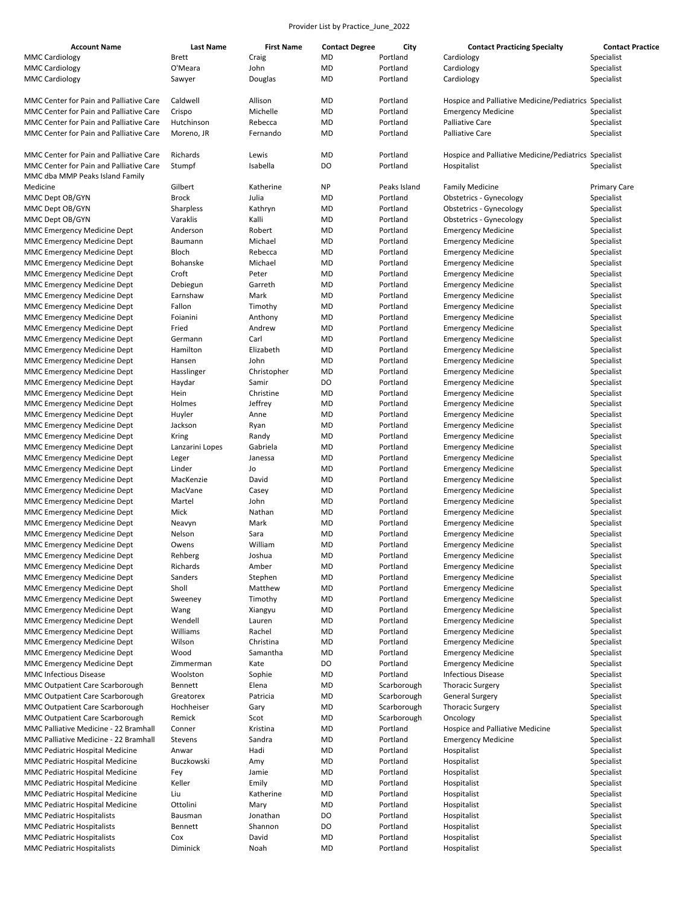Provider List by Practice_June_2022

| Account Name | Last Name | First Name | Contact Degree | City | Contact Practicing Specialty | Contact Practice |
|---|---|---|---|---|---|---|
| MMC Cardiology | Brett | Craig | MD | Portland | Cardiology | Specialist |
| MMC Cardiology | O'Meara | John | MD | Portland | Cardiology | Specialist |
| MMC Cardiology | Sawyer | Douglas | MD | Portland | Cardiology | Specialist |
| MMC Center for Pain and Palliative Care | Caldwell | Allison | MD | Portland | Hospice and Palliative Medicine/Pediatrics | Specialist |
| MMC Center for Pain and Palliative Care | Crispo | Michelle | MD | Portland | Emergency Medicine | Specialist |
| MMC Center for Pain and Palliative Care | Hutchinson | Rebecca | MD | Portland | Palliative Care | Specialist |
| MMC Center for Pain and Palliative Care | Moreno, JR | Fernando | MD | Portland | Palliative Care | Specialist |
| MMC Center for Pain and Palliative Care | Richards | Lewis | MD | Portland | Hospice and Palliative Medicine/Pediatrics | Specialist |
| MMC Center for Pain and Palliative Care | Stumpf | Isabella | DO | Portland | Hospitalist | Specialist |
| MMC dba MMP Peaks Island Family Medicine | Gilbert | Katherine | NP | Peaks Island | Family Medicine | Primary Care |
| MMC Dept OB/GYN | Brock | Julia | MD | Portland | Obstetrics - Gynecology | Specialist |
| MMC Dept OB/GYN | Sharpless | Kathryn | MD | Portland | Obstetrics - Gynecology | Specialist |
| MMC Dept OB/GYN | Varaklis | Kalli | MD | Portland | Obstetrics - Gynecology | Specialist |
| MMC Emergency Medicine Dept | Anderson | Robert | MD | Portland | Emergency Medicine | Specialist |
| MMC Emergency Medicine Dept | Baumann | Michael | MD | Portland | Emergency Medicine | Specialist |
| MMC Emergency Medicine Dept | Bloch | Rebecca | MD | Portland | Emergency Medicine | Specialist |
| MMC Emergency Medicine Dept | Bohanske | Michael | MD | Portland | Emergency Medicine | Specialist |
| MMC Emergency Medicine Dept | Croft | Peter | MD | Portland | Emergency Medicine | Specialist |
| MMC Emergency Medicine Dept | Debiegun | Garreth | MD | Portland | Emergency Medicine | Specialist |
| MMC Emergency Medicine Dept | Earnshaw | Mark | MD | Portland | Emergency Medicine | Specialist |
| MMC Emergency Medicine Dept | Fallon | Timothy | MD | Portland | Emergency Medicine | Specialist |
| MMC Emergency Medicine Dept | Foianini | Anthony | MD | Portland | Emergency Medicine | Specialist |
| MMC Emergency Medicine Dept | Fried | Andrew | MD | Portland | Emergency Medicine | Specialist |
| MMC Emergency Medicine Dept | Germann | Carl | MD | Portland | Emergency Medicine | Specialist |
| MMC Emergency Medicine Dept | Hamilton | Elizabeth | MD | Portland | Emergency Medicine | Specialist |
| MMC Emergency Medicine Dept | Hansen | John | MD | Portland | Emergency Medicine | Specialist |
| MMC Emergency Medicine Dept | Hasslinger | Christopher | MD | Portland | Emergency Medicine | Specialist |
| MMC Emergency Medicine Dept | Haydar | Samir | DO | Portland | Emergency Medicine | Specialist |
| MMC Emergency Medicine Dept | Hein | Christine | MD | Portland | Emergency Medicine | Specialist |
| MMC Emergency Medicine Dept | Holmes | Jeffrey | MD | Portland | Emergency Medicine | Specialist |
| MMC Emergency Medicine Dept | Huyler | Anne | MD | Portland | Emergency Medicine | Specialist |
| MMC Emergency Medicine Dept | Jackson | Ryan | MD | Portland | Emergency Medicine | Specialist |
| MMC Emergency Medicine Dept | Kring | Randy | MD | Portland | Emergency Medicine | Specialist |
| MMC Emergency Medicine Dept | Lanzarini Lopes | Gabriela | MD | Portland | Emergency Medicine | Specialist |
| MMC Emergency Medicine Dept | Leger | Janessa | MD | Portland | Emergency Medicine | Specialist |
| MMC Emergency Medicine Dept | Linder | Jo | MD | Portland | Emergency Medicine | Specialist |
| MMC Emergency Medicine Dept | MacKenzie | David | MD | Portland | Emergency Medicine | Specialist |
| MMC Emergency Medicine Dept | MacVane | Casey | MD | Portland | Emergency Medicine | Specialist |
| MMC Emergency Medicine Dept | Martel | John | MD | Portland | Emergency Medicine | Specialist |
| MMC Emergency Medicine Dept | Mick | Nathan | MD | Portland | Emergency Medicine | Specialist |
| MMC Emergency Medicine Dept | Neavyn | Mark | MD | Portland | Emergency Medicine | Specialist |
| MMC Emergency Medicine Dept | Nelson | Sara | MD | Portland | Emergency Medicine | Specialist |
| MMC Emergency Medicine Dept | Owens | William | MD | Portland | Emergency Medicine | Specialist |
| MMC Emergency Medicine Dept | Rehberg | Joshua | MD | Portland | Emergency Medicine | Specialist |
| MMC Emergency Medicine Dept | Richards | Amber | MD | Portland | Emergency Medicine | Specialist |
| MMC Emergency Medicine Dept | Sanders | Stephen | MD | Portland | Emergency Medicine | Specialist |
| MMC Emergency Medicine Dept | Sholl | Matthew | MD | Portland | Emergency Medicine | Specialist |
| MMC Emergency Medicine Dept | Sweeney | Timothy | MD | Portland | Emergency Medicine | Specialist |
| MMC Emergency Medicine Dept | Wang | Xiangyu | MD | Portland | Emergency Medicine | Specialist |
| MMC Emergency Medicine Dept | Wendell | Lauren | MD | Portland | Emergency Medicine | Specialist |
| MMC Emergency Medicine Dept | Williams | Rachel | MD | Portland | Emergency Medicine | Specialist |
| MMC Emergency Medicine Dept | Wilson | Christina | MD | Portland | Emergency Medicine | Specialist |
| MMC Emergency Medicine Dept | Wood | Samantha | MD | Portland | Emergency Medicine | Specialist |
| MMC Emergency Medicine Dept | Zimmerman | Kate | DO | Portland | Emergency Medicine | Specialist |
| MMC Infectious Disease | Woolston | Sophie | MD | Portland | Infectious Disease | Specialist |
| MMC Outpatient Care Scarborough | Bennett | Elena | MD | Scarborough | Thoracic Surgery | Specialist |
| MMC Outpatient Care Scarborough | Greatorex | Patricia | MD | Scarborough | General Surgery | Specialist |
| MMC Outpatient Care Scarborough | Hochheiser | Gary | MD | Scarborough | Thoracic Surgery | Specialist |
| MMC Outpatient Care Scarborough | Remick | Scot | MD | Scarborough | Oncology | Specialist |
| MMC Palliative Medicine - 22 Bramhall | Conner | Kristina | MD | Portland | Hospice and Palliative Medicine | Specialist |
| MMC Palliative Medicine - 22 Bramhall | Stevens | Sandra | MD | Portland | Emergency Medicine | Specialist |
| MMC Pediatric Hospital Medicine | Anwar | Hadi | MD | Portland | Hospitalist | Specialist |
| MMC Pediatric Hospital Medicine | Buczkowski | Amy | MD | Portland | Hospitalist | Specialist |
| MMC Pediatric Hospital Medicine | Fey | Jamie | MD | Portland | Hospitalist | Specialist |
| MMC Pediatric Hospital Medicine | Keller | Emily | MD | Portland | Hospitalist | Specialist |
| MMC Pediatric Hospital Medicine | Liu | Katherine | MD | Portland | Hospitalist | Specialist |
| MMC Pediatric Hospital Medicine | Ottolini | Mary | MD | Portland | Hospitalist | Specialist |
| MMC Pediatric Hospitalists | Bausman | Jonathan | DO | Portland | Hospitalist | Specialist |
| MMC Pediatric Hospitalists | Bennett | Shannon | DO | Portland | Hospitalist | Specialist |
| MMC Pediatric Hospitalists | Cox | David | MD | Portland | Hospitalist | Specialist |
| MMC Pediatric Hospitalists | Diminick | Noah | MD | Portland | Hospitalist | Specialist |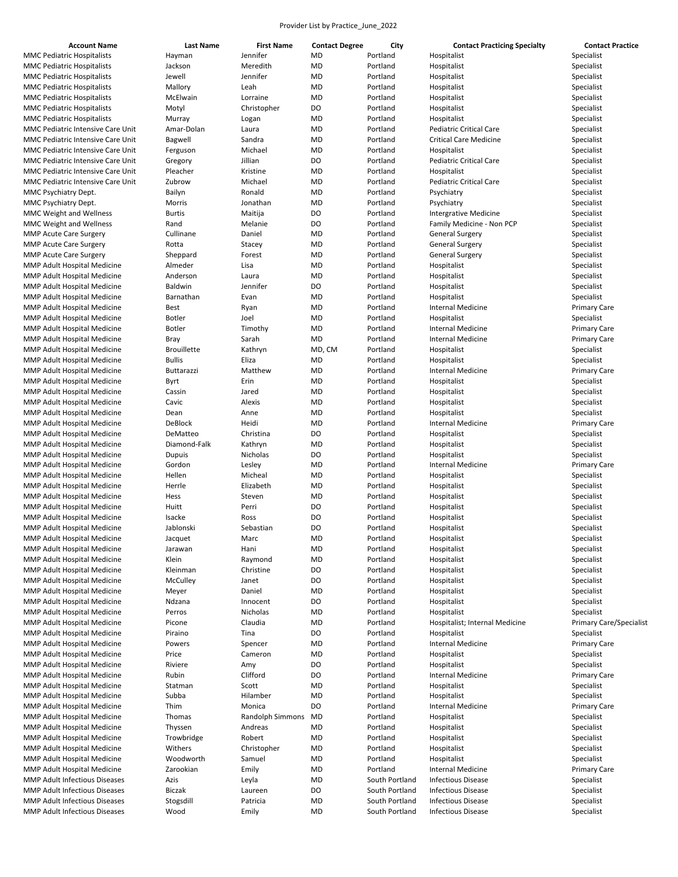Provider List by Practice_June_2022

| Account Name | Last Name | First Name | Contact Degree | City | Contact Practicing Specialty | Contact Practice |
|---|---|---|---|---|---|---|
| MMC Pediatric Hospitalists | Hayman | Jennifer | MD | Portland | Hospitalist | Specialist |
| MMC Pediatric Hospitalists | Jackson | Meredith | MD | Portland | Hospitalist | Specialist |
| MMC Pediatric Hospitalists | Jewell | Jennifer | MD | Portland | Hospitalist | Specialist |
| MMC Pediatric Hospitalists | Mallory | Leah | MD | Portland | Hospitalist | Specialist |
| MMC Pediatric Hospitalists | McElwain | Lorraine | MD | Portland | Hospitalist | Specialist |
| MMC Pediatric Hospitalists | Motyl | Christopher | DO | Portland | Hospitalist | Specialist |
| MMC Pediatric Hospitalists | Murray | Logan | MD | Portland | Hospitalist | Specialist |
| MMC Pediatric Intensive Care Unit | Amar-Dolan | Laura | MD | Portland | Pediatric Critical Care | Specialist |
| MMC Pediatric Intensive Care Unit | Bagwell | Sandra | MD | Portland | Critical Care Medicine | Specialist |
| MMC Pediatric Intensive Care Unit | Ferguson | Michael | MD | Portland | Hospitalist | Specialist |
| MMC Pediatric Intensive Care Unit | Gregory | Jillian | DO | Portland | Pediatric Critical Care | Specialist |
| MMC Pediatric Intensive Care Unit | Pleacher | Kristine | MD | Portland | Hospitalist | Specialist |
| MMC Pediatric Intensive Care Unit | Zubrow | Michael | MD | Portland | Pediatric Critical Care | Specialist |
| MMC Psychiatry Dept. | Bailyn | Ronald | MD | Portland | Psychiatry | Specialist |
| MMC Psychiatry Dept. | Morris | Jonathan | MD | Portland | Psychiatry | Specialist |
| MMC Weight and Wellness | Burtis | Maitija | DO | Portland | Intergrative Medicine | Specialist |
| MMC Weight and Wellness | Rand | Melanie | DO | Portland | Family Medicine - Non PCP | Specialist |
| MMP Acute Care Surgery | Cullinane | Daniel | MD | Portland | General Surgery | Specialist |
| MMP Acute Care Surgery | Rotta | Stacey | MD | Portland | General Surgery | Specialist |
| MMP Acute Care Surgery | Sheppard | Forest | MD | Portland | General Surgery | Specialist |
| MMP Adult Hospital Medicine | Almeder | Lisa | MD | Portland | Hospitalist | Specialist |
| MMP Adult Hospital Medicine | Anderson | Laura | MD | Portland | Hospitalist | Specialist |
| MMP Adult Hospital Medicine | Baldwin | Jennifer | DO | Portland | Hospitalist | Specialist |
| MMP Adult Hospital Medicine | Barnathan | Evan | MD | Portland | Hospitalist | Specialist |
| MMP Adult Hospital Medicine | Best | Ryan | MD | Portland | Internal Medicine | Primary Care |
| MMP Adult Hospital Medicine | Botler | Joel | MD | Portland | Hospitalist | Specialist |
| MMP Adult Hospital Medicine | Botler | Timothy | MD | Portland | Internal Medicine | Primary Care |
| MMP Adult Hospital Medicine | Bray | Sarah | MD | Portland | Internal Medicine | Primary Care |
| MMP Adult Hospital Medicine | Brouillette | Kathryn | MD, CM | Portland | Hospitalist | Specialist |
| MMP Adult Hospital Medicine | Bullis | Eliza | MD | Portland | Hospitalist | Specialist |
| MMP Adult Hospital Medicine | Buttarazzi | Matthew | MD | Portland | Internal Medicine | Primary Care |
| MMP Adult Hospital Medicine | Byrt | Erin | MD | Portland | Hospitalist | Specialist |
| MMP Adult Hospital Medicine | Cassin | Jared | MD | Portland | Hospitalist | Specialist |
| MMP Adult Hospital Medicine | Cavic | Alexis | MD | Portland | Hospitalist | Specialist |
| MMP Adult Hospital Medicine | Dean | Anne | MD | Portland | Hospitalist | Specialist |
| MMP Adult Hospital Medicine | DeBlock | Heidi | MD | Portland | Internal Medicine | Primary Care |
| MMP Adult Hospital Medicine | DeMatteo | Christina | DO | Portland | Hospitalist | Specialist |
| MMP Adult Hospital Medicine | Diamond-Falk | Kathryn | MD | Portland | Hospitalist | Specialist |
| MMP Adult Hospital Medicine | Dupuis | Nicholas | DO | Portland | Hospitalist | Specialist |
| MMP Adult Hospital Medicine | Gordon | Lesley | MD | Portland | Internal Medicine | Primary Care |
| MMP Adult Hospital Medicine | Hellen | Micheal | MD | Portland | Hospitalist | Specialist |
| MMP Adult Hospital Medicine | Herrle | Elizabeth | MD | Portland | Hospitalist | Specialist |
| MMP Adult Hospital Medicine | Hess | Steven | MD | Portland | Hospitalist | Specialist |
| MMP Adult Hospital Medicine | Huitt | Perri | DO | Portland | Hospitalist | Specialist |
| MMP Adult Hospital Medicine | Isacke | Ross | DO | Portland | Hospitalist | Specialist |
| MMP Adult Hospital Medicine | Jablonski | Sebastian | DO | Portland | Hospitalist | Specialist |
| MMP Adult Hospital Medicine | Jacquet | Marc | MD | Portland | Hospitalist | Specialist |
| MMP Adult Hospital Medicine | Jarawan | Hani | MD | Portland | Hospitalist | Specialist |
| MMP Adult Hospital Medicine | Klein | Raymond | MD | Portland | Hospitalist | Specialist |
| MMP Adult Hospital Medicine | Kleinman | Christine | DO | Portland | Hospitalist | Specialist |
| MMP Adult Hospital Medicine | McCulley | Janet | DO | Portland | Hospitalist | Specialist |
| MMP Adult Hospital Medicine | Meyer | Daniel | MD | Portland | Hospitalist | Specialist |
| MMP Adult Hospital Medicine | Ndzana | Innocent | DO | Portland | Hospitalist | Specialist |
| MMP Adult Hospital Medicine | Perros | Nicholas | MD | Portland | Hospitalist | Specialist |
| MMP Adult Hospital Medicine | Picone | Claudia | MD | Portland | Hospitalist; Internal Medicine | Primary Care/Specialist |
| MMP Adult Hospital Medicine | Piraino | Tina | DO | Portland | Hospitalist | Specialist |
| MMP Adult Hospital Medicine | Powers | Spencer | MD | Portland | Internal Medicine | Primary Care |
| MMP Adult Hospital Medicine | Price | Cameron | MD | Portland | Hospitalist | Specialist |
| MMP Adult Hospital Medicine | Riviere | Amy | DO | Portland | Hospitalist | Specialist |
| MMP Adult Hospital Medicine | Rubin | Clifford | DO | Portland | Internal Medicine | Primary Care |
| MMP Adult Hospital Medicine | Statman | Scott | MD | Portland | Hospitalist | Specialist |
| MMP Adult Hospital Medicine | Subba | Hilamber | MD | Portland | Hospitalist | Specialist |
| MMP Adult Hospital Medicine | Thim | Monica | DO | Portland | Internal Medicine | Primary Care |
| MMP Adult Hospital Medicine | Thomas | Randolph Simmons | MD | Portland | Hospitalist | Specialist |
| MMP Adult Hospital Medicine | Thyssen | Andreas | MD | Portland | Hospitalist | Specialist |
| MMP Adult Hospital Medicine | Trowbridge | Robert | MD | Portland | Hospitalist | Specialist |
| MMP Adult Hospital Medicine | Withers | Christopher | MD | Portland | Hospitalist | Specialist |
| MMP Adult Hospital Medicine | Woodworth | Samuel | MD | Portland | Hospitalist | Specialist |
| MMP Adult Hospital Medicine | Zarookian | Emily | MD | Portland | Internal Medicine | Primary Care |
| MMP Adult Infectious Diseases | Azis | Leyla | MD | South Portland | Infectious Disease | Specialist |
| MMP Adult Infectious Diseases | Biczak | Laureen | DO | South Portland | Infectious Disease | Specialist |
| MMP Adult Infectious Diseases | Stogsdill | Patricia | MD | South Portland | Infectious Disease | Specialist |
| MMP Adult Infectious Diseases | Wood | Emily | MD | South Portland | Infectious Disease | Specialist |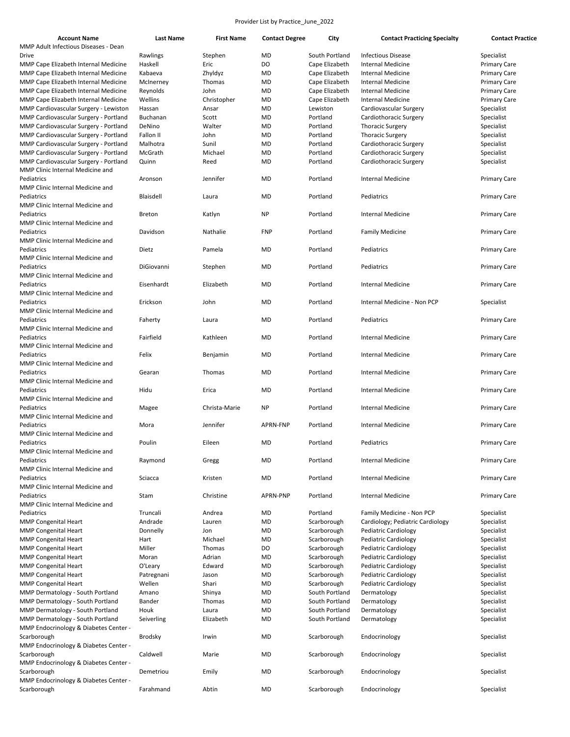Provider List by Practice_June_2022

| Account Name | Last Name | First Name | Contact Degree | City | Contact Practicing Specialty | Contact Practice |
|---|---|---|---|---|---|---|
| MMP Adult Infectious Diseases - Dean Drive | Rawlings | Stephen | MD | South Portland | Infectious Disease | Specialist |
| MMP Cape Elizabeth Internal Medicine | Haskell | Eric | DO | Cape Elizabeth | Internal Medicine | Primary Care |
| MMP Cape Elizabeth Internal Medicine | Kabaeva | Zhyldyz | MD | Cape Elizabeth | Internal Medicine | Primary Care |
| MMP Cape Elizabeth Internal Medicine | McInerney | Thomas | MD | Cape Elizabeth | Internal Medicine | Primary Care |
| MMP Cape Elizabeth Internal Medicine | Reynolds | John | MD | Cape Elizabeth | Internal Medicine | Primary Care |
| MMP Cape Elizabeth Internal Medicine | Wellins | Christopher | MD | Cape Elizabeth | Internal Medicine | Primary Care |
| MMP Cardiovascular Surgery - Lewiston | Hassan | Ansar | MD | Lewiston | Cardiovascular Surgery | Specialist |
| MMP Cardiovascular Surgery - Portland | Buchanan | Scott | MD | Portland | Cardiothoracic Surgery | Specialist |
| MMP Cardiovascular Surgery - Portland | DeNino | Walter | MD | Portland | Thoracic Surgery | Specialist |
| MMP Cardiovascular Surgery - Portland | Fallon II | John | MD | Portland | Thoracic Surgery | Specialist |
| MMP Cardiovascular Surgery - Portland | Malhotra | Sunil | MD | Portland | Cardiothoracic Surgery | Specialist |
| MMP Cardiovascular Surgery - Portland | McGrath | Michael | MD | Portland | Cardiothoracic Surgery | Specialist |
| MMP Cardiovascular Surgery - Portland | Quinn | Reed | MD | Portland | Cardiothoracic Surgery | Specialist |
| MMP Clinic Internal Medicine and Pediatrics | Aronson | Jennifer | MD | Portland | Internal Medicine | Primary Care |
| MMP Clinic Internal Medicine and Pediatrics | Blaisdell | Laura | MD | Portland | Pediatrics | Primary Care |
| MMP Clinic Internal Medicine and Pediatrics | Breton | Katlyn | NP | Portland | Internal Medicine | Primary Care |
| MMP Clinic Internal Medicine and Pediatrics | Davidson | Nathalie | FNP | Portland | Family Medicine | Primary Care |
| MMP Clinic Internal Medicine and Pediatrics | Dietz | Pamela | MD | Portland | Pediatrics | Primary Care |
| MMP Clinic Internal Medicine and Pediatrics | DiGiovanni | Stephen | MD | Portland | Pediatrics | Primary Care |
| MMP Clinic Internal Medicine and Pediatrics | Eisenhardt | Elizabeth | MD | Portland | Internal Medicine | Primary Care |
| MMP Clinic Internal Medicine and Pediatrics | Erickson | John | MD | Portland | Internal Medicine - Non PCP | Specialist |
| MMP Clinic Internal Medicine and Pediatrics | Faherty | Laura | MD | Portland | Pediatrics | Primary Care |
| MMP Clinic Internal Medicine and Pediatrics | Fairfield | Kathleen | MD | Portland | Internal Medicine | Primary Care |
| MMP Clinic Internal Medicine and Pediatrics | Felix | Benjamin | MD | Portland | Internal Medicine | Primary Care |
| MMP Clinic Internal Medicine and Pediatrics | Gearan | Thomas | MD | Portland | Internal Medicine | Primary Care |
| MMP Clinic Internal Medicine and Pediatrics | Hidu | Erica | MD | Portland | Internal Medicine | Primary Care |
| MMP Clinic Internal Medicine and Pediatrics | Magee | Christa-Marie | NP | Portland | Internal Medicine | Primary Care |
| MMP Clinic Internal Medicine and Pediatrics | Mora | Jennifer | APRN-FNP | Portland | Internal Medicine | Primary Care |
| MMP Clinic Internal Medicine and Pediatrics | Poulin | Eileen | MD | Portland | Pediatrics | Primary Care |
| MMP Clinic Internal Medicine and Pediatrics | Raymond | Gregg | MD | Portland | Internal Medicine | Primary Care |
| MMP Clinic Internal Medicine and Pediatrics | Sciacca | Kristen | MD | Portland | Internal Medicine | Primary Care |
| MMP Clinic Internal Medicine and Pediatrics | Stam | Christine | APRN-PNP | Portland | Internal Medicine | Primary Care |
| MMP Clinic Internal Medicine and Pediatrics | Truncali | Andrea | MD | Portland | Family Medicine - Non PCP | Specialist |
| MMP Congenital Heart | Andrade | Lauren | MD | Scarborough | Cardiology; Pediatric Cardiology | Specialist |
| MMP Congenital Heart | Donnelly | Jon | MD | Scarborough | Pediatric Cardiology | Specialist |
| MMP Congenital Heart | Hart | Michael | MD | Scarborough | Pediatric Cardiology | Specialist |
| MMP Congenital Heart | Miller | Thomas | DO | Scarborough | Pediatric Cardiology | Specialist |
| MMP Congenital Heart | Moran | Adrian | MD | Scarborough | Pediatric Cardiology | Specialist |
| MMP Congenital Heart | O'Leary | Edward | MD | Scarborough | Pediatric Cardiology | Specialist |
| MMP Congenital Heart | Patregnani | Jason | MD | Scarborough | Pediatric Cardiology | Specialist |
| MMP Congenital Heart | Wellen | Shari | MD | Scarborough | Pediatric Cardiology | Specialist |
| MMP Dermatology - South Portland | Amano | Shinya | MD | South Portland | Dermatology | Specialist |
| MMP Dermatology - South Portland | Bander | Thomas | MD | South Portland | Dermatology | Specialist |
| MMP Dermatology - South Portland | Houk | Laura | MD | South Portland | Dermatology | Specialist |
| MMP Dermatology - South Portland | Seiverling | Elizabeth | MD | South Portland | Dermatology | Specialist |
| MMP Endocrinology & Diabetes Center - Scarborough | Brodsky | Irwin | MD | Scarborough | Endocrinology | Specialist |
| MMP Endocrinology & Diabetes Center - Scarborough | Caldwell | Marie | MD | Scarborough | Endocrinology | Specialist |
| MMP Endocrinology & Diabetes Center - Scarborough | Demetriou | Emily | MD | Scarborough | Endocrinology | Specialist |
| MMP Endocrinology & Diabetes Center - Scarborough | Farahmand | Abtin | MD | Scarborough | Endocrinology | Specialist |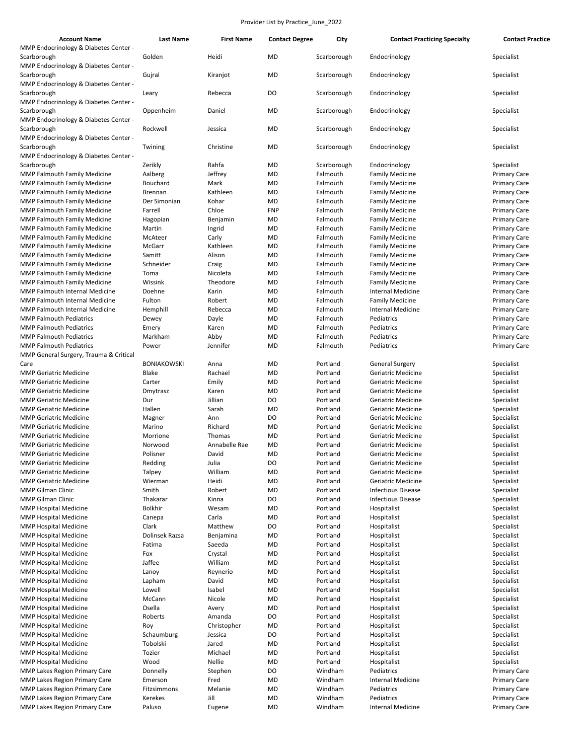| Account Name | Last Name | First Name | Contact Degree | City | Contact Practicing Specialty | Contact Practice |
|---|---|---|---|---|---|---|
| MMP Endocrinology & Diabetes Center - Scarborough | Golden | Heidi | MD | Scarborough | Endocrinology | Specialist |
| MMP Endocrinology & Diabetes Center - Scarborough | Gujral | Kiranjot | MD | Scarborough | Endocrinology | Specialist |
| MMP Endocrinology & Diabetes Center - Scarborough | Leary | Rebecca | DO | Scarborough | Endocrinology | Specialist |
| MMP Endocrinology & Diabetes Center - Scarborough | Oppenheim | Daniel | MD | Scarborough | Endocrinology | Specialist |
| MMP Endocrinology & Diabetes Center - Scarborough | Rockwell | Jessica | MD | Scarborough | Endocrinology | Specialist |
| MMP Endocrinology & Diabetes Center - Scarborough | Twining | Christine | MD | Scarborough | Endocrinology | Specialist |
| MMP Endocrinology & Diabetes Center - Scarborough | Zerikly | Rahfa | MD | Scarborough | Endocrinology | Specialist |
| MMP Falmouth Family Medicine | Aalberg | Jeffrey | MD | Falmouth | Family Medicine | Primary Care |
| MMP Falmouth Family Medicine | Bouchard | Mark | MD | Falmouth | Family Medicine | Primary Care |
| MMP Falmouth Family Medicine | Brennan | Kathleen | MD | Falmouth | Family Medicine | Primary Care |
| MMP Falmouth Family Medicine | Der Simonian | Kohar | MD | Falmouth | Family Medicine | Primary Care |
| MMP Falmouth Family Medicine | Farrell | Chloe | FNP | Falmouth | Family Medicine | Primary Care |
| MMP Falmouth Family Medicine | Hagopian | Benjamin | MD | Falmouth | Family Medicine | Primary Care |
| MMP Falmouth Family Medicine | Martin | Ingrid | MD | Falmouth | Family Medicine | Primary Care |
| MMP Falmouth Family Medicine | McAteer | Carly | MD | Falmouth | Family Medicine | Primary Care |
| MMP Falmouth Family Medicine | McGarr | Kathleen | MD | Falmouth | Family Medicine | Primary Care |
| MMP Falmouth Family Medicine | Samitt | Alison | MD | Falmouth | Family Medicine | Primary Care |
| MMP Falmouth Family Medicine | Schneider | Craig | MD | Falmouth | Family Medicine | Primary Care |
| MMP Falmouth Family Medicine | Toma | Nicoleta | MD | Falmouth | Family Medicine | Primary Care |
| MMP Falmouth Family Medicine | Wissink | Theodore | MD | Falmouth | Family Medicine | Primary Care |
| MMP Falmouth Internal Medicine | Doehne | Karin | MD | Falmouth | Internal Medicine | Primary Care |
| MMP Falmouth Internal Medicine | Fulton | Robert | MD | Falmouth | Family Medicine | Primary Care |
| MMP Falmouth Internal Medicine | Hemphill | Rebecca | MD | Falmouth | Internal Medicine | Primary Care |
| MMP Falmouth Pediatrics | Dewey | Dayle | MD | Falmouth | Pediatrics | Primary Care |
| MMP Falmouth Pediatrics | Emery | Karen | MD | Falmouth | Pediatrics | Primary Care |
| MMP Falmouth Pediatrics | Markham | Abby | MD | Falmouth | Pediatrics | Primary Care |
| MMP Falmouth Pediatrics | Power | Jennifer | MD | Falmouth | Pediatrics | Primary Care |
| MMP General Surgery, Trauma & Critical Care | BONIAKOWSKI | Anna | MD | Portland | General Surgery | Specialist |
| MMP Geriatric Medicine | Blake | Rachael | MD | Portland | Geriatric Medicine | Specialist |
| MMP Geriatric Medicine | Carter | Emily | MD | Portland | Geriatric Medicine | Specialist |
| MMP Geriatric Medicine | Dmytrasz | Karen | MD | Portland | Geriatric Medicine | Specialist |
| MMP Geriatric Medicine | Dur | Jillian | DO | Portland | Geriatric Medicine | Specialist |
| MMP Geriatric Medicine | Hallen | Sarah | MD | Portland | Geriatric Medicine | Specialist |
| MMP Geriatric Medicine | Magner | Ann | DO | Portland | Geriatric Medicine | Specialist |
| MMP Geriatric Medicine | Marino | Richard | MD | Portland | Geriatric Medicine | Specialist |
| MMP Geriatric Medicine | Morrione | Thomas | MD | Portland | Geriatric Medicine | Specialist |
| MMP Geriatric Medicine | Norwood | Annabelle Rae | MD | Portland | Geriatric Medicine | Specialist |
| MMP Geriatric Medicine | Polisner | David | MD | Portland | Geriatric Medicine | Specialist |
| MMP Geriatric Medicine | Redding | Julia | DO | Portland | Geriatric Medicine | Specialist |
| MMP Geriatric Medicine | Talpey | William | MD | Portland | Geriatric Medicine | Specialist |
| MMP Geriatric Medicine | Wierman | Heidi | MD | Portland | Geriatric Medicine | Specialist |
| MMP Gilman Clinic | Smith | Robert | MD | Portland | Infectious Disease | Specialist |
| MMP Gilman Clinic | Thakarar | Kinna | DO | Portland | Infectious Disease | Specialist |
| MMP Hospital Medicine | Bolkhir | Wesam | MD | Portland | Hospitalist | Specialist |
| MMP Hospital Medicine | Canepa | Carla | MD | Portland | Hospitalist | Specialist |
| MMP Hospital Medicine | Clark | Matthew | DO | Portland | Hospitalist | Specialist |
| MMP Hospital Medicine | Dolinsek Razsa | Benjamina | MD | Portland | Hospitalist | Specialist |
| MMP Hospital Medicine | Fatima | Saeeda | MD | Portland | Hospitalist | Specialist |
| MMP Hospital Medicine | Fox | Crystal | MD | Portland | Hospitalist | Specialist |
| MMP Hospital Medicine | Jaffee | William | MD | Portland | Hospitalist | Specialist |
| MMP Hospital Medicine | Lanoy | Reynerio | MD | Portland | Hospitalist | Specialist |
| MMP Hospital Medicine | Lapham | David | MD | Portland | Hospitalist | Specialist |
| MMP Hospital Medicine | Lowell | Isabel | MD | Portland | Hospitalist | Specialist |
| MMP Hospital Medicine | McCann | Nicole | MD | Portland | Hospitalist | Specialist |
| MMP Hospital Medicine | Osella | Avery | MD | Portland | Hospitalist | Specialist |
| MMP Hospital Medicine | Roberts | Amanda | DO | Portland | Hospitalist | Specialist |
| MMP Hospital Medicine | Roy | Christopher | MD | Portland | Hospitalist | Specialist |
| MMP Hospital Medicine | Schaumburg | Jessica | DO | Portland | Hospitalist | Specialist |
| MMP Hospital Medicine | Tobolski | Jared | MD | Portland | Hospitalist | Specialist |
| MMP Hospital Medicine | Tozier | Michael | MD | Portland | Hospitalist | Specialist |
| MMP Hospital Medicine | Wood | Nellie | MD | Portland | Hospitalist | Specialist |
| MMP Lakes Region Primary Care | Donnelly | Stephen | DO | Windham | Pediatrics | Primary Care |
| MMP Lakes Region Primary Care | Emerson | Fred | MD | Windham | Internal Medicine | Primary Care |
| MMP Lakes Region Primary Care | Fitzsimmons | Melanie | MD | Windham | Pediatrics | Primary Care |
| MMP Lakes Region Primary Care | Kerekes | Jill | MD | Windham | Pediatrics | Primary Care |
| MMP Lakes Region Primary Care | Paluso | Eugene | MD | Windham | Internal Medicine | Primary Care |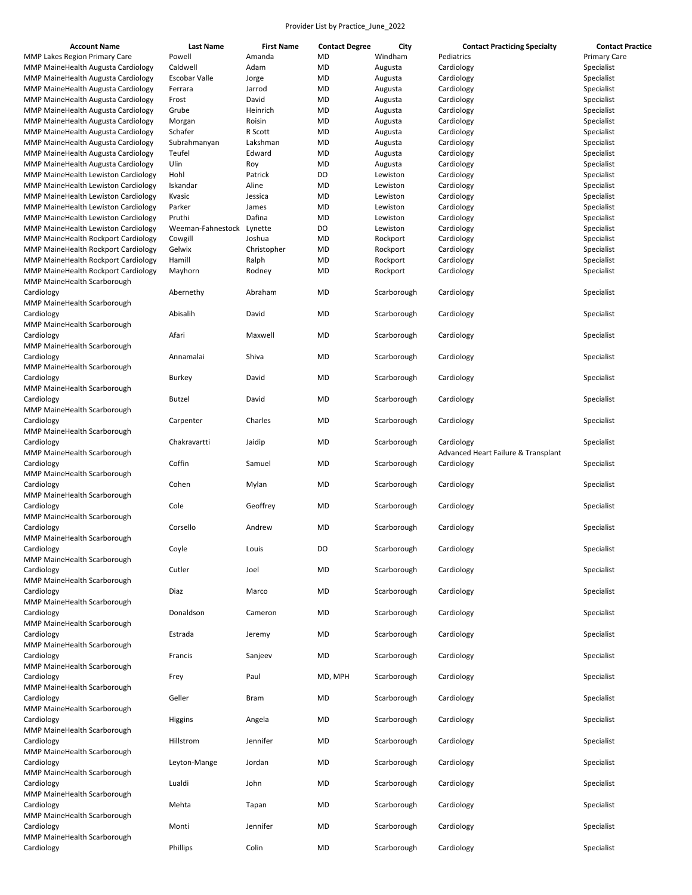Provider List by Practice_June_2022

| Account Name | Last Name | First Name | Contact Degree | City | Contact Practicing Specialty | Contact Practice |
|---|---|---|---|---|---|---|
| MMP Lakes Region Primary Care | Powell | Amanda | MD | Windham | Pediatrics | Primary Care |
| MMP MaineHealth Augusta Cardiology | Caldwell | Adam | MD | Augusta | Cardiology | Specialist |
| MMP MaineHealth Augusta Cardiology | Escobar Valle | Jorge | MD | Augusta | Cardiology | Specialist |
| MMP MaineHealth Augusta Cardiology | Ferrara | Jarrod | MD | Augusta | Cardiology | Specialist |
| MMP MaineHealth Augusta Cardiology | Frost | David | MD | Augusta | Cardiology | Specialist |
| MMP MaineHealth Augusta Cardiology | Grube | Heinrich | MD | Augusta | Cardiology | Specialist |
| MMP MaineHealth Augusta Cardiology | Morgan | Roisin | MD | Augusta | Cardiology | Specialist |
| MMP MaineHealth Augusta Cardiology | Schafer | R Scott | MD | Augusta | Cardiology | Specialist |
| MMP MaineHealth Augusta Cardiology | Subrahmanyan | Lakshman | MD | Augusta | Cardiology | Specialist |
| MMP MaineHealth Augusta Cardiology | Teufel | Edward | MD | Augusta | Cardiology | Specialist |
| MMP MaineHealth Augusta Cardiology | Ulin | Roy | MD | Augusta | Cardiology | Specialist |
| MMP MaineHealth Lewiston Cardiology | Hohl | Patrick | DO | Lewiston | Cardiology | Specialist |
| MMP MaineHealth Lewiston Cardiology | Iskandar | Aline | MD | Lewiston | Cardiology | Specialist |
| MMP MaineHealth Lewiston Cardiology | Kvasic | Jessica | MD | Lewiston | Cardiology | Specialist |
| MMP MaineHealth Lewiston Cardiology | Parker | James | MD | Lewiston | Cardiology | Specialist |
| MMP MaineHealth Lewiston Cardiology | Pruthi | Dafina | MD | Lewiston | Cardiology | Specialist |
| MMP MaineHealth Lewiston Cardiology | Weeman-Fahnestock | Lynette | DO | Lewiston | Cardiology | Specialist |
| MMP MaineHealth Rockport Cardiology | Cowgill | Joshua | MD | Rockport | Cardiology | Specialist |
| MMP MaineHealth Rockport Cardiology | Gelwix | Christopher | MD | Rockport | Cardiology | Specialist |
| MMP MaineHealth Rockport Cardiology | Hamill | Ralph | MD | Rockport | Cardiology | Specialist |
| MMP MaineHealth Rockport Cardiology | Mayhorn | Rodney | MD | Rockport | Cardiology | Specialist |
| MMP MaineHealth Scarborough Cardiology | Abernethy | Abraham | MD | Scarborough | Cardiology | Specialist |
| MMP MaineHealth Scarborough Cardiology | Abisalih | David | MD | Scarborough | Cardiology | Specialist |
| MMP MaineHealth Scarborough Cardiology | Afari | Maxwell | MD | Scarborough | Cardiology | Specialist |
| MMP MaineHealth Scarborough Cardiology | Annamalai | Shiva | MD | Scarborough | Cardiology | Specialist |
| MMP MaineHealth Scarborough Cardiology | Burkey | David | MD | Scarborough | Cardiology | Specialist |
| MMP MaineHealth Scarborough Cardiology | Butzel | David | MD | Scarborough | Cardiology | Specialist |
| MMP MaineHealth Scarborough Cardiology | Carpenter | Charles | MD | Scarborough | Cardiology | Specialist |
| MMP MaineHealth Scarborough Cardiology | Chakravartti | Jaidip | MD | Scarborough | Cardiology | Specialist |
| MMP MaineHealth Scarborough Cardiology | Coffin | Samuel | MD | Scarborough | Advanced Heart Failure & Transplant Cardiology | Specialist |
| MMP MaineHealth Scarborough Cardiology | Cohen | Mylan | MD | Scarborough | Cardiology | Specialist |
| MMP MaineHealth Scarborough Cardiology | Cole | Geoffrey | MD | Scarborough | Cardiology | Specialist |
| MMP MaineHealth Scarborough Cardiology | Corsello | Andrew | MD | Scarborough | Cardiology | Specialist |
| MMP MaineHealth Scarborough Cardiology | Coyle | Louis | DO | Scarborough | Cardiology | Specialist |
| MMP MaineHealth Scarborough Cardiology | Cutler | Joel | MD | Scarborough | Cardiology | Specialist |
| MMP MaineHealth Scarborough Cardiology | Diaz | Marco | MD | Scarborough | Cardiology | Specialist |
| MMP MaineHealth Scarborough Cardiology | Donaldson | Cameron | MD | Scarborough | Cardiology | Specialist |
| MMP MaineHealth Scarborough Cardiology | Estrada | Jeremy | MD | Scarborough | Cardiology | Specialist |
| MMP MaineHealth Scarborough Cardiology | Francis | Sanjeev | MD | Scarborough | Cardiology | Specialist |
| MMP MaineHealth Scarborough Cardiology | Frey | Paul | MD, MPH | Scarborough | Cardiology | Specialist |
| MMP MaineHealth Scarborough Cardiology | Geller | Bram | MD | Scarborough | Cardiology | Specialist |
| MMP MaineHealth Scarborough Cardiology | Higgins | Angela | MD | Scarborough | Cardiology | Specialist |
| MMP MaineHealth Scarborough Cardiology | Hillstrom | Jennifer | MD | Scarborough | Cardiology | Specialist |
| MMP MaineHealth Scarborough Cardiology | Leyton-Mange | Jordan | MD | Scarborough | Cardiology | Specialist |
| MMP MaineHealth Scarborough Cardiology | Lualdi | John | MD | Scarborough | Cardiology | Specialist |
| MMP MaineHealth Scarborough Cardiology | Mehta | Tapan | MD | Scarborough | Cardiology | Specialist |
| MMP MaineHealth Scarborough Cardiology | Monti | Jennifer | MD | Scarborough | Cardiology | Specialist |
| MMP MaineHealth Scarborough Cardiology | Phillips | Colin | MD | Scarborough | Cardiology | Specialist |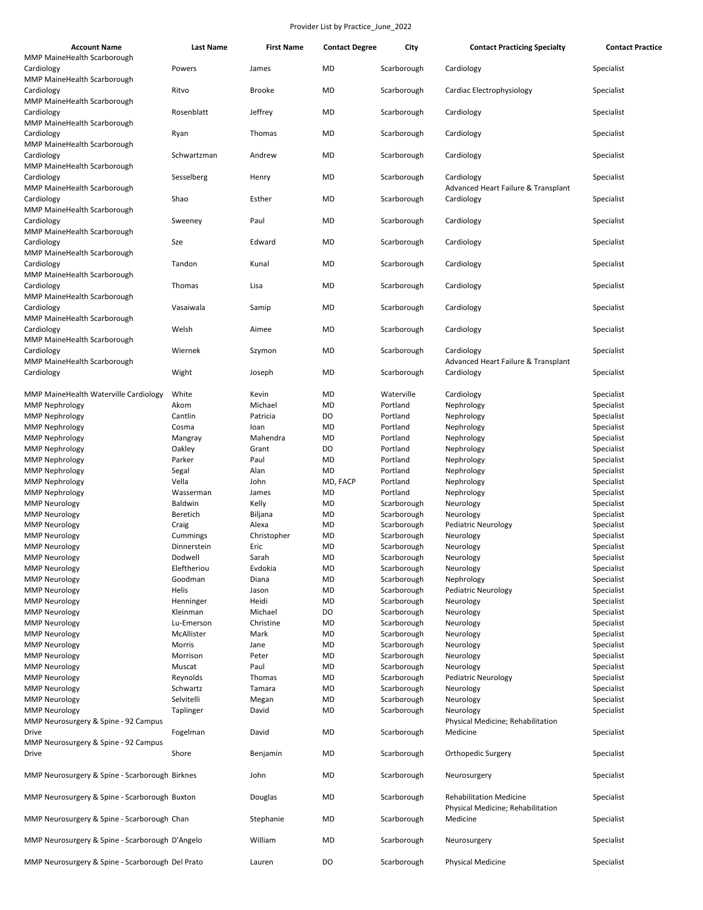Provider List by Practice_June_2022

| Account Name | Last Name | First Name | Contact Degree | City | Contact Practicing Specialty | Contact Practice |
|---|---|---|---|---|---|---|
| MMP MaineHealth Scarborough Cardiology | Powers | James | MD | Scarborough | Cardiology | Specialist |
| MMP MaineHealth Scarborough Cardiology | Ritvo | Brooke | MD | Scarborough | Cardiac Electrophysiology | Specialist |
| MMP MaineHealth Scarborough Cardiology | Rosenblatt | Jeffrey | MD | Scarborough | Cardiology | Specialist |
| MMP MaineHealth Scarborough Cardiology | Ryan | Thomas | MD | Scarborough | Cardiology | Specialist |
| MMP MaineHealth Scarborough Cardiology | Schwartzman | Andrew | MD | Scarborough | Cardiology | Specialist |
| MMP MaineHealth Scarborough Cardiology | Sesselberg | Henry | MD | Scarborough | Cardiology | Specialist |
| MMP MaineHealth Scarborough Cardiology | Shao | Esther | MD | Scarborough | Advanced Heart Failure & Transplant Cardiology | Specialist |
| MMP MaineHealth Scarborough Cardiology | Sweeney | Paul | MD | Scarborough | Cardiology | Specialist |
| MMP MaineHealth Scarborough Cardiology | Sze | Edward | MD | Scarborough | Cardiology | Specialist |
| MMP MaineHealth Scarborough Cardiology | Tandon | Kunal | MD | Scarborough | Cardiology | Specialist |
| MMP MaineHealth Scarborough Cardiology | Thomas | Lisa | MD | Scarborough | Cardiology | Specialist |
| MMP MaineHealth Scarborough Cardiology | Vasaiwala | Samip | MD | Scarborough | Cardiology | Specialist |
| MMP MaineHealth Scarborough Cardiology | Welsh | Aimee | MD | Scarborough | Cardiology | Specialist |
| MMP MaineHealth Scarborough Cardiology | Wiernek | Szymon | MD | Scarborough | Cardiology | Specialist |
| MMP MaineHealth Scarborough Cardiology | Wight | Joseph | MD | Scarborough | Advanced Heart Failure & Transplant Cardiology | Specialist |
| MMP MaineHealth Waterville Cardiology | White | Kevin | MD | Waterville | Cardiology | Specialist |
| MMP Nephrology | Akom | Michael | MD | Portland | Nephrology | Specialist |
| MMP Nephrology | Cantlin | Patricia | DO | Portland | Nephrology | Specialist |
| MMP Nephrology | Cosma | Ioan | MD | Portland | Nephrology | Specialist |
| MMP Nephrology | Mangray | Mahendra | MD | Portland | Nephrology | Specialist |
| MMP Nephrology | Oakley | Grant | DO | Portland | Nephrology | Specialist |
| MMP Nephrology | Parker | Paul | MD | Portland | Nephrology | Specialist |
| MMP Nephrology | Segal | Alan | MD | Portland | Nephrology | Specialist |
| MMP Nephrology | Vella | John | MD, FACP | Portland | Nephrology | Specialist |
| MMP Nephrology | Wasserman | James | MD | Portland | Nephrology | Specialist |
| MMP Neurology | Baldwin | Kelly | MD | Scarborough | Neurology | Specialist |
| MMP Neurology | Beretich | Biljana | MD | Scarborough | Neurology | Specialist |
| MMP Neurology | Craig | Alexa | MD | Scarborough | Pediatric Neurology | Specialist |
| MMP Neurology | Cummings | Christopher | MD | Scarborough | Neurology | Specialist |
| MMP Neurology | Dinnerstein | Eric | MD | Scarborough | Neurology | Specialist |
| MMP Neurology | Dodwell | Sarah | MD | Scarborough | Neurology | Specialist |
| MMP Neurology | Eleftheriou | Evdokia | MD | Scarborough | Neurology | Specialist |
| MMP Neurology | Goodman | Diana | MD | Scarborough | Nephrology | Specialist |
| MMP Neurology | Helis | Jason | MD | Scarborough | Pediatric Neurology | Specialist |
| MMP Neurology | Henninger | Heidi | MD | Scarborough | Neurology | Specialist |
| MMP Neurology | Kleinman | Michael | DO | Scarborough | Neurology | Specialist |
| MMP Neurology | Lu-Emerson | Christine | MD | Scarborough | Neurology | Specialist |
| MMP Neurology | McAllister | Mark | MD | Scarborough | Neurology | Specialist |
| MMP Neurology | Morris | Jane | MD | Scarborough | Neurology | Specialist |
| MMP Neurology | Morrison | Peter | MD | Scarborough | Neurology | Specialist |
| MMP Neurology | Muscat | Paul | MD | Scarborough | Neurology | Specialist |
| MMP Neurology | Reynolds | Thomas | MD | Scarborough | Pediatric Neurology | Specialist |
| MMP Neurology | Schwartz | Tamara | MD | Scarborough | Neurology | Specialist |
| MMP Neurology | Selvitelli | Megan | MD | Scarborough | Neurology | Specialist |
| MMP Neurology | Taplinger | David | MD | Scarborough | Neurology | Specialist |
| MMP Neurosurgery & Spine - 92 Campus Drive | Fogelman | David | MD | Scarborough | Physical Medicine; Rehabilitation Medicine | Specialist |
| MMP Neurosurgery & Spine - 92 Campus Drive | Shore | Benjamin | MD | Scarborough | Orthopedic Surgery | Specialist |
| MMP Neurosurgery & Spine - Scarborough | Birknes | John | MD | Scarborough | Neurosurgery | Specialist |
| MMP Neurosurgery & Spine - Scarborough | Buxton | Douglas | MD | Scarborough | Rehabilitation Medicine | Specialist |
| MMP Neurosurgery & Spine - Scarborough | Chan | Stephanie | MD | Scarborough | Physical Medicine; Rehabilitation Medicine | Specialist |
| MMP Neurosurgery & Spine - Scarborough | D'Angelo | William | MD | Scarborough | Neurosurgery | Specialist |
| MMP Neurosurgery & Spine - Scarborough | Del Prato | Lauren | DO | Scarborough | Physical Medicine | Specialist |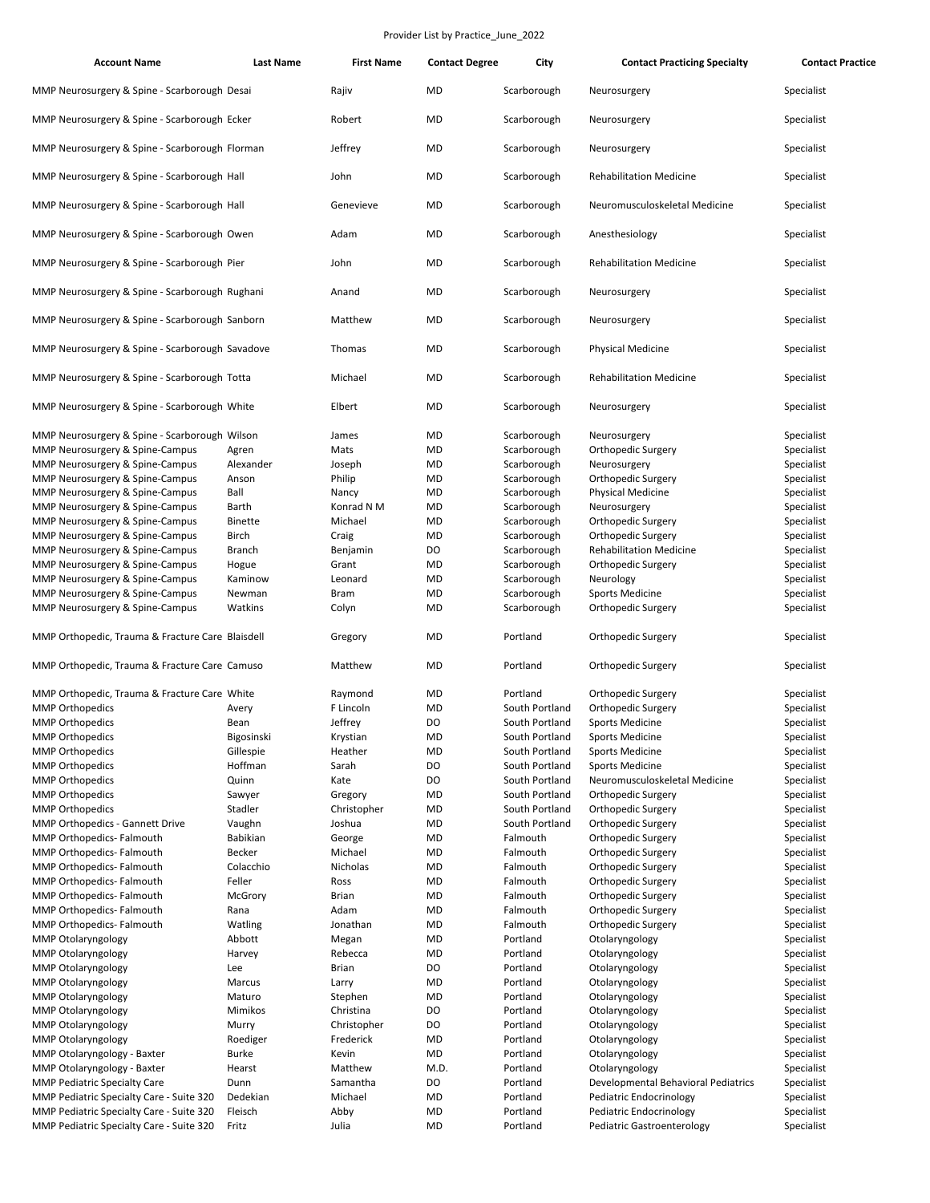Provider List by Practice_June_2022

| Account Name | Last Name | First Name | Contact Degree | City | Contact Practicing Specialty | Contact Practice |
|---|---|---|---|---|---|---|
| MMP Neurosurgery & Spine - Scarborough | Desai | Rajiv | MD | Scarborough | Neurosurgery | Specialist |
| MMP Neurosurgery & Spine - Scarborough | Ecker | Robert | MD | Scarborough | Neurosurgery | Specialist |
| MMP Neurosurgery & Spine - Scarborough | Florman | Jeffrey | MD | Scarborough | Neurosurgery | Specialist |
| MMP Neurosurgery & Spine - Scarborough | Hall | John | MD | Scarborough | Rehabilitation Medicine | Specialist |
| MMP Neurosurgery & Spine - Scarborough | Hall | Genevieve | MD | Scarborough | Neuromusculoskeletal Medicine | Specialist |
| MMP Neurosurgery & Spine - Scarborough | Owen | Adam | MD | Scarborough | Anesthesiology | Specialist |
| MMP Neurosurgery & Spine - Scarborough | Pier | John | MD | Scarborough | Rehabilitation Medicine | Specialist |
| MMP Neurosurgery & Spine - Scarborough | Rughani | Anand | MD | Scarborough | Neurosurgery | Specialist |
| MMP Neurosurgery & Spine - Scarborough | Sanborn | Matthew | MD | Scarborough | Neurosurgery | Specialist |
| MMP Neurosurgery & Spine - Scarborough | Savadove | Thomas | MD | Scarborough | Physical Medicine | Specialist |
| MMP Neurosurgery & Spine - Scarborough | Totta | Michael | MD | Scarborough | Rehabilitation Medicine | Specialist |
| MMP Neurosurgery & Spine - Scarborough | White | Elbert | MD | Scarborough | Neurosurgery | Specialist |
| MMP Neurosurgery & Spine - Scarborough | Wilson | James | MD | Scarborough | Neurosurgery | Specialist |
| MMP Neurosurgery & Spine-Campus | Agren | Mats | MD | Scarborough | Orthopedic Surgery | Specialist |
| MMP Neurosurgery & Spine-Campus | Alexander | Joseph | MD | Scarborough | Neurosurgery | Specialist |
| MMP Neurosurgery & Spine-Campus | Anson | Philip | MD | Scarborough | Orthopedic Surgery | Specialist |
| MMP Neurosurgery & Spine-Campus | Ball | Nancy | MD | Scarborough | Physical Medicine | Specialist |
| MMP Neurosurgery & Spine-Campus | Barth | Konrad N M | MD | Scarborough | Neurosurgery | Specialist |
| MMP Neurosurgery & Spine-Campus | Binette | Michael | MD | Scarborough | Orthopedic Surgery | Specialist |
| MMP Neurosurgery & Spine-Campus | Birch | Craig | MD | Scarborough | Orthopedic Surgery | Specialist |
| MMP Neurosurgery & Spine-Campus | Branch | Benjamin | DO | Scarborough | Rehabilitation Medicine | Specialist |
| MMP Neurosurgery & Spine-Campus | Hogue | Grant | MD | Scarborough | Orthopedic Surgery | Specialist |
| MMP Neurosurgery & Spine-Campus | Kaminow | Leonard | MD | Scarborough | Neurology | Specialist |
| MMP Neurosurgery & Spine-Campus | Newman | Bram | MD | Scarborough | Sports Medicine | Specialist |
| MMP Neurosurgery & Spine-Campus | Watkins | Colyn | MD | Scarborough | Orthopedic Surgery | Specialist |
| MMP Orthopedic, Trauma & Fracture Care | Blaisdell | Gregory | MD | Portland | Orthopedic Surgery | Specialist |
| MMP Orthopedic, Trauma & Fracture Care | Camuso | Matthew | MD | Portland | Orthopedic Surgery | Specialist |
| MMP Orthopedic, Trauma & Fracture Care | White | Raymond | MD | Portland | Orthopedic Surgery | Specialist |
| MMP Orthopedics | Avery | F Lincoln | MD | South Portland | Orthopedic Surgery | Specialist |
| MMP Orthopedics | Bean | Jeffrey | DO | South Portland | Sports Medicine | Specialist |
| MMP Orthopedics | Bigosinski | Krystian | MD | South Portland | Sports Medicine | Specialist |
| MMP Orthopedics | Gillespie | Heather | MD | South Portland | Sports Medicine | Specialist |
| MMP Orthopedics | Hoffman | Sarah | DO | South Portland | Sports Medicine | Specialist |
| MMP Orthopedics | Quinn | Kate | DO | South Portland | Neuromusculoskeletal Medicine | Specialist |
| MMP Orthopedics | Sawyer | Gregory | MD | South Portland | Orthopedic Surgery | Specialist |
| MMP Orthopedics | Stadler | Christopher | MD | South Portland | Orthopedic Surgery | Specialist |
| MMP Orthopedics - Gannett Drive | Vaughn | Joshua | MD | South Portland | Orthopedic Surgery | Specialist |
| MMP Orthopedics- Falmouth | Babikian | George | MD | Falmouth | Orthopedic Surgery | Specialist |
| MMP Orthopedics- Falmouth | Becker | Michael | MD | Falmouth | Orthopedic Surgery | Specialist |
| MMP Orthopedics- Falmouth | Colacchio | Nicholas | MD | Falmouth | Orthopedic Surgery | Specialist |
| MMP Orthopedics- Falmouth | Feller | Ross | MD | Falmouth | Orthopedic Surgery | Specialist |
| MMP Orthopedics- Falmouth | McGrory | Brian | MD | Falmouth | Orthopedic Surgery | Specialist |
| MMP Orthopedics- Falmouth | Rana | Adam | MD | Falmouth | Orthopedic Surgery | Specialist |
| MMP Orthopedics- Falmouth | Watling | Jonathan | MD | Falmouth | Orthopedic Surgery | Specialist |
| MMP Otolaryngology | Abbott | Megan | MD | Portland | Otolaryngology | Specialist |
| MMP Otolaryngology | Harvey | Rebecca | MD | Portland | Otolaryngology | Specialist |
| MMP Otolaryngology | Lee | Brian | DO | Portland | Otolaryngology | Specialist |
| MMP Otolaryngology | Marcus | Larry | MD | Portland | Otolaryngology | Specialist |
| MMP Otolaryngology | Maturo | Stephen | MD | Portland | Otolaryngology | Specialist |
| MMP Otolaryngology | Mimikos | Christina | DO | Portland | Otolaryngology | Specialist |
| MMP Otolaryngology | Murry | Christopher | DO | Portland | Otolaryngology | Specialist |
| MMP Otolaryngology | Roediger | Frederick | MD | Portland | Otolaryngology | Specialist |
| MMP Otolaryngology - Baxter | Burke | Kevin | MD | Portland | Otolaryngology | Specialist |
| MMP Otolaryngology - Baxter | Hearst | Matthew | M.D. | Portland | Otolaryngology | Specialist |
| MMP Pediatric Specialty Care | Dunn | Samantha | DO | Portland | Developmental Behavioral Pediatrics | Specialist |
| MMP Pediatric Specialty Care - Suite 320 | Dedekian | Michael | MD | Portland | Pediatric Endocrinology | Specialist |
| MMP Pediatric Specialty Care - Suite 320 | Fleisch | Abby | MD | Portland | Pediatric Endocrinology | Specialist |
| MMP Pediatric Specialty Care - Suite 320 | Fritz | Julia | MD | Portland | Pediatric Gastroenterology | Specialist |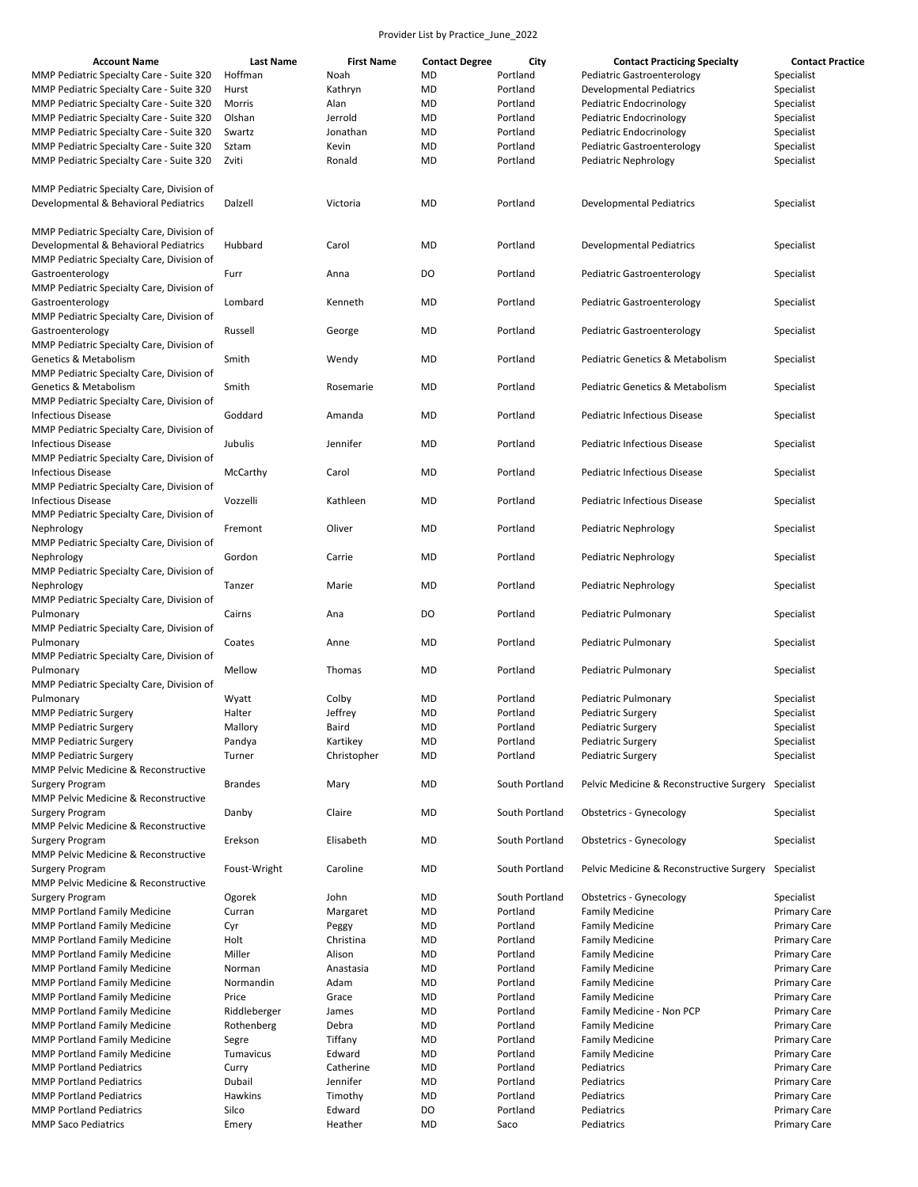Provider List by Practice_June_2022

| Account Name | Last Name | First Name | Contact Degree | City | Contact Practicing Specialty | Contact Practice |
|---|---|---|---|---|---|---|
| MMP Pediatric Specialty Care - Suite 320 | Hoffman | Noah | MD | Portland | Pediatric Gastroenterology | Specialist |
| MMP Pediatric Specialty Care - Suite 320 | Hurst | Kathryn | MD | Portland | Developmental Pediatrics | Specialist |
| MMP Pediatric Specialty Care - Suite 320 | Morris | Alan | MD | Portland | Pediatric Endocrinology | Specialist |
| MMP Pediatric Specialty Care - Suite 320 | Olshan | Jerrold | MD | Portland | Pediatric Endocrinology | Specialist |
| MMP Pediatric Specialty Care - Suite 320 | Swartz | Jonathan | MD | Portland | Pediatric Endocrinology | Specialist |
| MMP Pediatric Specialty Care - Suite 320 | Sztam | Kevin | MD | Portland | Pediatric Gastroenterology | Specialist |
| MMP Pediatric Specialty Care - Suite 320 | Zviti | Ronald | MD | Portland | Pediatric Nephrology | Specialist |
| MMP Pediatric Specialty Care, Division of Developmental & Behavioral Pediatrics | Dalzell | Victoria | MD | Portland | Developmental Pediatrics | Specialist |
| MMP Pediatric Specialty Care, Division of Developmental & Behavioral Pediatrics | Hubbard | Carol | MD | Portland | Developmental Pediatrics | Specialist |
| MMP Pediatric Specialty Care, Division of Gastroenterology | Furr | Anna | DO | Portland | Pediatric Gastroenterology | Specialist |
| MMP Pediatric Specialty Care, Division of Gastroenterology | Lombard | Kenneth | MD | Portland | Pediatric Gastroenterology | Specialist |
| MMP Pediatric Specialty Care, Division of Gastroenterology | Russell | George | MD | Portland | Pediatric Gastroenterology | Specialist |
| MMP Pediatric Specialty Care, Division of Genetics & Metabolism | Smith | Wendy | MD | Portland | Pediatric Genetics & Metabolism | Specialist |
| MMP Pediatric Specialty Care, Division of Genetics & Metabolism | Smith | Rosemarie | MD | Portland | Pediatric Genetics & Metabolism | Specialist |
| MMP Pediatric Specialty Care, Division of Infectious Disease | Goddard | Amanda | MD | Portland | Pediatric Infectious Disease | Specialist |
| MMP Pediatric Specialty Care, Division of Infectious Disease | Jubulis | Jennifer | MD | Portland | Pediatric Infectious Disease | Specialist |
| MMP Pediatric Specialty Care, Division of Infectious Disease | McCarthy | Carol | MD | Portland | Pediatric Infectious Disease | Specialist |
| MMP Pediatric Specialty Care, Division of Infectious Disease | Vozzelli | Kathleen | MD | Portland | Pediatric Infectious Disease | Specialist |
| MMP Pediatric Specialty Care, Division of Nephrology | Fremont | Oliver | MD | Portland | Pediatric Nephrology | Specialist |
| MMP Pediatric Specialty Care, Division of Nephrology | Gordon | Carrie | MD | Portland | Pediatric Nephrology | Specialist |
| MMP Pediatric Specialty Care, Division of Nephrology | Tanzer | Marie | MD | Portland | Pediatric Nephrology | Specialist |
| MMP Pediatric Specialty Care, Division of Pulmonary | Cairns | Ana | DO | Portland | Pediatric Pulmonary | Specialist |
| MMP Pediatric Specialty Care, Division of Pulmonary | Coates | Anne | MD | Portland | Pediatric Pulmonary | Specialist |
| MMP Pediatric Specialty Care, Division of Pulmonary | Mellow | Thomas | MD | Portland | Pediatric Pulmonary | Specialist |
| MMP Pediatric Specialty Care, Division of Pulmonary | Wyatt | Colby | MD | Portland | Pediatric Pulmonary | Specialist |
| MMP Pediatric Surgery | Halter | Jeffrey | MD | Portland | Pediatric Surgery | Specialist |
| MMP Pediatric Surgery | Mallory | Baird | MD | Portland | Pediatric Surgery | Specialist |
| MMP Pediatric Surgery | Pandya | Kartikey | MD | Portland | Pediatric Surgery | Specialist |
| MMP Pediatric Surgery | Turner | Christopher | MD | Portland | Pediatric Surgery | Specialist |
| MMP Pelvic Medicine & Reconstructive Surgery Program | Brandes | Mary | MD | South Portland | Pelvic Medicine & Reconstructive Surgery | Specialist |
| MMP Pelvic Medicine & Reconstructive Surgery Program | Danby | Claire | MD | South Portland | Obstetrics - Gynecology | Specialist |
| MMP Pelvic Medicine & Reconstructive Surgery Program | Erekson | Elisabeth | MD | South Portland | Obstetrics - Gynecology | Specialist |
| MMP Pelvic Medicine & Reconstructive Surgery Program | Foust-Wright | Caroline | MD | South Portland | Pelvic Medicine & Reconstructive Surgery | Specialist |
| MMP Pelvic Medicine & Reconstructive Surgery Program | Ogorek | John | MD | South Portland | Obstetrics - Gynecology | Specialist |
| MMP Portland Family Medicine | Curran | Margaret | MD | Portland | Family Medicine | Primary Care |
| MMP Portland Family Medicine | Cyr | Peggy | MD | Portland | Family Medicine | Primary Care |
| MMP Portland Family Medicine | Holt | Christina | MD | Portland | Family Medicine | Primary Care |
| MMP Portland Family Medicine | Miller | Alison | MD | Portland | Family Medicine | Primary Care |
| MMP Portland Family Medicine | Norman | Anastasia | MD | Portland | Family Medicine | Primary Care |
| MMP Portland Family Medicine | Normandin | Adam | MD | Portland | Family Medicine | Primary Care |
| MMP Portland Family Medicine | Price | Grace | MD | Portland | Family Medicine | Primary Care |
| MMP Portland Family Medicine | Riddleberger | James | MD | Portland | Family Medicine - Non PCP | Primary Care |
| MMP Portland Family Medicine | Rothenberg | Debra | MD | Portland | Family Medicine | Primary Care |
| MMP Portland Family Medicine | Segre | Tiffany | MD | Portland | Family Medicine | Primary Care |
| MMP Portland Family Medicine | Tumavicus | Edward | MD | Portland | Family Medicine | Primary Care |
| MMP Portland Pediatrics | Curry | Catherine | MD | Portland | Pediatrics | Primary Care |
| MMP Portland Pediatrics | Dubail | Jennifer | MD | Portland | Pediatrics | Primary Care |
| MMP Portland Pediatrics | Hawkins | Timothy | MD | Portland | Pediatrics | Primary Care |
| MMP Portland Pediatrics | Silco | Edward | DO | Portland | Pediatrics | Primary Care |
| MMP Saco Pediatrics | Emery | Heather | MD | Saco | Pediatrics | Primary Care |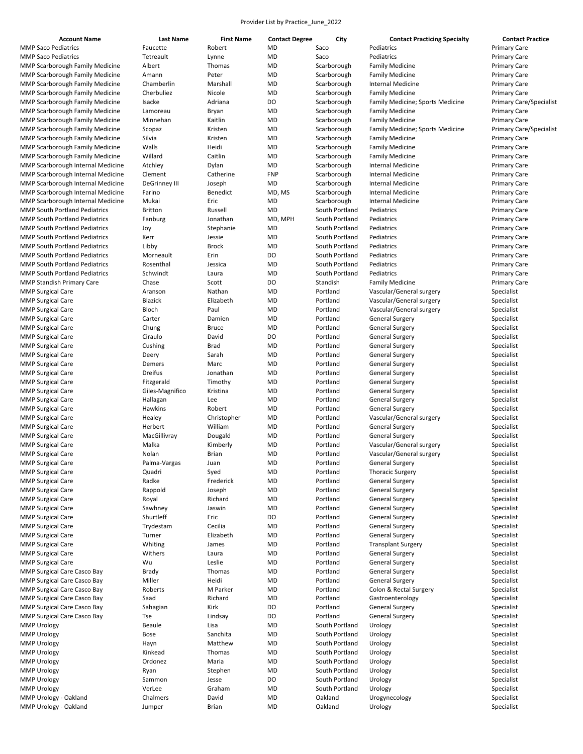Provider List by Practice_June_2022

| Account Name | Last Name | First Name | Contact Degree | City | Contact Practicing Specialty | Contact Practice |
|---|---|---|---|---|---|---|
| MMP Saco Pediatrics | Faucette | Robert | MD | Saco | Pediatrics | Primary Care |
| MMP Saco Pediatrics | Tetreault | Lynne | MD | Saco | Pediatrics | Primary Care |
| MMP Scarborough Family Medicine | Albert | Thomas | MD | Scarborough | Family Medicine | Primary Care |
| MMP Scarborough Family Medicine | Amann | Peter | MD | Scarborough | Family Medicine | Primary Care |
| MMP Scarborough Family Medicine | Chamberlin | Marshall | MD | Scarborough | Internal Medicine | Primary Care |
| MMP Scarborough Family Medicine | Cherbuliez | Nicole | MD | Scarborough | Family Medicine | Primary Care |
| MMP Scarborough Family Medicine | Isacke | Adriana | DO | Scarborough | Family Medicine; Sports Medicine | Primary Care/Specialist |
| MMP Scarborough Family Medicine | Lamoreau | Bryan | MD | Scarborough | Family Medicine | Primary Care |
| MMP Scarborough Family Medicine | Minnehan | Kaitlin | MD | Scarborough | Family Medicine | Primary Care |
| MMP Scarborough Family Medicine | Scopaz | Kristen | MD | Scarborough | Family Medicine; Sports Medicine | Primary Care/Specialist |
| MMP Scarborough Family Medicine | Silvia | Kristen | MD | Scarborough | Family Medicine | Primary Care |
| MMP Scarborough Family Medicine | Walls | Heidi | MD | Scarborough | Family Medicine | Primary Care |
| MMP Scarborough Family Medicine | Willard | Caitlin | MD | Scarborough | Family Medicine | Primary Care |
| MMP Scarborough Internal Medicine | Atchley | Dylan | MD | Scarborough | Internal Medicine | Primary Care |
| MMP Scarborough Internal Medicine | Clement | Catherine | FNP | Scarborough | Internal Medicine | Primary Care |
| MMP Scarborough Internal Medicine | DeGrinney III | Joseph | MD | Scarborough | Internal Medicine | Primary Care |
| MMP Scarborough Internal Medicine | Farino | Benedict | MD, MS | Scarborough | Internal Medicine | Primary Care |
| MMP Scarborough Internal Medicine | Mukai | Eric | MD | Scarborough | Internal Medicine | Primary Care |
| MMP South Portland Pediatrics | Britton | Russell | MD | South Portland | Pediatrics | Primary Care |
| MMP South Portland Pediatrics | Fanburg | Jonathan | MD, MPH | South Portland | Pediatrics | Primary Care |
| MMP South Portland Pediatrics | Joy | Stephanie | MD | South Portland | Pediatrics | Primary Care |
| MMP South Portland Pediatrics | Kerr | Jessie | MD | South Portland | Pediatrics | Primary Care |
| MMP South Portland Pediatrics | Libby | Brock | MD | South Portland | Pediatrics | Primary Care |
| MMP South Portland Pediatrics | Morneault | Erin | DO | South Portland | Pediatrics | Primary Care |
| MMP South Portland Pediatrics | Rosenthal | Jessica | MD | South Portland | Pediatrics | Primary Care |
| MMP South Portland Pediatrics | Schwindt | Laura | MD | South Portland | Pediatrics | Primary Care |
| MMP Standish Primary Care | Chase | Scott | DO | Standish | Family Medicine | Primary Care |
| MMP Surgical Care | Aranson | Nathan | MD | Portland | Vascular/General surgery | Specialist |
| MMP Surgical Care | Blazick | Elizabeth | MD | Portland | Vascular/General surgery | Specialist |
| MMP Surgical Care | Bloch | Paul | MD | Portland | Vascular/General surgery | Specialist |
| MMP Surgical Care | Carter | Damien | MD | Portland | General Surgery | Specialist |
| MMP Surgical Care | Chung | Bruce | MD | Portland | General Surgery | Specialist |
| MMP Surgical Care | Ciraulo | David | DO | Portland | General Surgery | Specialist |
| MMP Surgical Care | Cushing | Brad | MD | Portland | General Surgery | Specialist |
| MMP Surgical Care | Deery | Sarah | MD | Portland | General Surgery | Specialist |
| MMP Surgical Care | Demers | Marc | MD | Portland | General Surgery | Specialist |
| MMP Surgical Care | Dreifus | Jonathan | MD | Portland | General Surgery | Specialist |
| MMP Surgical Care | Fitzgerald | Timothy | MD | Portland | General Surgery | Specialist |
| MMP Surgical Care | Giles-Magnifico | Kristina | MD | Portland | General Surgery | Specialist |
| MMP Surgical Care | Hallagan | Lee | MD | Portland | General Surgery | Specialist |
| MMP Surgical Care | Hawkins | Robert | MD | Portland | General Surgery | Specialist |
| MMP Surgical Care | Healey | Christopher | MD | Portland | Vascular/General surgery | Specialist |
| MMP Surgical Care | Herbert | William | MD | Portland | General Surgery | Specialist |
| MMP Surgical Care | MacGillivray | Dougald | MD | Portland | General Surgery | Specialist |
| MMP Surgical Care | Malka | Kimberly | MD | Portland | Vascular/General surgery | Specialist |
| MMP Surgical Care | Nolan | Brian | MD | Portland | Vascular/General surgery | Specialist |
| MMP Surgical Care | Palma-Vargas | Juan | MD | Portland | General Surgery | Specialist |
| MMP Surgical Care | Quadri | Syed | MD | Portland | Thoracic Surgery | Specialist |
| MMP Surgical Care | Radke | Frederick | MD | Portland | General Surgery | Specialist |
| MMP Surgical Care | Rappold | Joseph | MD | Portland | General Surgery | Specialist |
| MMP Surgical Care | Royal | Richard | MD | Portland | General Surgery | Specialist |
| MMP Surgical Care | Sawhney | Jaswin | MD | Portland | General Surgery | Specialist |
| MMP Surgical Care | Shurtleff | Eric | DO | Portland | General Surgery | Specialist |
| MMP Surgical Care | Trydestam | Cecilia | MD | Portland | General Surgery | Specialist |
| MMP Surgical Care | Turner | Elizabeth | MD | Portland | General Surgery | Specialist |
| MMP Surgical Care | Whiting | James | MD | Portland | Transplant Surgery | Specialist |
| MMP Surgical Care | Withers | Laura | MD | Portland | General Surgery | Specialist |
| MMP Surgical Care | Wu | Leslie | MD | Portland | General Surgery | Specialist |
| MMP Surgical Care Casco Bay | Brady | Thomas | MD | Portland | General Surgery | Specialist |
| MMP Surgical Care Casco Bay | Miller | Heidi | MD | Portland | General Surgery | Specialist |
| MMP Surgical Care Casco Bay | Roberts | M Parker | MD | Portland | Colon & Rectal Surgery | Specialist |
| MMP Surgical Care Casco Bay | Saad | Richard | MD | Portland | Gastroenterology | Specialist |
| MMP Surgical Care Casco Bay | Sahagian | Kirk | DO | Portland | General Surgery | Specialist |
| MMP Surgical Care Casco Bay | Tse | Lindsay | DO | Portland | General Surgery | Specialist |
| MMP Urology | Beaule | Lisa | MD | South Portland | Urology | Specialist |
| MMP Urology | Bose | Sanchita | MD | South Portland | Urology | Specialist |
| MMP Urology | Hayn | Matthew | MD | South Portland | Urology | Specialist |
| MMP Urology | Kinkead | Thomas | MD | South Portland | Urology | Specialist |
| MMP Urology | Ordonez | Maria | MD | South Portland | Urology | Specialist |
| MMP Urology | Ryan | Stephen | MD | South Portland | Urology | Specialist |
| MMP Urology | Sammon | Jesse | DO | South Portland | Urology | Specialist |
| MMP Urology | VerLee | Graham | MD | South Portland | Urology | Specialist |
| MMP Urology - Oakland | Chalmers | David | MD | Oakland | Urogynecology | Specialist |
| MMP Urology - Oakland | Jumper | Brian | MD | Oakland | Urology | Specialist |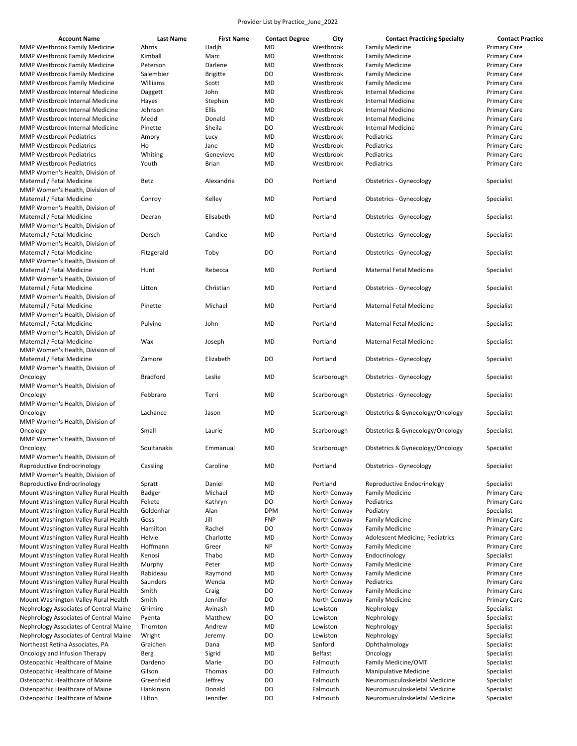Provider List by Practice_June_2022

| Account Name | Last Name | First Name | Contact Degree | City | Contact Practicing Specialty | Contact Practice |
|---|---|---|---|---|---|---|
| MMP Westbrook Family Medicine | Ahrns | Hadjh | MD | Westbrook | Family Medicine | Primary Care |
| MMP Westbrook Family Medicine | Kimball | Marc | MD | Westbrook | Family Medicine | Primary Care |
| MMP Westbrook Family Medicine | Peterson | Darlene | MD | Westbrook | Family Medicine | Primary Care |
| MMP Westbrook Family Medicine | Salembier | Brigitte | DO | Westbrook | Family Medicine | Primary Care |
| MMP Westbrook Family Medicine | Williams | Scott | MD | Westbrook | Family Medicine | Primary Care |
| MMP Westbrook Internal Medicine | Daggett | John | MD | Westbrook | Internal Medicine | Primary Care |
| MMP Westbrook Internal Medicine | Hayes | Stephen | MD | Westbrook | Internal Medicine | Primary Care |
| MMP Westbrook Internal Medicine | Johnson | Ellis | MD | Westbrook | Internal Medicine | Primary Care |
| MMP Westbrook Internal Medicine | Medd | Donald | MD | Westbrook | Internal Medicine | Primary Care |
| MMP Westbrook Internal Medicine | Pinette | Sheila | DO | Westbrook | Internal Medicine | Primary Care |
| MMP Westbrook Pediatrics | Amory | Lucy | MD | Westbrook | Pediatrics | Primary Care |
| MMP Westbrook Pediatrics | Ho | Jane | MD | Westbrook | Pediatrics | Primary Care |
| MMP Westbrook Pediatrics | Whiting | Genevieve | MD | Westbrook | Pediatrics | Primary Care |
| MMP Westbrook Pediatrics | Youth | Brian | MD | Westbrook | Pediatrics | Primary Care |
| MMP Women's Health, Division of Maternal / Fetal Medicine | Betz | Alexandria | DO | Portland | Obstetrics - Gynecology | Specialist |
| MMP Women's Health, Division of Maternal / Fetal Medicine | Conroy | Kelley | MD | Portland | Obstetrics - Gynecology | Specialist |
| MMP Women's Health, Division of Maternal / Fetal Medicine | Deeran | Elisabeth | MD | Portland | Obstetrics - Gynecology | Specialist |
| MMP Women's Health, Division of Maternal / Fetal Medicine | Dersch | Candice | MD | Portland | Obstetrics - Gynecology | Specialist |
| MMP Women's Health, Division of Maternal / Fetal Medicine | Fitzgerald | Toby | DO | Portland | Obstetrics - Gynecology | Specialist |
| MMP Women's Health, Division of Maternal / Fetal Medicine | Hunt | Rebecca | MD | Portland | Maternal Fetal Medicine | Specialist |
| MMP Women's Health, Division of Maternal / Fetal Medicine | Litton | Christian | MD | Portland | Obstetrics - Gynecology | Specialist |
| MMP Women's Health, Division of Maternal / Fetal Medicine | Pinette | Michael | MD | Portland | Maternal Fetal Medicine | Specialist |
| MMP Women's Health, Division of Maternal / Fetal Medicine | Pulvino | John | MD | Portland | Maternal Fetal Medicine | Specialist |
| MMP Women's Health, Division of Maternal / Fetal Medicine | Wax | Joseph | MD | Portland | Maternal Fetal Medicine | Specialist |
| MMP Women's Health, Division of Maternal / Fetal Medicine | Zamore | Elizabeth | DO | Portland | Obstetrics - Gynecology | Specialist |
| MMP Women's Health, Division of Oncology | Bradford | Leslie | MD | Scarborough | Obstetrics - Gynecology | Specialist |
| MMP Women's Health, Division of Oncology | Febbraro | Terri | MD | Scarborough | Obstetrics - Gynecology | Specialist |
| MMP Women's Health, Division of Oncology | Lachance | Jason | MD | Scarborough | Obstetrics & Gynecology/Oncology | Specialist |
| MMP Women's Health, Division of Oncology | Small | Laurie | MD | Scarborough | Obstetrics & Gynecology/Oncology | Specialist |
| MMP Women's Health, Division of Oncology | Soultanakis | Emmanual | MD | Scarborough | Obstetrics & Gynecology/Oncology | Specialist |
| MMP Women's Health, Division of Reproductive Endrocrinology | Cassling | Caroline | MD | Portland | Obstetrics - Gynecology | Specialist |
| MMP Women's Health, Division of Reproductive Endrocrinology | Spratt | Daniel | MD | Portland | Reproductive Endocrinology | Specialist |
| Mount Washington Valley Rural Health | Badger | Michael | MD | North Conway | Family Medicine | Primary Care |
| Mount Washington Valley Rural Health | Fekete | Kathryn | DO | North Conway | Pediatrics | Primary Care |
| Mount Washington Valley Rural Health | Goldenhar | Alan | DPM | North Conway | Podiatry | Specialist |
| Mount Washington Valley Rural Health | Goss | Jill | FNP | North Conway | Family Medicine | Primary Care |
| Mount Washington Valley Rural Health | Hamilton | Rachel | DO | North Conway | Family Medicine | Primary Care |
| Mount Washington Valley Rural Health | Helvie | Charlotte | MD | North Conway | Adolescent Medicine; Pediatrics | Primary Care |
| Mount Washington Valley Rural Health | Hoffmann | Greer | NP | North Conway | Family Medicine | Primary Care |
| Mount Washington Valley Rural Health | Kenosi | Thabo | MD | North Conway | Endocrinology | Specialist |
| Mount Washington Valley Rural Health | Murphy | Peter | MD | North Conway | Family Medicine | Primary Care |
| Mount Washington Valley Rural Health | Rabideau | Raymond | MD | North Conway | Family Medicine | Primary Care |
| Mount Washington Valley Rural Health | Saunders | Wenda | MD | North Conway | Pediatrics | Primary Care |
| Mount Washington Valley Rural Health | Smith | Craig | DO | North Conway | Family Medicine | Primary Care |
| Mount Washington Valley Rural Health | Smith | Jennifer | DO | North Conway | Family Medicine | Primary Care |
| Nephrology Associates of Central Maine | Ghimire | Avinash | MD | Lewiston | Nephrology | Specialist |
| Nephrology Associates of Central Maine | Pyenta | Matthew | DO | Lewiston | Nephrology | Specialist |
| Nephrology Associates of Central Maine | Thornton | Andrew | MD | Lewiston | Nephrology | Specialist |
| Nephrology Associates of Central Maine | Wright | Jeremy | DO | Lewiston | Nephrology | Specialist |
| Northeast Retina Associates, PA | Graichen | Dana | MD | Sanford | Ophthalmology | Specialist |
| Oncology and Infusion Therapy | Berg | Sigrid | MD | Belfast | Oncology | Specialist |
| Osteopathic Healthcare of Maine | Dardeno | Marie | DO | Falmouth | Family Medicine/OMT | Specialist |
| Osteopathic Healthcare of Maine | Gilson | Thomas | DO | Falmouth | Manipulative Medicine | Specialist |
| Osteopathic Healthcare of Maine | Greenfield | Jeffrey | DO | Falmouth | Neuromusculoskeletal Medicine | Specialist |
| Osteopathic Healthcare of Maine | Hankinson | Donald | DO | Falmouth | Neuromusculoskeletal Medicine | Specialist |
| Osteopathic Healthcare of Maine | Hilton | Jennifer | DO | Falmouth | Neuromusculoskeletal Medicine | Specialist |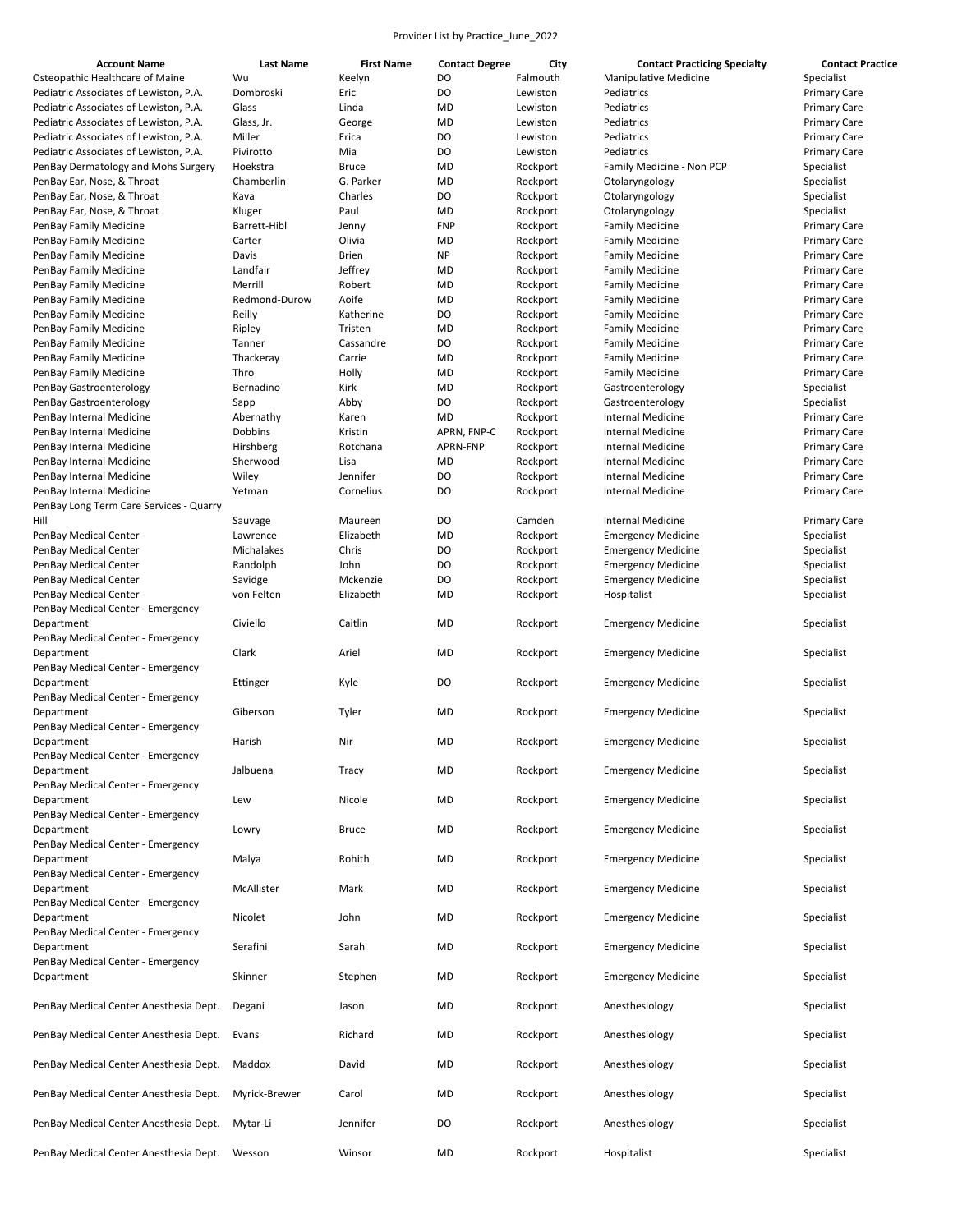Provider List by Practice_June_2022

| Account Name | Last Name | First Name | Contact Degree | City | Contact Practicing Specialty | Contact Practice |
|---|---|---|---|---|---|---|
| Osteopathic Healthcare of Maine | Wu | Keelyn | DO | Falmouth | Manipulative Medicine | Specialist |
| Pediatric Associates of Lewiston, P.A. | Dombroski | Eric | DO | Lewiston | Pediatrics | Primary Care |
| Pediatric Associates of Lewiston, P.A. | Glass | Linda | MD | Lewiston | Pediatrics | Primary Care |
| Pediatric Associates of Lewiston, P.A. | Glass, Jr. | George | MD | Lewiston | Pediatrics | Primary Care |
| Pediatric Associates of Lewiston, P.A. | Miller | Erica | DO | Lewiston | Pediatrics | Primary Care |
| Pediatric Associates of Lewiston, P.A. | Pivirotto | Mia | DO | Lewiston | Pediatrics | Primary Care |
| PenBay Dermatology and Mohs Surgery | Hoekstra | Bruce | MD | Rockport | Family Medicine - Non PCP | Specialist |
| PenBay Ear, Nose, & Throat | Chamberlin | G. Parker | MD | Rockport | Otolaryngology | Specialist |
| PenBay Ear, Nose, & Throat | Kava | Charles | DO | Rockport | Otolaryngology | Specialist |
| PenBay Ear, Nose, & Throat | Kluger | Paul | MD | Rockport | Otolaryngology | Specialist |
| PenBay Family Medicine | Barrett-Hibl | Jenny | FNP | Rockport | Family Medicine | Primary Care |
| PenBay Family Medicine | Carter | Olivia | MD | Rockport | Family Medicine | Primary Care |
| PenBay Family Medicine | Davis | Brien | NP | Rockport | Family Medicine | Primary Care |
| PenBay Family Medicine | Landfair | Jeffrey | MD | Rockport | Family Medicine | Primary Care |
| PenBay Family Medicine | Merrill | Robert | MD | Rockport | Family Medicine | Primary Care |
| PenBay Family Medicine | Redmond-Durow | Aoife | MD | Rockport | Family Medicine | Primary Care |
| PenBay Family Medicine | Reilly | Katherine | DO | Rockport | Family Medicine | Primary Care |
| PenBay Family Medicine | Ripley | Tristen | MD | Rockport | Family Medicine | Primary Care |
| PenBay Family Medicine | Tanner | Cassandre | DO | Rockport | Family Medicine | Primary Care |
| PenBay Family Medicine | Thackeray | Carrie | MD | Rockport | Family Medicine | Primary Care |
| PenBay Family Medicine | Thro | Holly | MD | Rockport | Family Medicine | Primary Care |
| PenBay Gastroenterology | Bernadino | Kirk | MD | Rockport | Gastroenterology | Specialist |
| PenBay Gastroenterology | Sapp | Abby | DO | Rockport | Gastroenterology | Specialist |
| PenBay Internal Medicine | Abernathy | Karen | MD | Rockport | Internal Medicine | Primary Care |
| PenBay Internal Medicine | Dobbins | Kristin | APRN, FNP-C | Rockport | Internal Medicine | Primary Care |
| PenBay Internal Medicine | Hirshberg | Rotchana | APRN-FNP | Rockport | Internal Medicine | Primary Care |
| PenBay Internal Medicine | Sherwood | Lisa | MD | Rockport | Internal Medicine | Primary Care |
| PenBay Internal Medicine | Wiley | Jennifer | DO | Rockport | Internal Medicine | Primary Care |
| PenBay Internal Medicine | Yetman | Cornelius | DO | Rockport | Internal Medicine | Primary Care |
| PenBay Long Term Care Services - Quarry Hill | Sauvage | Maureen | DO | Camden | Internal Medicine | Primary Care |
| PenBay Medical Center | Lawrence | Elizabeth | MD | Rockport | Emergency Medicine | Specialist |
| PenBay Medical Center | Michalakes | Chris | DO | Rockport | Emergency Medicine | Specialist |
| PenBay Medical Center | Randolph | John | DO | Rockport | Emergency Medicine | Specialist |
| PenBay Medical Center | Savidge | Mckenzie | DO | Rockport | Emergency Medicine | Specialist |
| PenBay Medical Center | von Felten | Elizabeth | MD | Rockport | Hospitalist | Specialist |
| PenBay Medical Center - Emergency Department | Civiello | Caitlin | MD | Rockport | Emergency Medicine | Specialist |
| PenBay Medical Center - Emergency Department | Clark | Ariel | MD | Rockport | Emergency Medicine | Specialist |
| PenBay Medical Center - Emergency Department | Ettinger | Kyle | DO | Rockport | Emergency Medicine | Specialist |
| PenBay Medical Center - Emergency Department | Giberson | Tyler | MD | Rockport | Emergency Medicine | Specialist |
| PenBay Medical Center - Emergency Department | Harish | Nir | MD | Rockport | Emergency Medicine | Specialist |
| PenBay Medical Center - Emergency Department | Jalbuena | Tracy | MD | Rockport | Emergency Medicine | Specialist |
| PenBay Medical Center - Emergency Department | Lew | Nicole | MD | Rockport | Emergency Medicine | Specialist |
| PenBay Medical Center - Emergency Department | Lowry | Bruce | MD | Rockport | Emergency Medicine | Specialist |
| PenBay Medical Center - Emergency Department | Malya | Rohith | MD | Rockport | Emergency Medicine | Specialist |
| PenBay Medical Center - Emergency Department | McAllister | Mark | MD | Rockport | Emergency Medicine | Specialist |
| PenBay Medical Center - Emergency Department | Nicolet | John | MD | Rockport | Emergency Medicine | Specialist |
| PenBay Medical Center - Emergency Department | Serafini | Sarah | MD | Rockport | Emergency Medicine | Specialist |
| PenBay Medical Center - Emergency Department | Skinner | Stephen | MD | Rockport | Emergency Medicine | Specialist |
| PenBay Medical Center Anesthesia Dept. | Degani | Jason | MD | Rockport | Anesthesiology | Specialist |
| PenBay Medical Center Anesthesia Dept. | Evans | Richard | MD | Rockport | Anesthesiology | Specialist |
| PenBay Medical Center Anesthesia Dept. | Maddox | David | MD | Rockport | Anesthesiology | Specialist |
| PenBay Medical Center Anesthesia Dept. | Myrick-Brewer | Carol | MD | Rockport | Anesthesiology | Specialist |
| PenBay Medical Center Anesthesia Dept. | Mytar-Li | Jennifer | DO | Rockport | Anesthesiology | Specialist |
| PenBay Medical Center Anesthesia Dept. | Wesson | Winsor | MD | Rockport | Hospitalist | Specialist |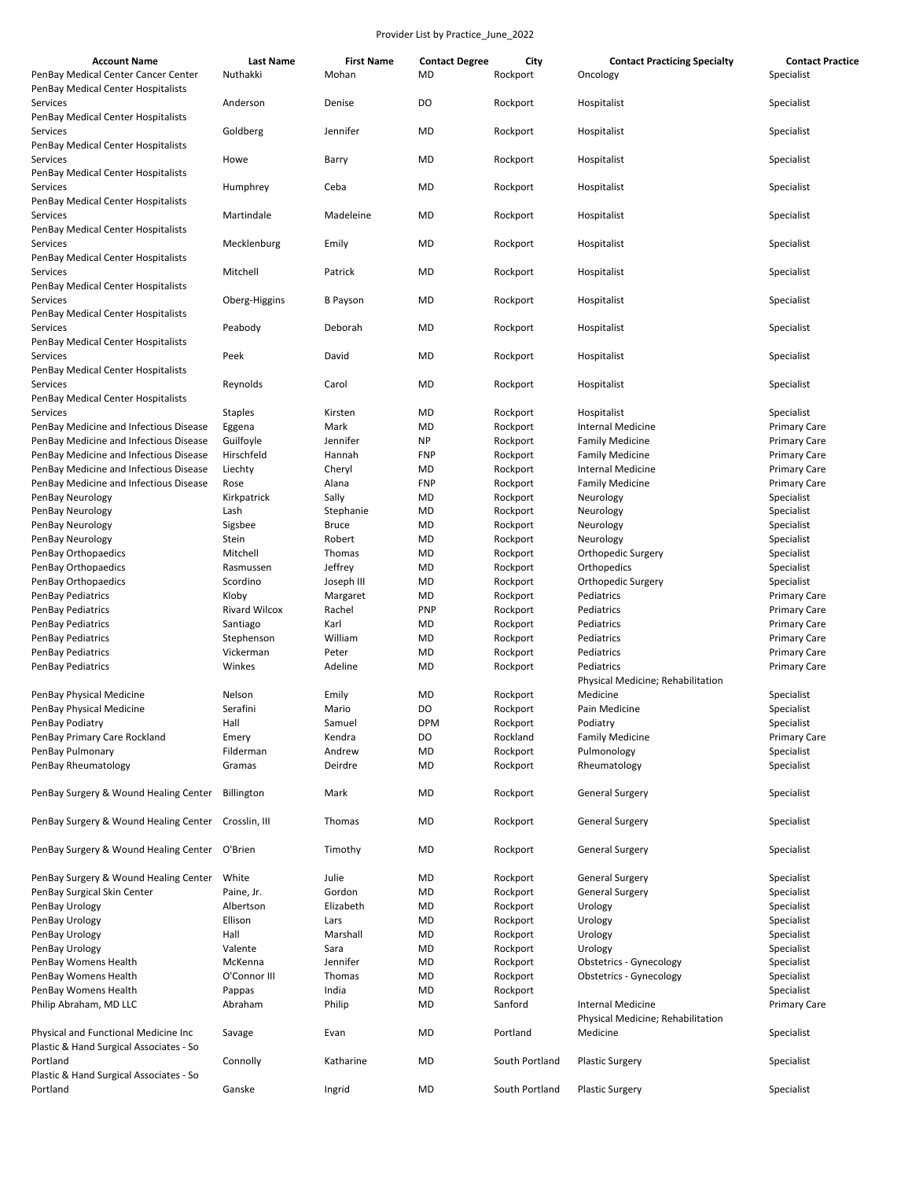Provider List by Practice_June_2022

| Account Name | Last Name | First Name | Contact Degree | City | Contact Practicing Specialty | Contact Practice |
|---|---|---|---|---|---|---|
| PenBay Medical Center Cancer Center | Nuthakki | Mohan | MD | Rockport | Oncology | Specialist |
| PenBay Medical Center Hospitalists Services | Anderson | Denise | DO | Rockport | Hospitalist | Specialist |
| PenBay Medical Center Hospitalists Services | Goldberg | Jennifer | MD | Rockport | Hospitalist | Specialist |
| PenBay Medical Center Hospitalists Services | Howe | Barry | MD | Rockport | Hospitalist | Specialist |
| PenBay Medical Center Hospitalists Services | Humphrey | Ceba | MD | Rockport | Hospitalist | Specialist |
| PenBay Medical Center Hospitalists Services | Martindale | Madeleine | MD | Rockport | Hospitalist | Specialist |
| PenBay Medical Center Hospitalists Services | Mecklenburg | Emily | MD | Rockport | Hospitalist | Specialist |
| PenBay Medical Center Hospitalists Services | Mitchell | Patrick | MD | Rockport | Hospitalist | Specialist |
| PenBay Medical Center Hospitalists Services | Oberg-Higgins | B Payson | MD | Rockport | Hospitalist | Specialist |
| PenBay Medical Center Hospitalists Services | Peabody | Deborah | MD | Rockport | Hospitalist | Specialist |
| PenBay Medical Center Hospitalists Services | Peek | David | MD | Rockport | Hospitalist | Specialist |
| PenBay Medical Center Hospitalists Services | Reynolds | Carol | MD | Rockport | Hospitalist | Specialist |
| PenBay Medical Center Hospitalists Services | Staples | Kirsten | MD | Rockport | Hospitalist | Specialist |
| PenBay Medicine and Infectious Disease | Eggena | Mark | MD | Rockport | Internal Medicine | Primary Care |
| PenBay Medicine and Infectious Disease | Guilfoyle | Jennifer | NP | Rockport | Family Medicine | Primary Care |
| PenBay Medicine and Infectious Disease | Hirschfeld | Hannah | FNP | Rockport | Family Medicine | Primary Care |
| PenBay Medicine and Infectious Disease | Liechty | Cheryl | MD | Rockport | Internal Medicine | Primary Care |
| PenBay Medicine and Infectious Disease | Rose | Alana | FNP | Rockport | Family Medicine | Primary Care |
| PenBay Neurology | Kirkpatrick | Sally | MD | Rockport | Neurology | Specialist |
| PenBay Neurology | Lash | Stephanie | MD | Rockport | Neurology | Specialist |
| PenBay Neurology | Sigsbee | Bruce | MD | Rockport | Neurology | Specialist |
| PenBay Neurology | Stein | Robert | MD | Rockport | Neurology | Specialist |
| PenBay Orthopaedics | Mitchell | Thomas | MD | Rockport | Orthopedic Surgery | Specialist |
| PenBay Orthopaedics | Rasmussen | Jeffrey | MD | Rockport | Orthopedics | Specialist |
| PenBay Orthopaedics | Scordino | Joseph III | MD | Rockport | Orthopedic Surgery | Specialist |
| PenBay Pediatrics | Kloby | Margaret | MD | Rockport | Pediatrics | Primary Care |
| PenBay Pediatrics | Rivard Wilcox | Rachel | PNP | Rockport | Pediatrics | Primary Care |
| PenBay Pediatrics | Santiago | Karl | MD | Rockport | Pediatrics | Primary Care |
| PenBay Pediatrics | Stephenson | William | MD | Rockport | Pediatrics | Primary Care |
| PenBay Pediatrics | Vickerman | Peter | MD | Rockport | Pediatrics | Primary Care |
| PenBay Pediatrics | Winkes | Adeline | MD | Rockport | Pediatrics | Primary Care |
| PenBay Physical Medicine | Nelson | Emily | MD | Rockport | Physical Medicine; Rehabilitation Medicine | Specialist |
| PenBay Physical Medicine | Serafini | Mario | DO | Rockport | Pain Medicine | Specialist |
| PenBay Podiatry | Hall | Samuel | DPM | Rockport | Podiatry | Specialist |
| PenBay Primary Care Rockland | Emery | Kendra | DO | Rockland | Family Medicine | Primary Care |
| PenBay Pulmonary | Filderman | Andrew | MD | Rockport | Pulmonology | Specialist |
| PenBay Rheumatology | Gramas | Deirdre | MD | Rockport | Rheumatology | Specialist |
| PenBay Surgery & Wound Healing Center | Billington | Mark | MD | Rockport | General Surgery | Specialist |
| PenBay Surgery & Wound Healing Center | Crosslin, III | Thomas | MD | Rockport | General Surgery | Specialist |
| PenBay Surgery & Wound Healing Center | O'Brien | Timothy | MD | Rockport | General Surgery | Specialist |
| PenBay Surgery & Wound Healing Center | White | Julie | MD | Rockport | General Surgery | Specialist |
| PenBay Surgical Skin Center | Paine, Jr. | Gordon | MD | Rockport | General Surgery | Specialist |
| PenBay Urology | Albertson | Elizabeth | MD | Rockport | Urology | Specialist |
| PenBay Urology | Ellison | Lars | MD | Rockport | Urology | Specialist |
| PenBay Urology | Hall | Marshall | MD | Rockport | Urology | Specialist |
| PenBay Urology | Valente | Sara | MD | Rockport | Urology | Specialist |
| PenBay Womens Health | McKenna | Jennifer | MD | Rockport | Obstetrics - Gynecology | Specialist |
| PenBay Womens Health | O'Connor III | Thomas | MD | Rockport | Obstetrics - Gynecology | Specialist |
| PenBay Womens Health | Pappas | India | MD | Rockport | | Specialist |
| Philip Abraham, MD LLC | Abraham | Philip | MD | Sanford | Internal Medicine | Primary Care |
| Physical and Functional Medicine Inc | Savage | Evan | MD | Portland | Physical Medicine; Rehabilitation Medicine | Specialist |
| Plastic & Hand Surgical Associates - So Portland | Connolly | Katharine | MD | South Portland | Plastic Surgery | Specialist |
| Plastic & Hand Surgical Associates - So Portland | Ganske | Ingrid | MD | South Portland | Plastic Surgery | Specialist |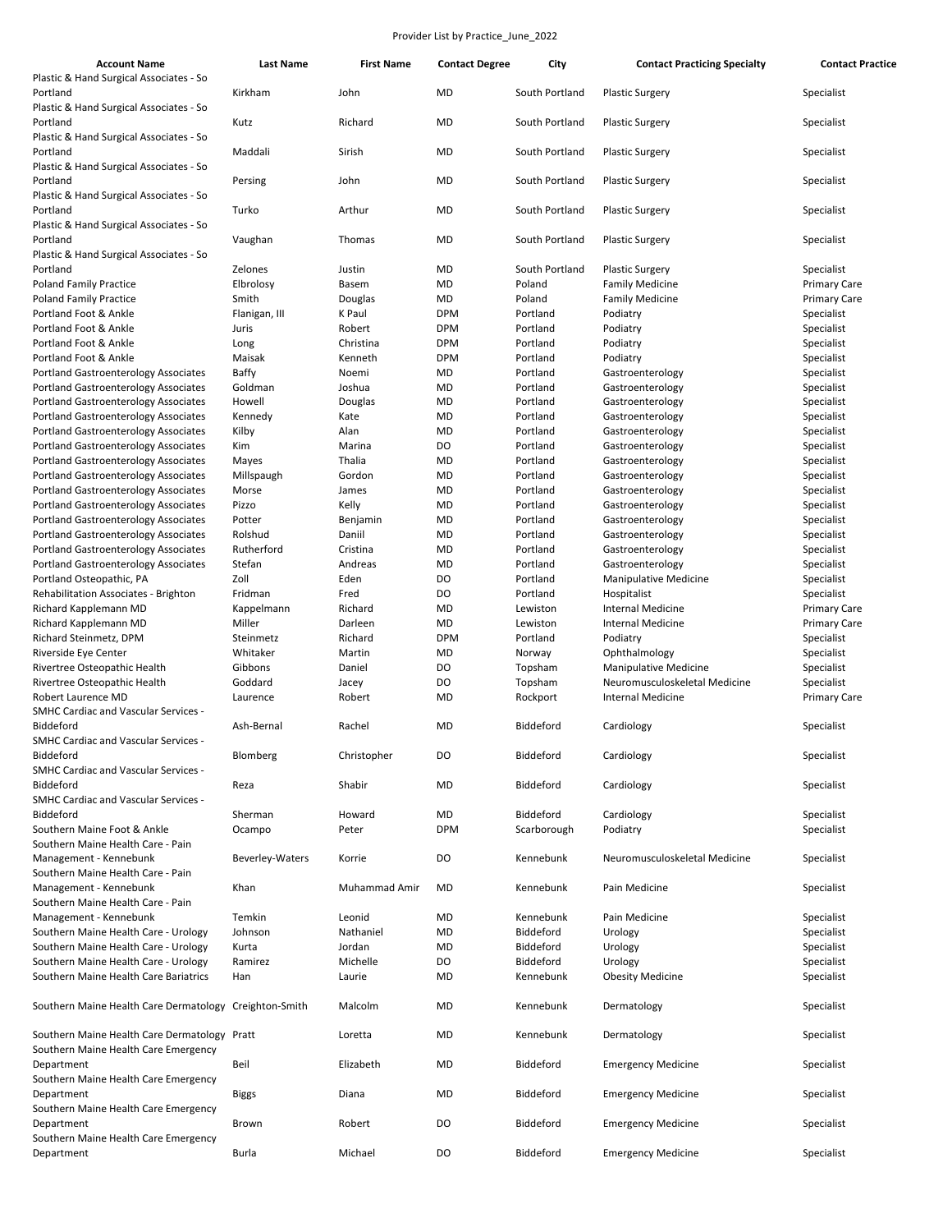Provider List by Practice_June_2022

| Account Name | Last Name | First Name | Contact Degree | City | Contact Practicing Specialty | Contact Practice |
|---|---|---|---|---|---|---|
| Plastic & Hand Surgical Associates - So Portland | Kirkham | John | MD | South Portland | Plastic Surgery | Specialist |
| Plastic & Hand Surgical Associates - So Portland | Kutz | Richard | MD | South Portland | Plastic Surgery | Specialist |
| Plastic & Hand Surgical Associates - So Portland | Maddali | Sirish | MD | South Portland | Plastic Surgery | Specialist |
| Plastic & Hand Surgical Associates - So Portland | Persing | John | MD | South Portland | Plastic Surgery | Specialist |
| Plastic & Hand Surgical Associates - So Portland | Turko | Arthur | MD | South Portland | Plastic Surgery | Specialist |
| Plastic & Hand Surgical Associates - So Portland | Vaughan | Thomas | MD | South Portland | Plastic Surgery | Specialist |
| Plastic & Hand Surgical Associates - So Portland | Zelones | Justin | MD | South Portland | Plastic Surgery | Specialist |
| Poland Family Practice | Elbrolosy | Basem | MD | Poland | Family Medicine | Primary Care |
| Poland Family Practice | Smith | Douglas | MD | Poland | Family Medicine | Primary Care |
| Portland Foot & Ankle | Flanigan, III | K Paul | DPM | Portland | Podiatry | Specialist |
| Portland Foot & Ankle | Juris | Robert | DPM | Portland | Podiatry | Specialist |
| Portland Foot & Ankle | Long | Christina | DPM | Portland | Podiatry | Specialist |
| Portland Foot & Ankle | Maisak | Kenneth | DPM | Portland | Podiatry | Specialist |
| Portland Gastroenterology Associates | Baffy | Noemi | MD | Portland | Gastroenterology | Specialist |
| Portland Gastroenterology Associates | Goldman | Joshua | MD | Portland | Gastroenterology | Specialist |
| Portland Gastroenterology Associates | Howell | Douglas | MD | Portland | Gastroenterology | Specialist |
| Portland Gastroenterology Associates | Kennedy | Kate | MD | Portland | Gastroenterology | Specialist |
| Portland Gastroenterology Associates | Kilby | Alan | MD | Portland | Gastroenterology | Specialist |
| Portland Gastroenterology Associates | Kim | Marina | DO | Portland | Gastroenterology | Specialist |
| Portland Gastroenterology Associates | Mayes | Thalia | MD | Portland | Gastroenterology | Specialist |
| Portland Gastroenterology Associates | Millspaugh | Gordon | MD | Portland | Gastroenterology | Specialist |
| Portland Gastroenterology Associates | Morse | James | MD | Portland | Gastroenterology | Specialist |
| Portland Gastroenterology Associates | Pizzo | Kelly | MD | Portland | Gastroenterology | Specialist |
| Portland Gastroenterology Associates | Potter | Benjamin | MD | Portland | Gastroenterology | Specialist |
| Portland Gastroenterology Associates | Rolshud | Daniil | MD | Portland | Gastroenterology | Specialist |
| Portland Gastroenterology Associates | Rutherford | Cristina | MD | Portland | Gastroenterology | Specialist |
| Portland Gastroenterology Associates | Stefan | Andreas | MD | Portland | Gastroenterology | Specialist |
| Portland Osteopathic, PA | Zoll | Eden | DO | Portland | Manipulative Medicine | Specialist |
| Rehabilitation Associates - Brighton | Fridman | Fred | DO | Portland | Hospitalist | Specialist |
| Richard Kapplemann MD | Kappelmann | Richard | MD | Lewiston | Internal Medicine | Primary Care |
| Richard Kapplemann MD | Miller | Darleen | MD | Lewiston | Internal Medicine | Primary Care |
| Richard Steinmetz, DPM | Steinmetz | Richard | DPM | Portland | Podiatry | Specialist |
| Riverside Eye Center | Whitaker | Martin | MD | Norway | Ophthalmology | Specialist |
| Rivertree Osteopathic Health | Gibbons | Daniel | DO | Topsham | Manipulative Medicine | Specialist |
| Rivertree Osteopathic Health | Goddard | Jacey | DO | Topsham | Neuromusculoskeletal Medicine | Specialist |
| Robert Laurence MD | Laurence | Robert | MD | Rockport | Internal Medicine | Primary Care |
| SMHC Cardiac and Vascular Services - Biddeford | Ash-Bernal | Rachel | MD | Biddeford | Cardiology | Specialist |
| SMHC Cardiac and Vascular Services - Biddeford | Blomberg | Christopher | DO | Biddeford | Cardiology | Specialist |
| SMHC Cardiac and Vascular Services - Biddeford | Reza | Shabir | MD | Biddeford | Cardiology | Specialist |
| SMHC Cardiac and Vascular Services - Biddeford | Sherman | Howard | MD | Biddeford | Cardiology | Specialist |
| Southern Maine Foot & Ankle | Ocampo | Peter | DPM | Scarborough | Podiatry | Specialist |
| Southern Maine Health Care - Pain Management - Kennebunk | Beverley-Waters | Korrie | DO | Kennebunk | Neuromusculoskeletal Medicine | Specialist |
| Southern Maine Health Care - Pain Management - Kennebunk | Khan | Muhammad Amir | MD | Kennebunk | Pain Medicine | Specialist |
| Southern Maine Health Care - Pain Management - Kennebunk | Temkin | Leonid | MD | Kennebunk | Pain Medicine | Specialist |
| Southern Maine Health Care - Urology | Johnson | Nathaniel | MD | Biddeford | Urology | Specialist |
| Southern Maine Health Care - Urology | Kurta | Jordan | MD | Biddeford | Urology | Specialist |
| Southern Maine Health Care - Urology | Ramirez | Michelle | DO | Biddeford | Urology | Specialist |
| Southern Maine Health Care Bariatrics | Han | Laurie | MD | Kennebunk | Obesity Medicine | Specialist |
| Southern Maine Health Care Dermatology | Creighton-Smith | Malcolm | MD | Kennebunk | Dermatology | Specialist |
| Southern Maine Health Care Dermatology | Pratt | Loretta | MD | Kennebunk | Dermatology | Specialist |
| Southern Maine Health Care Emergency Department | Beil | Elizabeth | MD | Biddeford | Emergency Medicine | Specialist |
| Southern Maine Health Care Emergency Department | Biggs | Diana | MD | Biddeford | Emergency Medicine | Specialist |
| Southern Maine Health Care Emergency Department | Brown | Robert | DO | Biddeford | Emergency Medicine | Specialist |
| Southern Maine Health Care Emergency Department | Burla | Michael | DO | Biddeford | Emergency Medicine | Specialist |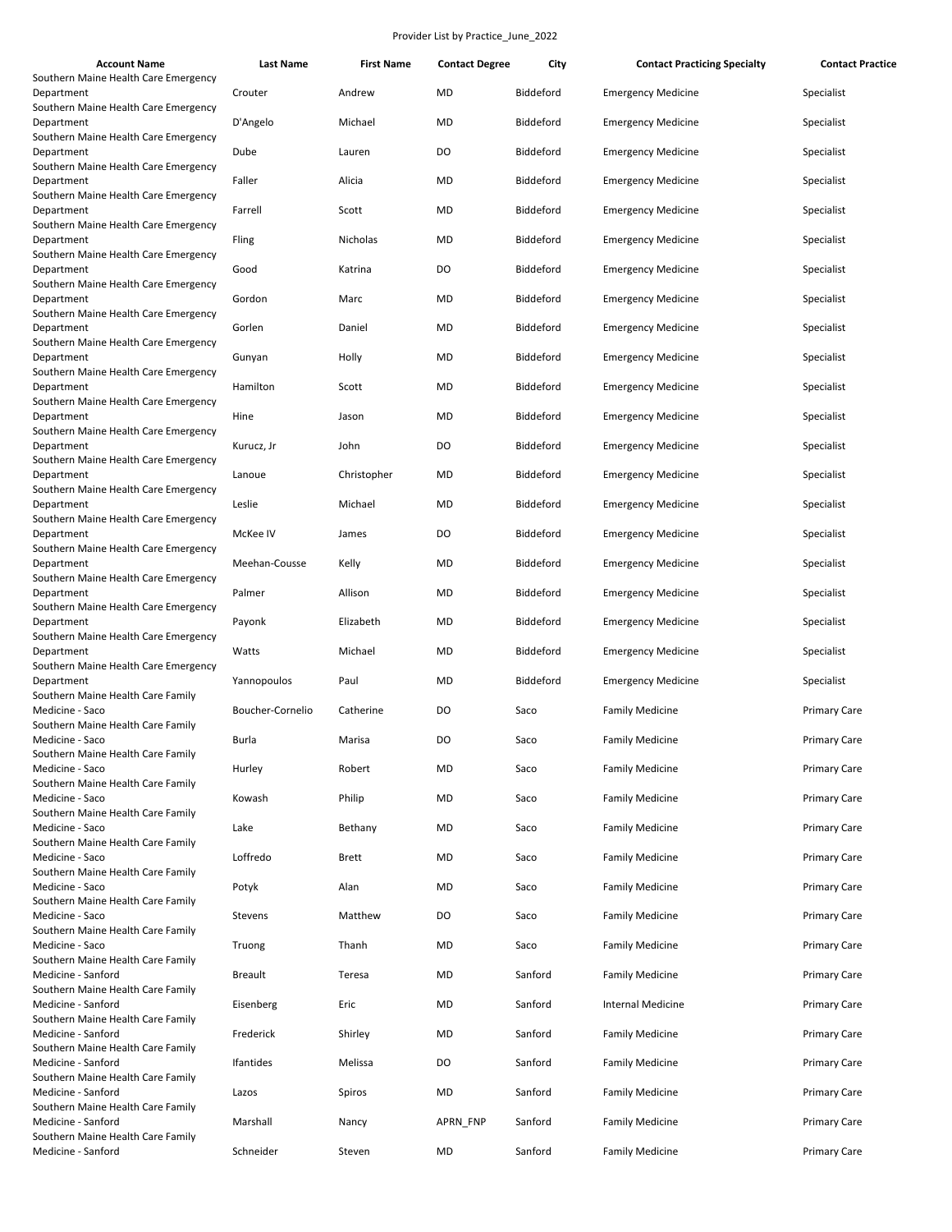Provider List by Practice_June_2022

| Account Name | Last Name | First Name | Contact Degree | City | Contact Practicing Specialty | Contact Practice |
|---|---|---|---|---|---|---|
| Southern Maine Health Care Emergency Department | Crouter | Andrew | MD | Biddeford | Emergency Medicine | Specialist |
| Southern Maine Health Care Emergency Department | D'Angelo | Michael | MD | Biddeford | Emergency Medicine | Specialist |
| Southern Maine Health Care Emergency Department | Dube | Lauren | DO | Biddeford | Emergency Medicine | Specialist |
| Southern Maine Health Care Emergency Department | Faller | Alicia | MD | Biddeford | Emergency Medicine | Specialist |
| Southern Maine Health Care Emergency Department | Farrell | Scott | MD | Biddeford | Emergency Medicine | Specialist |
| Southern Maine Health Care Emergency Department | Fling | Nicholas | MD | Biddeford | Emergency Medicine | Specialist |
| Southern Maine Health Care Emergency Department | Good | Katrina | DO | Biddeford | Emergency Medicine | Specialist |
| Southern Maine Health Care Emergency Department | Gordon | Marc | MD | Biddeford | Emergency Medicine | Specialist |
| Southern Maine Health Care Emergency Department | Gorlen | Daniel | MD | Biddeford | Emergency Medicine | Specialist |
| Southern Maine Health Care Emergency Department | Gunyan | Holly | MD | Biddeford | Emergency Medicine | Specialist |
| Southern Maine Health Care Emergency Department | Hamilton | Scott | MD | Biddeford | Emergency Medicine | Specialist |
| Southern Maine Health Care Emergency Department | Hine | Jason | MD | Biddeford | Emergency Medicine | Specialist |
| Southern Maine Health Care Emergency Department | Kurucz, Jr | John | DO | Biddeford | Emergency Medicine | Specialist |
| Southern Maine Health Care Emergency Department | Lanoue | Christopher | MD | Biddeford | Emergency Medicine | Specialist |
| Southern Maine Health Care Emergency Department | Leslie | Michael | MD | Biddeford | Emergency Medicine | Specialist |
| Southern Maine Health Care Emergency Department | McKee IV | James | DO | Biddeford | Emergency Medicine | Specialist |
| Southern Maine Health Care Emergency Department | Meehan-Cousse | Kelly | MD | Biddeford | Emergency Medicine | Specialist |
| Southern Maine Health Care Emergency Department | Palmer | Allison | MD | Biddeford | Emergency Medicine | Specialist |
| Southern Maine Health Care Emergency Department | Payonk | Elizabeth | MD | Biddeford | Emergency Medicine | Specialist |
| Southern Maine Health Care Emergency Department | Watts | Michael | MD | Biddeford | Emergency Medicine | Specialist |
| Southern Maine Health Care Emergency Department | Yannopoulos | Paul | MD | Biddeford | Emergency Medicine | Specialist |
| Southern Maine Health Care Family Medicine - Saco | Boucher-Cornelio | Catherine | DO | Saco | Family Medicine | Primary Care |
| Southern Maine Health Care Family Medicine - Saco | Burla | Marisa | DO | Saco | Family Medicine | Primary Care |
| Southern Maine Health Care Family Medicine - Saco | Hurley | Robert | MD | Saco | Family Medicine | Primary Care |
| Southern Maine Health Care Family Medicine - Saco | Kowash | Philip | MD | Saco | Family Medicine | Primary Care |
| Southern Maine Health Care Family Medicine - Saco | Lake | Bethany | MD | Saco | Family Medicine | Primary Care |
| Southern Maine Health Care Family Medicine - Saco | Loffredo | Brett | MD | Saco | Family Medicine | Primary Care |
| Southern Maine Health Care Family Medicine - Saco | Potyk | Alan | MD | Saco | Family Medicine | Primary Care |
| Southern Maine Health Care Family Medicine - Saco | Stevens | Matthew | DO | Saco | Family Medicine | Primary Care |
| Southern Maine Health Care Family Medicine - Saco | Truong | Thanh | MD | Saco | Family Medicine | Primary Care |
| Southern Maine Health Care Family Medicine - Sanford | Breault | Teresa | MD | Sanford | Family Medicine | Primary Care |
| Southern Maine Health Care Family Medicine - Sanford | Eisenberg | Eric | MD | Sanford | Internal Medicine | Primary Care |
| Southern Maine Health Care Family Medicine - Sanford | Frederick | Shirley | MD | Sanford | Family Medicine | Primary Care |
| Southern Maine Health Care Family Medicine - Sanford | Ifantides | Melissa | DO | Sanford | Family Medicine | Primary Care |
| Southern Maine Health Care Family Medicine - Sanford | Lazos | Spiros | MD | Sanford | Family Medicine | Primary Care |
| Southern Maine Health Care Family Medicine - Sanford | Marshall | Nancy | APRN_FNP | Sanford | Family Medicine | Primary Care |
| Southern Maine Health Care Family Medicine - Sanford | Schneider | Steven | MD | Sanford | Family Medicine | Primary Care |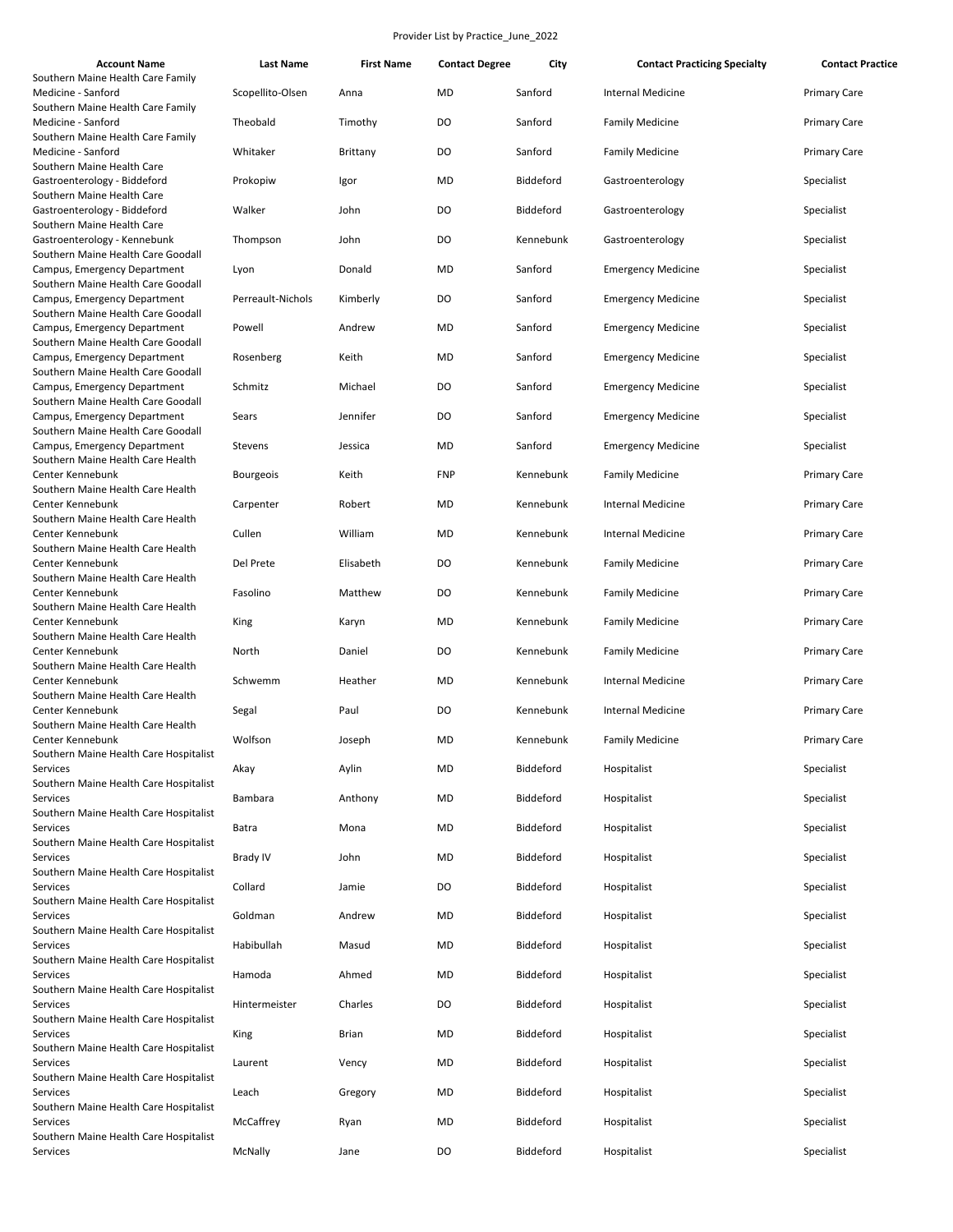Provider List by Practice_June_2022

| Account Name | Last Name | First Name | Contact Degree | City | Contact Practicing Specialty | Contact Practice |
|---|---|---|---|---|---|---|
| Southern Maine Health Care Family Medicine - Sanford | Scopellito-Olsen | Anna | MD | Sanford | Internal Medicine | Primary Care |
| Southern Maine Health Care Family Medicine - Sanford | Theobald | Timothy | DO | Sanford | Family Medicine | Primary Care |
| Southern Maine Health Care Family Medicine - Sanford | Whitaker | Brittany | DO | Sanford | Family Medicine | Primary Care |
| Southern Maine Health Care Gastroenterology - Biddeford | Prokopiw | Igor | MD | Biddeford | Gastroenterology | Specialist |
| Southern Maine Health Care Gastroenterology - Biddeford | Walker | John | DO | Biddeford | Gastroenterology | Specialist |
| Southern Maine Health Care Gastroenterology - Kennebunk | Thompson | John | DO | Kennebunk | Gastroenterology | Specialist |
| Southern Maine Health Care Goodall Campus, Emergency Department | Lyon | Donald | MD | Sanford | Emergency Medicine | Specialist |
| Southern Maine Health Care Goodall Campus, Emergency Department | Perreault-Nichols | Kimberly | DO | Sanford | Emergency Medicine | Specialist |
| Southern Maine Health Care Goodall Campus, Emergency Department | Powell | Andrew | MD | Sanford | Emergency Medicine | Specialist |
| Southern Maine Health Care Goodall Campus, Emergency Department | Rosenberg | Keith | MD | Sanford | Emergency Medicine | Specialist |
| Southern Maine Health Care Goodall Campus, Emergency Department | Schmitz | Michael | DO | Sanford | Emergency Medicine | Specialist |
| Southern Maine Health Care Goodall Campus, Emergency Department | Sears | Jennifer | DO | Sanford | Emergency Medicine | Specialist |
| Southern Maine Health Care Goodall Campus, Emergency Department | Stevens | Jessica | MD | Sanford | Emergency Medicine | Specialist |
| Southern Maine Health Care Health Center Kennebunk | Bourgeois | Keith | FNP | Kennebunk | Family Medicine | Primary Care |
| Southern Maine Health Care Health Center Kennebunk | Carpenter | Robert | MD | Kennebunk | Internal Medicine | Primary Care |
| Southern Maine Health Care Health Center Kennebunk | Cullen | William | MD | Kennebunk | Internal Medicine | Primary Care |
| Southern Maine Health Care Health Center Kennebunk | Del Prete | Elisabeth | DO | Kennebunk | Family Medicine | Primary Care |
| Southern Maine Health Care Health Center Kennebunk | Fasolino | Matthew | DO | Kennebunk | Family Medicine | Primary Care |
| Southern Maine Health Care Health Center Kennebunk | King | Karyn | MD | Kennebunk | Family Medicine | Primary Care |
| Southern Maine Health Care Health Center Kennebunk | North | Daniel | DO | Kennebunk | Family Medicine | Primary Care |
| Southern Maine Health Care Health Center Kennebunk | Schwemm | Heather | MD | Kennebunk | Internal Medicine | Primary Care |
| Southern Maine Health Care Health Center Kennebunk | Segal | Paul | DO | Kennebunk | Internal Medicine | Primary Care |
| Southern Maine Health Care Health Center Kennebunk | Wolfson | Joseph | MD | Kennebunk | Family Medicine | Primary Care |
| Southern Maine Health Care Hospitalist Services | Akay | Aylin | MD | Biddeford | Hospitalist | Specialist |
| Southern Maine Health Care Hospitalist Services | Bambara | Anthony | MD | Biddeford | Hospitalist | Specialist |
| Southern Maine Health Care Hospitalist Services | Batra | Mona | MD | Biddeford | Hospitalist | Specialist |
| Southern Maine Health Care Hospitalist Services | Brady IV | John | MD | Biddeford | Hospitalist | Specialist |
| Southern Maine Health Care Hospitalist Services | Collard | Jamie | DO | Biddeford | Hospitalist | Specialist |
| Southern Maine Health Care Hospitalist Services | Goldman | Andrew | MD | Biddeford | Hospitalist | Specialist |
| Southern Maine Health Care Hospitalist Services | Habibullah | Masud | MD | Biddeford | Hospitalist | Specialist |
| Southern Maine Health Care Hospitalist Services | Hamoda | Ahmed | MD | Biddeford | Hospitalist | Specialist |
| Southern Maine Health Care Hospitalist Services | Hintermeister | Charles | DO | Biddeford | Hospitalist | Specialist |
| Southern Maine Health Care Hospitalist Services | King | Brian | MD | Biddeford | Hospitalist | Specialist |
| Southern Maine Health Care Hospitalist Services | Laurent | Vency | MD | Biddeford | Hospitalist | Specialist |
| Southern Maine Health Care Hospitalist Services | Leach | Gregory | MD | Biddeford | Hospitalist | Specialist |
| Southern Maine Health Care Hospitalist Services | McCaffrey | Ryan | MD | Biddeford | Hospitalist | Specialist |
| Southern Maine Health Care Hospitalist Services | McNally | Jane | DO | Biddeford | Hospitalist | Specialist |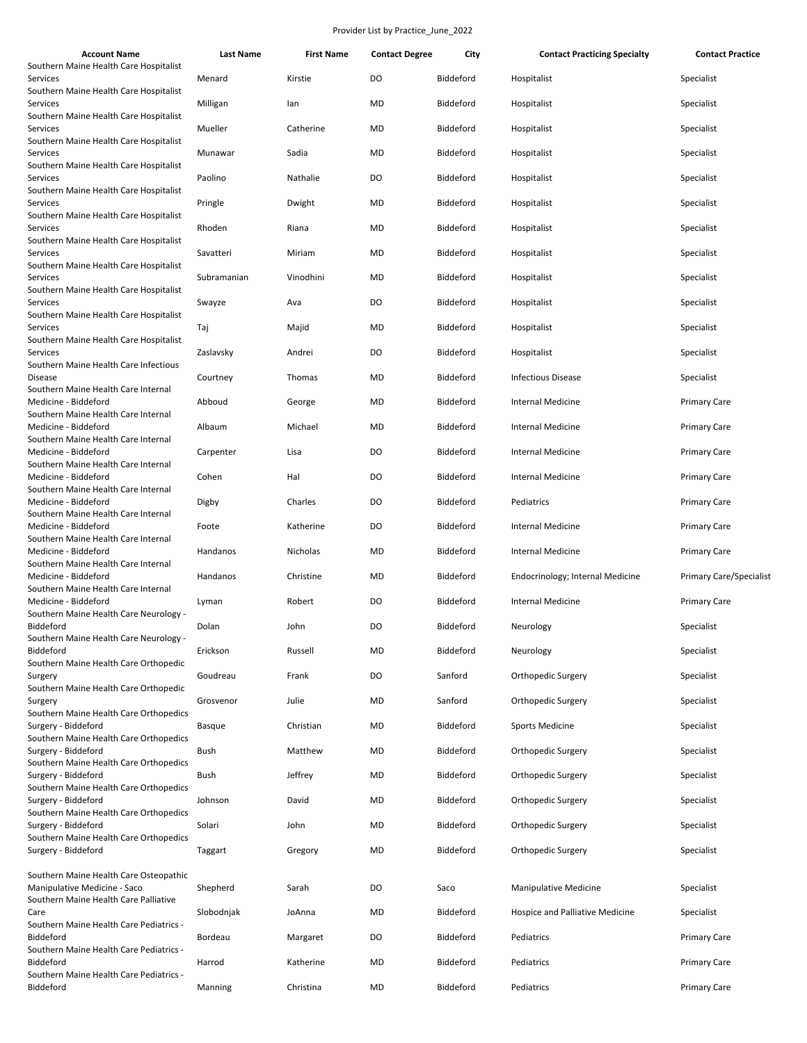Provider List by Practice_June_2022

| Account Name | Last Name | First Name | Contact Degree | City | Contact Practicing Specialty | Contact Practice |
|---|---|---|---|---|---|---|
| Southern Maine Health Care Hospitalist Services | Menard | Kirstie | DO | Biddeford | Hospitalist | Specialist |
| Southern Maine Health Care Hospitalist Services | Milligan | Ian | MD | Biddeford | Hospitalist | Specialist |
| Southern Maine Health Care Hospitalist Services | Mueller | Catherine | MD | Biddeford | Hospitalist | Specialist |
| Southern Maine Health Care Hospitalist Services | Munawar | Sadia | MD | Biddeford | Hospitalist | Specialist |
| Southern Maine Health Care Hospitalist Services | Paolino | Nathalie | DO | Biddeford | Hospitalist | Specialist |
| Southern Maine Health Care Hospitalist Services | Pringle | Dwight | MD | Biddeford | Hospitalist | Specialist |
| Southern Maine Health Care Hospitalist Services | Rhoden | Riana | MD | Biddeford | Hospitalist | Specialist |
| Southern Maine Health Care Hospitalist Services | Savatteri | Miriam | MD | Biddeford | Hospitalist | Specialist |
| Southern Maine Health Care Hospitalist Services | Subramanian | Vinodhini | MD | Biddeford | Hospitalist | Specialist |
| Southern Maine Health Care Hospitalist Services | Swayze | Ava | DO | Biddeford | Hospitalist | Specialist |
| Southern Maine Health Care Hospitalist Services | Taj | Majid | MD | Biddeford | Hospitalist | Specialist |
| Southern Maine Health Care Hospitalist Services | Zaslavsky | Andrei | DO | Biddeford | Hospitalist | Specialist |
| Southern Maine Health Care Infectious Disease | Courtney | Thomas | MD | Biddeford | Infectious Disease | Specialist |
| Southern Maine Health Care Internal Medicine - Biddeford | Abboud | George | MD | Biddeford | Internal Medicine | Primary Care |
| Southern Maine Health Care Internal Medicine - Biddeford | Albaum | Michael | MD | Biddeford | Internal Medicine | Primary Care |
| Southern Maine Health Care Internal Medicine - Biddeford | Carpenter | Lisa | DO | Biddeford | Internal Medicine | Primary Care |
| Southern Maine Health Care Internal Medicine - Biddeford | Cohen | Hal | DO | Biddeford | Internal Medicine | Primary Care |
| Southern Maine Health Care Internal Medicine - Biddeford | Digby | Charles | DO | Biddeford | Pediatrics | Primary Care |
| Southern Maine Health Care Internal Medicine - Biddeford | Foote | Katherine | DO | Biddeford | Internal Medicine | Primary Care |
| Southern Maine Health Care Internal Medicine - Biddeford | Handanos | Nicholas | MD | Biddeford | Internal Medicine | Primary Care |
| Southern Maine Health Care Internal Medicine - Biddeford | Handanos | Christine | MD | Biddeford | Endocrinology; Internal Medicine | Primary Care/Specialist |
| Southern Maine Health Care Internal Medicine - Biddeford | Lyman | Robert | DO | Biddeford | Internal Medicine | Primary Care |
| Southern Maine Health Care Neurology - Biddeford | Dolan | John | DO | Biddeford | Neurology | Specialist |
| Southern Maine Health Care Neurology - Biddeford | Erickson | Russell | MD | Biddeford | Neurology | Specialist |
| Southern Maine Health Care Orthopedic Surgery | Goudreau | Frank | DO | Sanford | Orthopedic Surgery | Specialist |
| Southern Maine Health Care Orthopedic Surgery | Grosvenor | Julie | MD | Sanford | Orthopedic Surgery | Specialist |
| Southern Maine Health Care Orthopedics Surgery - Biddeford | Basque | Christian | MD | Biddeford | Sports Medicine | Specialist |
| Southern Maine Health Care Orthopedics Surgery - Biddeford | Bush | Matthew | MD | Biddeford | Orthopedic Surgery | Specialist |
| Southern Maine Health Care Orthopedics Surgery - Biddeford | Bush | Jeffrey | MD | Biddeford | Orthopedic Surgery | Specialist |
| Southern Maine Health Care Orthopedics Surgery - Biddeford | Johnson | David | MD | Biddeford | Orthopedic Surgery | Specialist |
| Southern Maine Health Care Orthopedics Surgery - Biddeford | Solari | John | MD | Biddeford | Orthopedic Surgery | Specialist |
| Southern Maine Health Care Orthopedics Surgery - Biddeford | Taggart | Gregory | MD | Biddeford | Orthopedic Surgery | Specialist |
| Southern Maine Health Care Osteopathic Manipulative Medicine - Saco | Shepherd | Sarah | DO | Saco | Manipulative Medicine | Specialist |
| Southern Maine Health Care Palliative Care | Slobodnjak | JoAnna | MD | Biddeford | Hospice and Palliative Medicine | Specialist |
| Southern Maine Health Care Pediatrics - Biddeford | Bordeau | Margaret | DO | Biddeford | Pediatrics | Primary Care |
| Southern Maine Health Care Pediatrics - Biddeford | Harrod | Katherine | MD | Biddeford | Pediatrics | Primary Care |
| Southern Maine Health Care Pediatrics - Biddeford | Manning | Christina | MD | Biddeford | Pediatrics | Primary Care |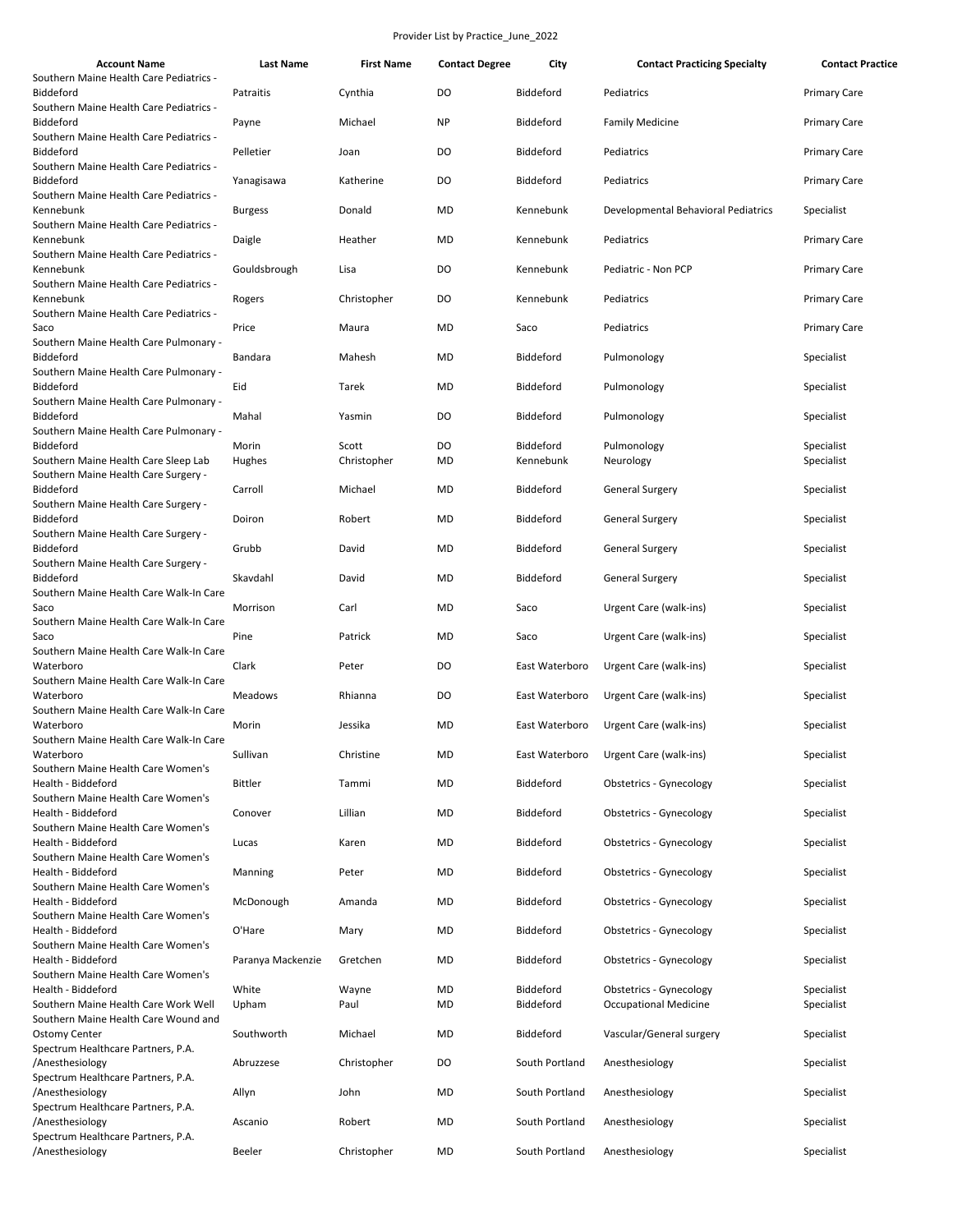Provider List by Practice_June_2022

| Account Name | Last Name | First Name | Contact Degree | City | Contact Practicing Specialty | Contact Practice |
|---|---|---|---|---|---|---|
| Southern Maine Health Care Pediatrics - Biddeford | Patraitis | Cynthia | DO | Biddeford | Pediatrics | Primary Care |
| Southern Maine Health Care Pediatrics - Biddeford | Payne | Michael | NP | Biddeford | Family Medicine | Primary Care |
| Southern Maine Health Care Pediatrics - Biddeford | Pelletier | Joan | DO | Biddeford | Pediatrics | Primary Care |
| Southern Maine Health Care Pediatrics - Biddeford | Yanagisawa | Katherine | DO | Biddeford | Pediatrics | Primary Care |
| Southern Maine Health Care Pediatrics - Kennebunk | Burgess | Donald | MD | Kennebunk | Developmental Behavioral Pediatrics | Specialist |
| Southern Maine Health Care Pediatrics - Kennebunk | Daigle | Heather | MD | Kennebunk | Pediatrics | Primary Care |
| Southern Maine Health Care Pediatrics - Kennebunk | Gouldsbrough | Lisa | DO | Kennebunk | Pediatric - Non PCP | Primary Care |
| Southern Maine Health Care Pediatrics - Kennebunk | Rogers | Christopher | DO | Kennebunk | Pediatrics | Primary Care |
| Southern Maine Health Care Pediatrics - Saco | Price | Maura | MD | Saco | Pediatrics | Primary Care |
| Southern Maine Health Care Pulmonary - Biddeford | Bandara | Mahesh | MD | Biddeford | Pulmonology | Specialist |
| Southern Maine Health Care Pulmonary - Biddeford | Eid | Tarek | MD | Biddeford | Pulmonology | Specialist |
| Southern Maine Health Care Pulmonary - Biddeford | Mahal | Yasmin | DO | Biddeford | Pulmonology | Specialist |
| Southern Maine Health Care Pulmonary - Biddeford | Morin | Scott | DO | Biddeford | Pulmonology | Specialist |
| Southern Maine Health Care Sleep Lab | Hughes | Christopher | MD | Kennebunk | Neurology | Specialist |
| Southern Maine Health Care Surgery - Biddeford | Carroll | Michael | MD | Biddeford | General Surgery | Specialist |
| Southern Maine Health Care Surgery - Biddeford | Doiron | Robert | MD | Biddeford | General Surgery | Specialist |
| Southern Maine Health Care Surgery - Biddeford | Grubb | David | MD | Biddeford | General Surgery | Specialist |
| Southern Maine Health Care Surgery - Biddeford | Skavdahl | David | MD | Biddeford | General Surgery | Specialist |
| Southern Maine Health Care Walk-In Care Saco | Morrison | Carl | MD | Saco | Urgent Care (walk-ins) | Specialist |
| Southern Maine Health Care Walk-In Care Saco | Pine | Patrick | MD | Saco | Urgent Care (walk-ins) | Specialist |
| Southern Maine Health Care Walk-In Care Waterboro | Clark | Peter | DO | East Waterboro | Urgent Care (walk-ins) | Specialist |
| Southern Maine Health Care Walk-In Care Waterboro | Meadows | Rhianna | DO | East Waterboro | Urgent Care (walk-ins) | Specialist |
| Southern Maine Health Care Walk-In Care Waterboro | Morin | Jessika | MD | East Waterboro | Urgent Care (walk-ins) | Specialist |
| Southern Maine Health Care Walk-In Care Waterboro | Sullivan | Christine | MD | East Waterboro | Urgent Care (walk-ins) | Specialist |
| Southern Maine Health Care Women's Health - Biddeford | Bittler | Tammi | MD | Biddeford | Obstetrics - Gynecology | Specialist |
| Southern Maine Health Care Women's Health - Biddeford | Conover | Lillian | MD | Biddeford | Obstetrics - Gynecology | Specialist |
| Southern Maine Health Care Women's Health - Biddeford | Lucas | Karen | MD | Biddeford | Obstetrics - Gynecology | Specialist |
| Southern Maine Health Care Women's Health - Biddeford | Manning | Peter | MD | Biddeford | Obstetrics - Gynecology | Specialist |
| Southern Maine Health Care Women's Health - Biddeford | McDonough | Amanda | MD | Biddeford | Obstetrics - Gynecology | Specialist |
| Southern Maine Health Care Women's Health - Biddeford | O'Hare | Mary | MD | Biddeford | Obstetrics - Gynecology | Specialist |
| Southern Maine Health Care Women's Health - Biddeford | Paranya Mackenzie | Gretchen | MD | Biddeford | Obstetrics - Gynecology | Specialist |
| Southern Maine Health Care Women's Health - Biddeford | White | Wayne | MD | Biddeford | Obstetrics - Gynecology | Specialist |
| Southern Maine Health Care Work Well | Upham | Paul | MD | Biddeford | Occupational Medicine | Specialist |
| Southern Maine Health Care Wound and Ostomy Center | Southworth | Michael | MD | Biddeford | Vascular/General surgery | Specialist |
| Spectrum Healthcare Partners, P.A. /Anesthesiology | Abruzzese | Christopher | DO | South Portland | Anesthesiology | Specialist |
| Spectrum Healthcare Partners, P.A. /Anesthesiology | Allyn | John | MD | South Portland | Anesthesiology | Specialist |
| Spectrum Healthcare Partners, P.A. /Anesthesiology | Ascanio | Robert | MD | South Portland | Anesthesiology | Specialist |
| Spectrum Healthcare Partners, P.A. /Anesthesiology | Beeler | Christopher | MD | South Portland | Anesthesiology | Specialist |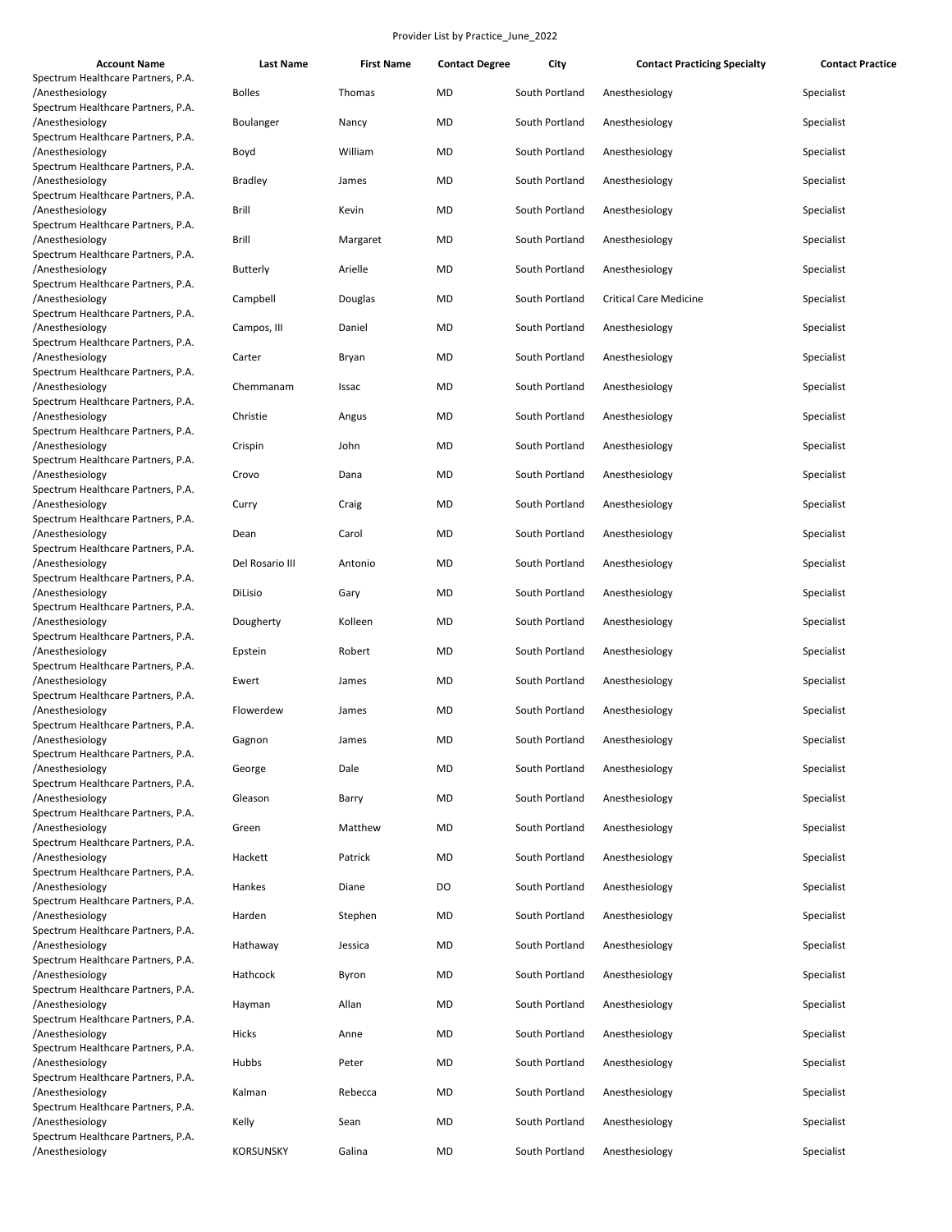Provider List by Practice_June_2022

| Account Name | Last Name | First Name | Contact Degree | City | Contact Practicing Specialty | Contact Practice |
|---|---|---|---|---|---|---|
| Spectrum Healthcare Partners, P.A. /Anesthesiology | Bolles | Thomas | MD | South Portland | Anesthesiology | Specialist |
| Spectrum Healthcare Partners, P.A. /Anesthesiology | Boulanger | Nancy | MD | South Portland | Anesthesiology | Specialist |
| Spectrum Healthcare Partners, P.A. /Anesthesiology | Boyd | William | MD | South Portland | Anesthesiology | Specialist |
| Spectrum Healthcare Partners, P.A. /Anesthesiology | Bradley | James | MD | South Portland | Anesthesiology | Specialist |
| Spectrum Healthcare Partners, P.A. /Anesthesiology | Brill | Kevin | MD | South Portland | Anesthesiology | Specialist |
| Spectrum Healthcare Partners, P.A. /Anesthesiology | Brill | Margaret | MD | South Portland | Anesthesiology | Specialist |
| Spectrum Healthcare Partners, P.A. /Anesthesiology | Butterly | Arielle | MD | South Portland | Anesthesiology | Specialist |
| Spectrum Healthcare Partners, P.A. /Anesthesiology | Campbell | Douglas | MD | South Portland | Critical Care Medicine | Specialist |
| Spectrum Healthcare Partners, P.A. /Anesthesiology | Campos, III | Daniel | MD | South Portland | Anesthesiology | Specialist |
| Spectrum Healthcare Partners, P.A. /Anesthesiology | Carter | Bryan | MD | South Portland | Anesthesiology | Specialist |
| Spectrum Healthcare Partners, P.A. /Anesthesiology | Chemmanam | Issac | MD | South Portland | Anesthesiology | Specialist |
| Spectrum Healthcare Partners, P.A. /Anesthesiology | Christie | Angus | MD | South Portland | Anesthesiology | Specialist |
| Spectrum Healthcare Partners, P.A. /Anesthesiology | Crispin | John | MD | South Portland | Anesthesiology | Specialist |
| Spectrum Healthcare Partners, P.A. /Anesthesiology | Crovo | Dana | MD | South Portland | Anesthesiology | Specialist |
| Spectrum Healthcare Partners, P.A. /Anesthesiology | Curry | Craig | MD | South Portland | Anesthesiology | Specialist |
| Spectrum Healthcare Partners, P.A. /Anesthesiology | Dean | Carol | MD | South Portland | Anesthesiology | Specialist |
| Spectrum Healthcare Partners, P.A. /Anesthesiology | Del Rosario III | Antonio | MD | South Portland | Anesthesiology | Specialist |
| Spectrum Healthcare Partners, P.A. /Anesthesiology | DiLisio | Gary | MD | South Portland | Anesthesiology | Specialist |
| Spectrum Healthcare Partners, P.A. /Anesthesiology | Dougherty | Kolleen | MD | South Portland | Anesthesiology | Specialist |
| Spectrum Healthcare Partners, P.A. /Anesthesiology | Epstein | Robert | MD | South Portland | Anesthesiology | Specialist |
| Spectrum Healthcare Partners, P.A. /Anesthesiology | Ewert | James | MD | South Portland | Anesthesiology | Specialist |
| Spectrum Healthcare Partners, P.A. /Anesthesiology | Flowerdew | James | MD | South Portland | Anesthesiology | Specialist |
| Spectrum Healthcare Partners, P.A. /Anesthesiology | Gagnon | James | MD | South Portland | Anesthesiology | Specialist |
| Spectrum Healthcare Partners, P.A. /Anesthesiology | George | Dale | MD | South Portland | Anesthesiology | Specialist |
| Spectrum Healthcare Partners, P.A. /Anesthesiology | Gleason | Barry | MD | South Portland | Anesthesiology | Specialist |
| Spectrum Healthcare Partners, P.A. /Anesthesiology | Green | Matthew | MD | South Portland | Anesthesiology | Specialist |
| Spectrum Healthcare Partners, P.A. /Anesthesiology | Hackett | Patrick | MD | South Portland | Anesthesiology | Specialist |
| Spectrum Healthcare Partners, P.A. /Anesthesiology | Hankes | Diane | DO | South Portland | Anesthesiology | Specialist |
| Spectrum Healthcare Partners, P.A. /Anesthesiology | Harden | Stephen | MD | South Portland | Anesthesiology | Specialist |
| Spectrum Healthcare Partners, P.A. /Anesthesiology | Hathaway | Jessica | MD | South Portland | Anesthesiology | Specialist |
| Spectrum Healthcare Partners, P.A. /Anesthesiology | Hathcock | Byron | MD | South Portland | Anesthesiology | Specialist |
| Spectrum Healthcare Partners, P.A. /Anesthesiology | Hayman | Allan | MD | South Portland | Anesthesiology | Specialist |
| Spectrum Healthcare Partners, P.A. /Anesthesiology | Hicks | Anne | MD | South Portland | Anesthesiology | Specialist |
| Spectrum Healthcare Partners, P.A. /Anesthesiology | Hubbs | Peter | MD | South Portland | Anesthesiology | Specialist |
| Spectrum Healthcare Partners, P.A. /Anesthesiology | Kalman | Rebecca | MD | South Portland | Anesthesiology | Specialist |
| Spectrum Healthcare Partners, P.A. /Anesthesiology | Kelly | Sean | MD | South Portland | Anesthesiology | Specialist |
| Spectrum Healthcare Partners, P.A. /Anesthesiology | KORSUNSKY | Galina | MD | South Portland | Anesthesiology | Specialist |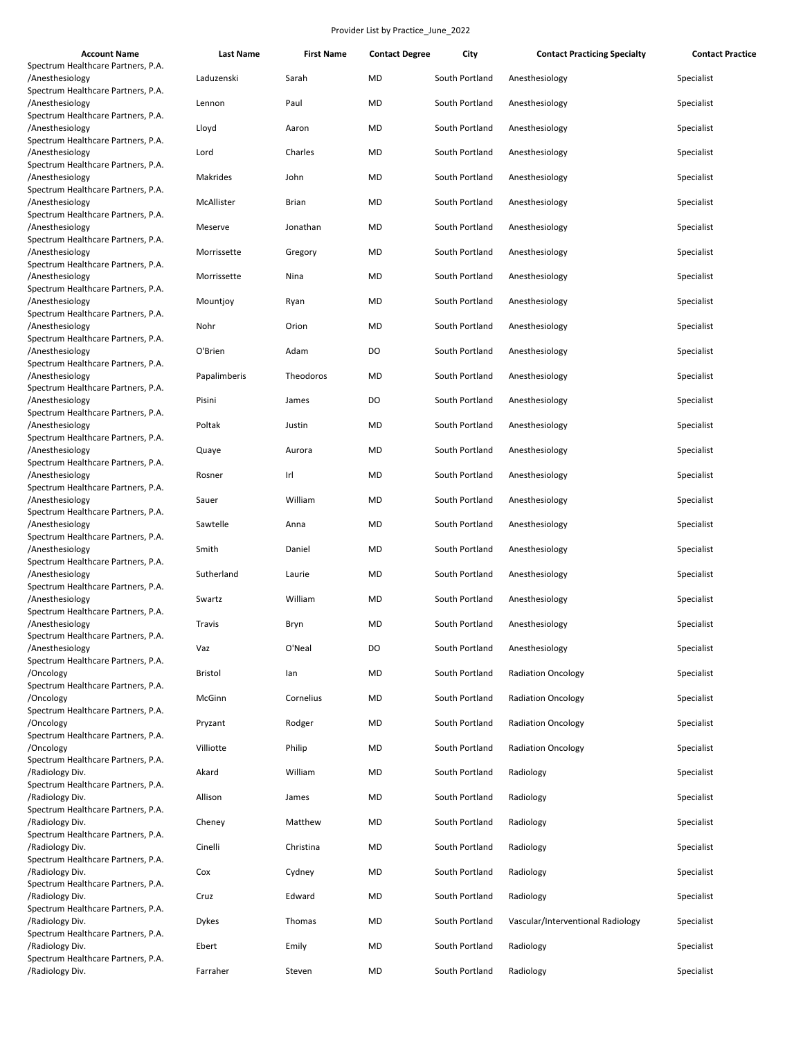Provider List by Practice_June_2022

| Account Name | Last Name | First Name | Contact Degree | City | Contact Practicing Specialty | Contact Practice |
| --- | --- | --- | --- | --- | --- | --- |
| Spectrum Healthcare Partners, P.A. /Anesthesiology | Laduzenski | Sarah | MD | South Portland | Anesthesiology | Specialist |
| Spectrum Healthcare Partners, P.A. /Anesthesiology | Lennon | Paul | MD | South Portland | Anesthesiology | Specialist |
| Spectrum Healthcare Partners, P.A. /Anesthesiology | Lloyd | Aaron | MD | South Portland | Anesthesiology | Specialist |
| Spectrum Healthcare Partners, P.A. /Anesthesiology | Lord | Charles | MD | South Portland | Anesthesiology | Specialist |
| Spectrum Healthcare Partners, P.A. /Anesthesiology | Makrides | John | MD | South Portland | Anesthesiology | Specialist |
| Spectrum Healthcare Partners, P.A. /Anesthesiology | McAllister | Brian | MD | South Portland | Anesthesiology | Specialist |
| Spectrum Healthcare Partners, P.A. /Anesthesiology | Meserve | Jonathan | MD | South Portland | Anesthesiology | Specialist |
| Spectrum Healthcare Partners, P.A. /Anesthesiology | Morrissette | Gregory | MD | South Portland | Anesthesiology | Specialist |
| Spectrum Healthcare Partners, P.A. /Anesthesiology | Morrissette | Nina | MD | South Portland | Anesthesiology | Specialist |
| Spectrum Healthcare Partners, P.A. /Anesthesiology | Mountjoy | Ryan | MD | South Portland | Anesthesiology | Specialist |
| Spectrum Healthcare Partners, P.A. /Anesthesiology | Nohr | Orion | MD | South Portland | Anesthesiology | Specialist |
| Spectrum Healthcare Partners, P.A. /Anesthesiology | O'Brien | Adam | DO | South Portland | Anesthesiology | Specialist |
| Spectrum Healthcare Partners, P.A. /Anesthesiology | Papalimberis | Theodoros | MD | South Portland | Anesthesiology | Specialist |
| Spectrum Healthcare Partners, P.A. /Anesthesiology | Pisini | James | DO | South Portland | Anesthesiology | Specialist |
| Spectrum Healthcare Partners, P.A. /Anesthesiology | Poltak | Justin | MD | South Portland | Anesthesiology | Specialist |
| Spectrum Healthcare Partners, P.A. /Anesthesiology | Quaye | Aurora | MD | South Portland | Anesthesiology | Specialist |
| Spectrum Healthcare Partners, P.A. /Anesthesiology | Rosner | Irl | MD | South Portland | Anesthesiology | Specialist |
| Spectrum Healthcare Partners, P.A. /Anesthesiology | Sauer | William | MD | South Portland | Anesthesiology | Specialist |
| Spectrum Healthcare Partners, P.A. /Anesthesiology | Sawtelle | Anna | MD | South Portland | Anesthesiology | Specialist |
| Spectrum Healthcare Partners, P.A. /Anesthesiology | Smith | Daniel | MD | South Portland | Anesthesiology | Specialist |
| Spectrum Healthcare Partners, P.A. /Anesthesiology | Sutherland | Laurie | MD | South Portland | Anesthesiology | Specialist |
| Spectrum Healthcare Partners, P.A. /Anesthesiology | Swartz | William | MD | South Portland | Anesthesiology | Specialist |
| Spectrum Healthcare Partners, P.A. /Anesthesiology | Travis | Bryn | MD | South Portland | Anesthesiology | Specialist |
| Spectrum Healthcare Partners, P.A. /Anesthesiology | Vaz | O'Neal | DO | South Portland | Anesthesiology | Specialist |
| Spectrum Healthcare Partners, P.A. /Oncology | Bristol | Ian | MD | South Portland | Radiation Oncology | Specialist |
| Spectrum Healthcare Partners, P.A. /Oncology | McGinn | Cornelius | MD | South Portland | Radiation Oncology | Specialist |
| Spectrum Healthcare Partners, P.A. /Oncology | Pryzant | Rodger | MD | South Portland | Radiation Oncology | Specialist |
| Spectrum Healthcare Partners, P.A. /Oncology | Villiotte | Philip | MD | South Portland | Radiation Oncology | Specialist |
| Spectrum Healthcare Partners, P.A. /Radiology Div. | Akard | William | MD | South Portland | Radiology | Specialist |
| Spectrum Healthcare Partners, P.A. /Radiology Div. | Allison | James | MD | South Portland | Radiology | Specialist |
| Spectrum Healthcare Partners, P.A. /Radiology Div. | Cheney | Matthew | MD | South Portland | Radiology | Specialist |
| Spectrum Healthcare Partners, P.A. /Radiology Div. | Cinelli | Christina | MD | South Portland | Radiology | Specialist |
| Spectrum Healthcare Partners, P.A. /Radiology Div. | Cox | Cydney | MD | South Portland | Radiology | Specialist |
| Spectrum Healthcare Partners, P.A. /Radiology Div. | Cruz | Edward | MD | South Portland | Radiology | Specialist |
| Spectrum Healthcare Partners, P.A. /Radiology Div. | Dykes | Thomas | MD | South Portland | Vascular/Interventional Radiology | Specialist |
| Spectrum Healthcare Partners, P.A. /Radiology Div. | Ebert | Emily | MD | South Portland | Radiology | Specialist |
| Spectrum Healthcare Partners, P.A. /Radiology Div. | Farraher | Steven | MD | South Portland | Radiology | Specialist |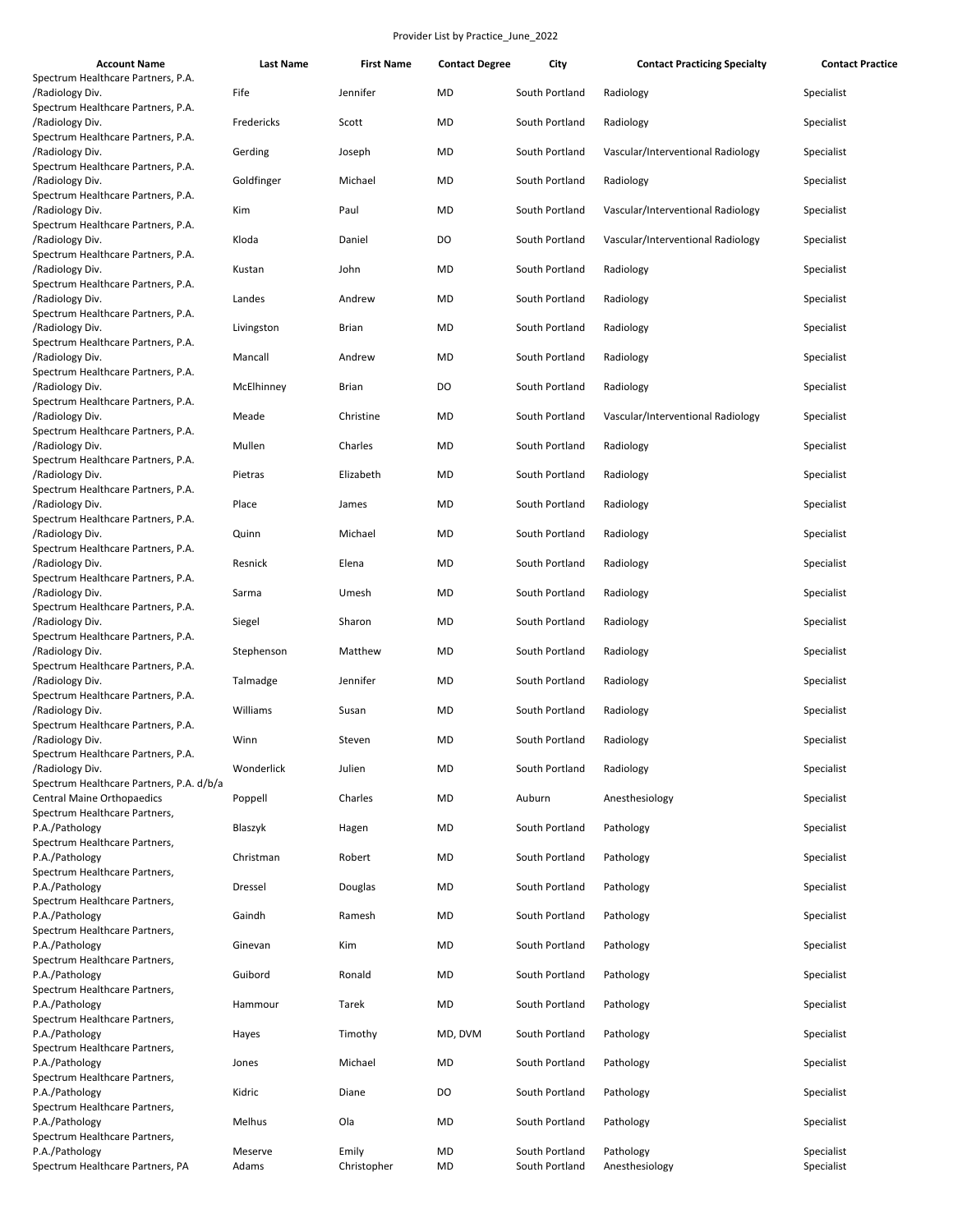Provider List by Practice_June_2022

| Account Name | Last Name | First Name | Contact Degree | City | Contact Practicing Specialty | Contact Practice |
|---|---|---|---|---|---|---|
| Spectrum Healthcare Partners, P.A. /Radiology Div. | Fife | Jennifer | MD | South Portland | Radiology | Specialist |
| Spectrum Healthcare Partners, P.A. /Radiology Div. | Fredericks | Scott | MD | South Portland | Radiology | Specialist |
| Spectrum Healthcare Partners, P.A. /Radiology Div. | Gerding | Joseph | MD | South Portland | Vascular/Interventional Radiology | Specialist |
| Spectrum Healthcare Partners, P.A. /Radiology Div. | Goldfinger | Michael | MD | South Portland | Radiology | Specialist |
| Spectrum Healthcare Partners, P.A. /Radiology Div. | Kim | Paul | MD | South Portland | Vascular/Interventional Radiology | Specialist |
| Spectrum Healthcare Partners, P.A. /Radiology Div. | Kloda | Daniel | DO | South Portland | Vascular/Interventional Radiology | Specialist |
| Spectrum Healthcare Partners, P.A. /Radiology Div. | Kustan | John | MD | South Portland | Radiology | Specialist |
| Spectrum Healthcare Partners, P.A. /Radiology Div. | Landes | Andrew | MD | South Portland | Radiology | Specialist |
| Spectrum Healthcare Partners, P.A. /Radiology Div. | Livingston | Brian | MD | South Portland | Radiology | Specialist |
| Spectrum Healthcare Partners, P.A. /Radiology Div. | Mancall | Andrew | MD | South Portland | Radiology | Specialist |
| Spectrum Healthcare Partners, P.A. /Radiology Div. | McElhinney | Brian | DO | South Portland | Radiology | Specialist |
| Spectrum Healthcare Partners, P.A. /Radiology Div. | Meade | Christine | MD | South Portland | Vascular/Interventional Radiology | Specialist |
| Spectrum Healthcare Partners, P.A. /Radiology Div. | Mullen | Charles | MD | South Portland | Radiology | Specialist |
| Spectrum Healthcare Partners, P.A. /Radiology Div. | Pietras | Elizabeth | MD | South Portland | Radiology | Specialist |
| Spectrum Healthcare Partners, P.A. /Radiology Div. | Place | James | MD | South Portland | Radiology | Specialist |
| Spectrum Healthcare Partners, P.A. /Radiology Div. | Quinn | Michael | MD | South Portland | Radiology | Specialist |
| Spectrum Healthcare Partners, P.A. /Radiology Div. | Resnick | Elena | MD | South Portland | Radiology | Specialist |
| Spectrum Healthcare Partners, P.A. /Radiology Div. | Sarma | Umesh | MD | South Portland | Radiology | Specialist |
| Spectrum Healthcare Partners, P.A. /Radiology Div. | Siegel | Sharon | MD | South Portland | Radiology | Specialist |
| Spectrum Healthcare Partners, P.A. /Radiology Div. | Stephenson | Matthew | MD | South Portland | Radiology | Specialist |
| Spectrum Healthcare Partners, P.A. /Radiology Div. | Talmadge | Jennifer | MD | South Portland | Radiology | Specialist |
| Spectrum Healthcare Partners, P.A. /Radiology Div. | Williams | Susan | MD | South Portland | Radiology | Specialist |
| Spectrum Healthcare Partners, P.A. /Radiology Div. | Winn | Steven | MD | South Portland | Radiology | Specialist |
| Spectrum Healthcare Partners, P.A. /Radiology Div. | Wonderlick | Julien | MD | South Portland | Radiology | Specialist |
| Spectrum Healthcare Partners, P.A. d/b/a Central Maine Orthopaedics | Poppell | Charles | MD | Auburn | Anesthesiology | Specialist |
| Spectrum Healthcare Partners, P.A./Pathology | Blaszyk | Hagen | MD | South Portland | Pathology | Specialist |
| Spectrum Healthcare Partners, P.A./Pathology | Christman | Robert | MD | South Portland | Pathology | Specialist |
| Spectrum Healthcare Partners, P.A./Pathology | Dressel | Douglas | MD | South Portland | Pathology | Specialist |
| Spectrum Healthcare Partners, P.A./Pathology | Gaindh | Ramesh | MD | South Portland | Pathology | Specialist |
| Spectrum Healthcare Partners, P.A./Pathology | Ginevan | Kim | MD | South Portland | Pathology | Specialist |
| Spectrum Healthcare Partners, P.A./Pathology | Guibord | Ronald | MD | South Portland | Pathology | Specialist |
| Spectrum Healthcare Partners, P.A./Pathology | Hammour | Tarek | MD | South Portland | Pathology | Specialist |
| Spectrum Healthcare Partners, P.A./Pathology | Hayes | Timothy | MD, DVM | South Portland | Pathology | Specialist |
| Spectrum Healthcare Partners, P.A./Pathology | Jones | Michael | MD | South Portland | Pathology | Specialist |
| Spectrum Healthcare Partners, P.A./Pathology | Kidric | Diane | DO | South Portland | Pathology | Specialist |
| Spectrum Healthcare Partners, P.A./Pathology | Melhus | Ola | MD | South Portland | Pathology | Specialist |
| Spectrum Healthcare Partners, P.A./Pathology | Meserve | Emily | MD | South Portland | Pathology | Specialist |
| Spectrum Healthcare Partners, PA | Adams | Christopher | MD | South Portland | Anesthesiology | Specialist |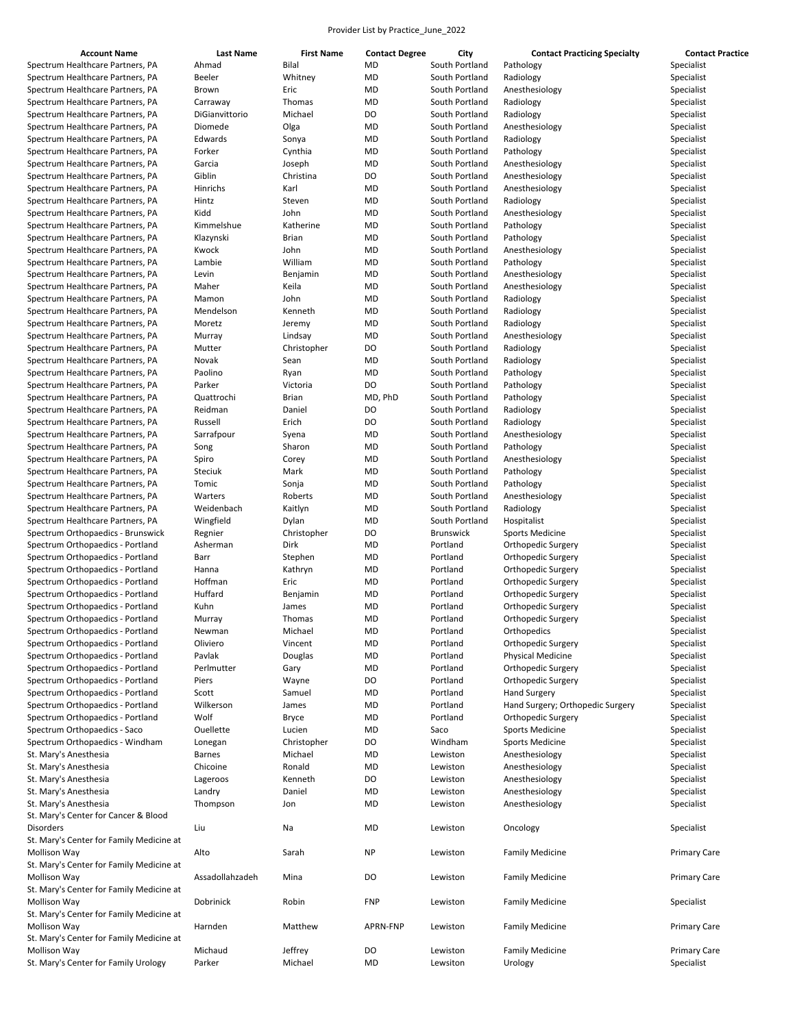Provider List by Practice_June_2022

| Account Name | Last Name | First Name | Contact Degree | City | Contact Practicing Specialty | Contact Practice |
|---|---|---|---|---|---|---|
| Spectrum Healthcare Partners, PA | Ahmad | Bilal | MD | South Portland | Pathology | Specialist |
| Spectrum Healthcare Partners, PA | Beeler | Whitney | MD | South Portland | Radiology | Specialist |
| Spectrum Healthcare Partners, PA | Brown | Eric | MD | South Portland | Anesthesiology | Specialist |
| Spectrum Healthcare Partners, PA | Carraway | Thomas | MD | South Portland | Radiology | Specialist |
| Spectrum Healthcare Partners, PA | DiGianvittorio | Michael | DO | South Portland | Radiology | Specialist |
| Spectrum Healthcare Partners, PA | Diomede | Olga | MD | South Portland | Anesthesiology | Specialist |
| Spectrum Healthcare Partners, PA | Edwards | Sonya | MD | South Portland | Radiology | Specialist |
| Spectrum Healthcare Partners, PA | Forker | Cynthia | MD | South Portland | Pathology | Specialist |
| Spectrum Healthcare Partners, PA | Garcia | Joseph | MD | South Portland | Anesthesiology | Specialist |
| Spectrum Healthcare Partners, PA | Giblin | Christina | DO | South Portland | Anesthesiology | Specialist |
| Spectrum Healthcare Partners, PA | Hinrichs | Karl | MD | South Portland | Anesthesiology | Specialist |
| Spectrum Healthcare Partners, PA | Hintz | Steven | MD | South Portland | Radiology | Specialist |
| Spectrum Healthcare Partners, PA | Kidd | John | MD | South Portland | Anesthesiology | Specialist |
| Spectrum Healthcare Partners, PA | Kimmelshue | Katherine | MD | South Portland | Pathology | Specialist |
| Spectrum Healthcare Partners, PA | Klazynski | Brian | MD | South Portland | Pathology | Specialist |
| Spectrum Healthcare Partners, PA | Kwock | John | MD | South Portland | Anesthesiology | Specialist |
| Spectrum Healthcare Partners, PA | Lambie | William | MD | South Portland | Pathology | Specialist |
| Spectrum Healthcare Partners, PA | Levin | Benjamin | MD | South Portland | Anesthesiology | Specialist |
| Spectrum Healthcare Partners, PA | Maher | Keila | MD | South Portland | Anesthesiology | Specialist |
| Spectrum Healthcare Partners, PA | Mamon | John | MD | South Portland | Radiology | Specialist |
| Spectrum Healthcare Partners, PA | Mendelson | Kenneth | MD | South Portland | Radiology | Specialist |
| Spectrum Healthcare Partners, PA | Moretz | Jeremy | MD | South Portland | Radiology | Specialist |
| Spectrum Healthcare Partners, PA | Murray | Lindsay | MD | South Portland | Anesthesiology | Specialist |
| Spectrum Healthcare Partners, PA | Mutter | Christopher | DO | South Portland | Radiology | Specialist |
| Spectrum Healthcare Partners, PA | Novak | Sean | MD | South Portland | Radiology | Specialist |
| Spectrum Healthcare Partners, PA | Paolino | Ryan | MD | South Portland | Pathology | Specialist |
| Spectrum Healthcare Partners, PA | Parker | Victoria | DO | South Portland | Pathology | Specialist |
| Spectrum Healthcare Partners, PA | Quattrochi | Brian | MD, PhD | South Portland | Pathology | Specialist |
| Spectrum Healthcare Partners, PA | Reidman | Daniel | DO | South Portland | Radiology | Specialist |
| Spectrum Healthcare Partners, PA | Russell | Erich | DO | South Portland | Radiology | Specialist |
| Spectrum Healthcare Partners, PA | Sarrafpour | Syena | MD | South Portland | Anesthesiology | Specialist |
| Spectrum Healthcare Partners, PA | Song | Sharon | MD | South Portland | Pathology | Specialist |
| Spectrum Healthcare Partners, PA | Spiro | Corey | MD | South Portland | Anesthesiology | Specialist |
| Spectrum Healthcare Partners, PA | Steciuk | Mark | MD | South Portland | Pathology | Specialist |
| Spectrum Healthcare Partners, PA | Tomic | Sonja | MD | South Portland | Pathology | Specialist |
| Spectrum Healthcare Partners, PA | Warters | Roberts | MD | South Portland | Anesthesiology | Specialist |
| Spectrum Healthcare Partners, PA | Weidenbach | Kaitlyn | MD | South Portland | Radiology | Specialist |
| Spectrum Healthcare Partners, PA | Wingfield | Dylan | MD | South Portland | Hospitalist | Specialist |
| Spectrum Orthopaedics - Brunswick | Regnier | Christopher | DO | Brunswick | Sports Medicine | Specialist |
| Spectrum Orthopaedics - Portland | Asherman | Dirk | MD | Portland | Orthopedic Surgery | Specialist |
| Spectrum Orthopaedics - Portland | Barr | Stephen | MD | Portland | Orthopedic Surgery | Specialist |
| Spectrum Orthopaedics - Portland | Hanna | Kathryn | MD | Portland | Orthopedic Surgery | Specialist |
| Spectrum Orthopaedics - Portland | Hoffman | Eric | MD | Portland | Orthopedic Surgery | Specialist |
| Spectrum Orthopaedics - Portland | Huffard | Benjamin | MD | Portland | Orthopedic Surgery | Specialist |
| Spectrum Orthopaedics - Portland | Kuhn | James | MD | Portland | Orthopedic Surgery | Specialist |
| Spectrum Orthopaedics - Portland | Murray | Thomas | MD | Portland | Orthopedic Surgery | Specialist |
| Spectrum Orthopaedics - Portland | Newman | Michael | MD | Portland | Orthopedics | Specialist |
| Spectrum Orthopaedics - Portland | Oliviero | Vincent | MD | Portland | Orthopedic Surgery | Specialist |
| Spectrum Orthopaedics - Portland | Pavlak | Douglas | MD | Portland | Physical Medicine | Specialist |
| Spectrum Orthopaedics - Portland | Perlmutter | Gary | MD | Portland | Orthopedic Surgery | Specialist |
| Spectrum Orthopaedics - Portland | Piers | Wayne | DO | Portland | Orthopedic Surgery | Specialist |
| Spectrum Orthopaedics - Portland | Scott | Samuel | MD | Portland | Hand Surgery | Specialist |
| Spectrum Orthopaedics - Portland | Wilkerson | James | MD | Portland | Hand Surgery; Orthopedic Surgery | Specialist |
| Spectrum Orthopaedics - Portland | Wolf | Bryce | MD | Portland | Orthopedic Surgery | Specialist |
| Spectrum Orthopaedics - Saco | Ouellette | Lucien | MD | Saco | Sports Medicine | Specialist |
| Spectrum Orthopaedics - Windham | Lonegan | Christopher | DO | Windham | Sports Medicine | Specialist |
| St. Mary's Anesthesia | Barnes | Michael | MD | Lewiston | Anesthesiology | Specialist |
| St. Mary's Anesthesia | Chicoine | Ronald | MD | Lewiston | Anesthesiology | Specialist |
| St. Mary's Anesthesia | Lageroos | Kenneth | DO | Lewiston | Anesthesiology | Specialist |
| St. Mary's Anesthesia | Landry | Daniel | MD | Lewiston | Anesthesiology | Specialist |
| St. Mary's Anesthesia | Thompson | Jon | MD | Lewiston | Anesthesiology | Specialist |
| St. Mary's Center for Cancer & Blood Disorders | Liu | Na | MD | Lewiston | Oncology | Specialist |
| St. Mary's Center for Family Medicine at Mollison Way | Alto | Sarah | NP | Lewiston | Family Medicine | Primary Care |
| St. Mary's Center for Family Medicine at Mollison Way | Assadollahzadeh | Mina | DO | Lewiston | Family Medicine | Primary Care |
| St. Mary's Center for Family Medicine at Mollison Way | Dobrinick | Robin | FNP | Lewiston | Family Medicine | Specialist |
| St. Mary's Center for Family Medicine at Mollison Way | Harnden | Matthew | APRN-FNP | Lewiston | Family Medicine | Primary Care |
| St. Mary's Center for Family Medicine at Mollison Way | Michaud | Jeffrey | DO | Lewiston | Family Medicine | Primary Care |
| St. Mary's Center for Family Urology | Parker | Michael | MD | Lewsiton | Urology | Specialist |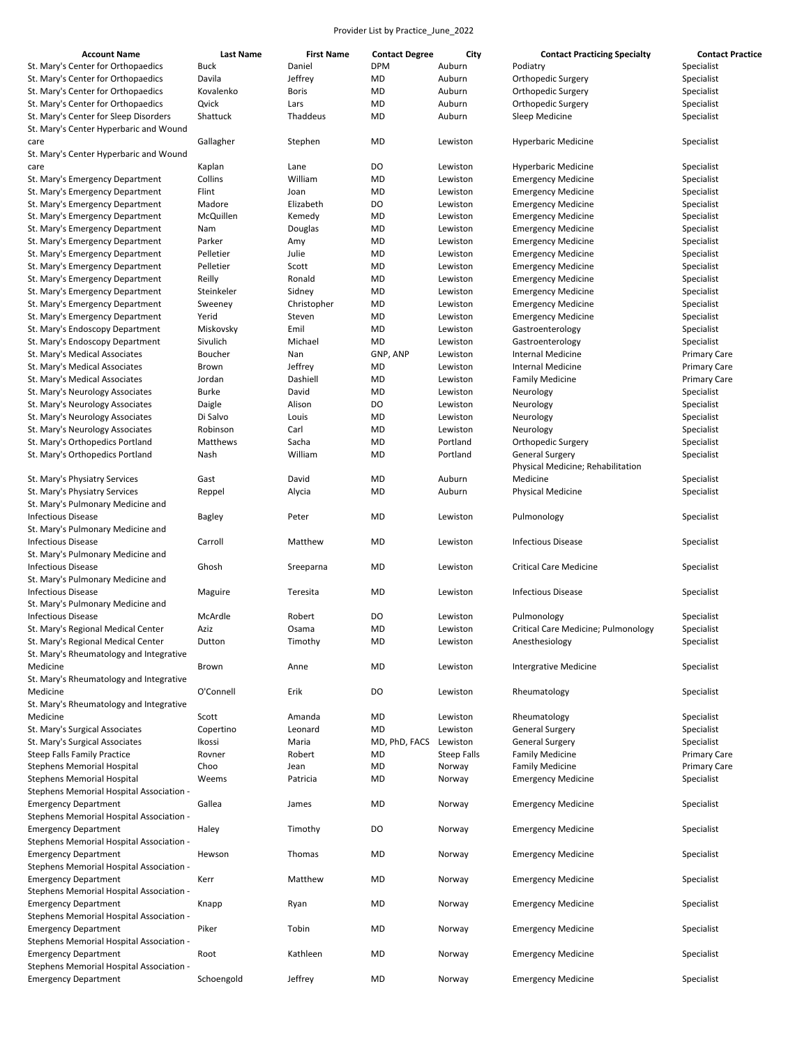Provider List by Practice_June_2022

| Account Name | Last Name | First Name | Contact Degree | City | Contact Practicing Specialty | Contact Practice |
|---|---|---|---|---|---|---|
| St. Mary's Center for Orthopaedics | Buck | Daniel | DPM | Auburn | Podiatry | Specialist |
| St. Mary's Center for Orthopaedics | Davila | Jeffrey | MD | Auburn | Orthopedic Surgery | Specialist |
| St. Mary's Center for Orthopaedics | Kovalenko | Boris | MD | Auburn | Orthopedic Surgery | Specialist |
| St. Mary's Center for Orthopaedics | Qvick | Lars | MD | Auburn | Orthopedic Surgery | Specialist |
| St. Mary's Center for Sleep Disorders | Shattuck | Thaddeus | MD | Auburn | Sleep Medicine | Specialist |
| St. Mary's Center Hyperbaric and Wound care | Gallagher | Stephen | MD | Lewiston | Hyperbaric Medicine | Specialist |
| St. Mary's Center Hyperbaric and Wound care | Kaplan | Lane | DO | Lewiston | Hyperbaric Medicine | Specialist |
| St. Mary's Emergency Department | Collins | William | MD | Lewiston | Emergency Medicine | Specialist |
| St. Mary's Emergency Department | Flint | Joan | MD | Lewiston | Emergency Medicine | Specialist |
| St. Mary's Emergency Department | Madore | Elizabeth | DO | Lewiston | Emergency Medicine | Specialist |
| St. Mary's Emergency Department | McQuillen | Kemedy | MD | Lewiston | Emergency Medicine | Specialist |
| St. Mary's Emergency Department | Nam | Douglas | MD | Lewiston | Emergency Medicine | Specialist |
| St. Mary's Emergency Department | Parker | Amy | MD | Lewiston | Emergency Medicine | Specialist |
| St. Mary's Emergency Department | Pelletier | Julie | MD | Lewiston | Emergency Medicine | Specialist |
| St. Mary's Emergency Department | Pelletier | Scott | MD | Lewiston | Emergency Medicine | Specialist |
| St. Mary's Emergency Department | Reilly | Ronald | MD | Lewiston | Emergency Medicine | Specialist |
| St. Mary's Emergency Department | Steinkeler | Sidney | MD | Lewiston | Emergency Medicine | Specialist |
| St. Mary's Emergency Department | Sweeney | Christopher | MD | Lewiston | Emergency Medicine | Specialist |
| St. Mary's Emergency Department | Yerid | Steven | MD | Lewiston | Emergency Medicine | Specialist |
| St. Mary's Endoscopy Department | Miskovsky | Emil | MD | Lewiston | Gastroenterology | Specialist |
| St. Mary's Endoscopy Department | Sivulich | Michael | MD | Lewiston | Gastroenterology | Specialist |
| St. Mary's Medical Associates | Boucher | Nan | GNP, ANP | Lewiston | Internal Medicine | Primary Care |
| St. Mary's Medical Associates | Brown | Jeffrey | MD | Lewiston | Internal Medicine | Primary Care |
| St. Mary's Medical Associates | Jordan | Dashiell | MD | Lewiston | Family Medicine | Primary Care |
| St. Mary's Neurology Associates | Burke | David | MD | Lewiston | Neurology | Specialist |
| St. Mary's Neurology Associates | Daigle | Alison | DO | Lewiston | Neurology | Specialist |
| St. Mary's Neurology Associates | Di Salvo | Louis | MD | Lewiston | Neurology | Specialist |
| St. Mary's Neurology Associates | Robinson | Carl | MD | Lewiston | Neurology | Specialist |
| St. Mary's Orthopedics Portland | Matthews | Sacha | MD | Portland | Orthopedic Surgery | Specialist |
| St. Mary's Orthopedics Portland | Nash | William | MD | Portland | General Surgery | Specialist |
| St. Mary's Physiatry Services | Gast | David | MD | Auburn | Physical Medicine; Rehabilitation Medicine | Specialist |
| St. Mary's Physiatry Services | Reppel | Alycia | MD | Auburn | Physical Medicine | Specialist |
| St. Mary's Pulmonary Medicine and Infectious Disease | Bagley | Peter | MD | Lewiston | Pulmonology | Specialist |
| St. Mary's Pulmonary Medicine and Infectious Disease | Carroll | Matthew | MD | Lewiston | Infectious Disease | Specialist |
| St. Mary's Pulmonary Medicine and Infectious Disease | Ghosh | Sreeparna | MD | Lewiston | Critical Care Medicine | Specialist |
| St. Mary's Pulmonary Medicine and Infectious Disease | Maguire | Teresita | MD | Lewiston | Infectious Disease | Specialist |
| St. Mary's Pulmonary Medicine and Infectious Disease | McArdle | Robert | DO | Lewiston | Pulmonology | Specialist |
| St. Mary's Regional Medical Center | Aziz | Osama | MD | Lewiston | Critical Care Medicine; Pulmonology | Specialist |
| St. Mary's Regional Medical Center | Dutton | Timothy | MD | Lewiston | Anesthesiology | Specialist |
| St. Mary's Rheumatology and Integrative Medicine | Brown | Anne | MD | Lewiston | Intergrative Medicine | Specialist |
| St. Mary's Rheumatology and Integrative Medicine | O'Connell | Erik | DO | Lewiston | Rheumatology | Specialist |
| St. Mary's Rheumatology and Integrative Medicine | Scott | Amanda | MD | Lewiston | Rheumatology | Specialist |
| St. Mary's Surgical Associates | Copertino | Leonard | MD | Lewiston | General Surgery | Specialist |
| St. Mary's Surgical Associates | Ikossi | Maria | MD, PhD, FACS | Lewiston | General Surgery | Specialist |
| Steep Falls Family Practice | Rovner | Robert | MD | Steep Falls | Family Medicine | Primary Care |
| Stephens Memorial Hospital | Choo | Jean | MD | Norway | Family Medicine | Primary Care |
| Stephens Memorial Hospital | Weems | Patricia | MD | Norway | Emergency Medicine | Specialist |
| Stephens Memorial Hospital Association - Emergency Department | Gallea | James | MD | Norway | Emergency Medicine | Specialist |
| Stephens Memorial Hospital Association - Emergency Department | Haley | Timothy | DO | Norway | Emergency Medicine | Specialist |
| Stephens Memorial Hospital Association - Emergency Department | Hewson | Thomas | MD | Norway | Emergency Medicine | Specialist |
| Stephens Memorial Hospital Association - Emergency Department | Kerr | Matthew | MD | Norway | Emergency Medicine | Specialist |
| Stephens Memorial Hospital Association - Emergency Department | Knapp | Ryan | MD | Norway | Emergency Medicine | Specialist |
| Stephens Memorial Hospital Association - Emergency Department | Piker | Tobin | MD | Norway | Emergency Medicine | Specialist |
| Stephens Memorial Hospital Association - Emergency Department | Root | Kathleen | MD | Norway | Emergency Medicine | Specialist |
| Stephens Memorial Hospital Association - Emergency Department | Schoengold | Jeffrey | MD | Norway | Emergency Medicine | Specialist |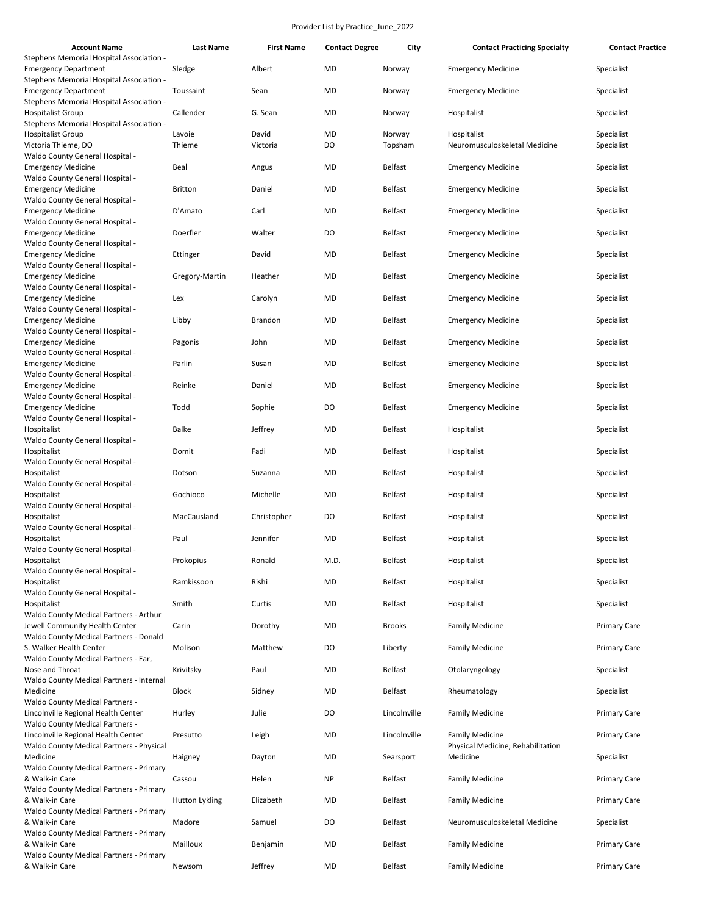Provider List by Practice_June_2022

| Account Name | Last Name | First Name | Contact Degree | City | Contact Practicing Specialty | Contact Practice |
|---|---|---|---|---|---|---|
| Stephens Memorial Hospital Association - Emergency Department | Sledge | Albert | MD | Norway | Emergency Medicine | Specialist |
| Stephens Memorial Hospital Association - Emergency Department | Toussaint | Sean | MD | Norway | Emergency Medicine | Specialist |
| Stephens Memorial Hospital Association - Hospitalist Group | Callender | G. Sean | MD | Norway | Hospitalist | Specialist |
| Stephens Memorial Hospital Association - Hospitalist Group | Lavoie | David | MD | Norway | Hospitalist | Specialist |
| Victoria Thieme, DO | Thieme | Victoria | DO | Topsham | Neuromusculoskeletal Medicine | Specialist |
| Waldo County General Hospital - Emergency Medicine | Beal | Angus | MD | Belfast | Emergency Medicine | Specialist |
| Waldo County General Hospital - Emergency Medicine | Britton | Daniel | MD | Belfast | Emergency Medicine | Specialist |
| Waldo County General Hospital - Emergency Medicine | D'Amato | Carl | MD | Belfast | Emergency Medicine | Specialist |
| Waldo County General Hospital - Emergency Medicine | Doerfler | Walter | DO | Belfast | Emergency Medicine | Specialist |
| Waldo County General Hospital - Emergency Medicine | Ettinger | David | MD | Belfast | Emergency Medicine | Specialist |
| Waldo County General Hospital - Emergency Medicine | Gregory-Martin | Heather | MD | Belfast | Emergency Medicine | Specialist |
| Waldo County General Hospital - Emergency Medicine | Lex | Carolyn | MD | Belfast | Emergency Medicine | Specialist |
| Waldo County General Hospital - Emergency Medicine | Libby | Brandon | MD | Belfast | Emergency Medicine | Specialist |
| Waldo County General Hospital - Emergency Medicine | Pagonis | John | MD | Belfast | Emergency Medicine | Specialist |
| Waldo County General Hospital - Emergency Medicine | Parlin | Susan | MD | Belfast | Emergency Medicine | Specialist |
| Waldo County General Hospital - Emergency Medicine | Reinke | Daniel | MD | Belfast | Emergency Medicine | Specialist |
| Waldo County General Hospital - Emergency Medicine | Todd | Sophie | DO | Belfast | Emergency Medicine | Specialist |
| Waldo County General Hospital - Hospitalist | Balke | Jeffrey | MD | Belfast | Hospitalist | Specialist |
| Waldo County General Hospital - Hospitalist | Domit | Fadi | MD | Belfast | Hospitalist | Specialist |
| Waldo County General Hospital - Hospitalist | Dotson | Suzanna | MD | Belfast | Hospitalist | Specialist |
| Waldo County General Hospital - Hospitalist | Gochioco | Michelle | MD | Belfast | Hospitalist | Specialist |
| Waldo County General Hospital - Hospitalist | MacCausland | Christopher | DO | Belfast | Hospitalist | Specialist |
| Waldo County General Hospital - Hospitalist | Paul | Jennifer | MD | Belfast | Hospitalist | Specialist |
| Waldo County General Hospital - Hospitalist | Prokopius | Ronald | M.D. | Belfast | Hospitalist | Specialist |
| Waldo County General Hospital - Hospitalist | Ramkissoon | Rishi | MD | Belfast | Hospitalist | Specialist |
| Waldo County General Hospital - Hospitalist | Smith | Curtis | MD | Belfast | Hospitalist | Specialist |
| Waldo County Medical Partners - Arthur Jewell Community Health Center | Carin | Dorothy | MD | Brooks | Family Medicine | Primary Care |
| Waldo County Medical Partners - Donald S. Walker Health Center | Molison | Matthew | DO | Liberty | Family Medicine | Primary Care |
| Waldo County Medical Partners - Ear, Nose and Throat | Krivitsky | Paul | MD | Belfast | Otolaryngology | Specialist |
| Waldo County Medical Partners - Internal Medicine | Block | Sidney | MD | Belfast | Rheumatology | Specialist |
| Waldo County Medical Partners - Lincolnville Regional Health Center | Hurley | Julie | DO | Lincolnville | Family Medicine | Primary Care |
| Waldo County Medical Partners - Lincolnville Regional Health Center | Presutto | Leigh | MD | Lincolnville | Family Medicine | Primary Care |
| Waldo County Medical Partners - Physical Medicine | Haigney | Dayton | MD | Searsport | Physical Medicine; Rehabilitation Medicine | Specialist |
| Waldo County Medical Partners - Primary & Walk-in Care | Cassou | Helen | NP | Belfast | Family Medicine | Primary Care |
| Waldo County Medical Partners - Primary & Walk-in Care | Hutton Lykling | Elizabeth | MD | Belfast | Family Medicine | Primary Care |
| Waldo County Medical Partners - Primary & Walk-in Care | Madore | Samuel | DO | Belfast | Neuromusculoskeletal Medicine | Specialist |
| Waldo County Medical Partners - Primary & Walk-in Care | Mailloux | Benjamin | MD | Belfast | Family Medicine | Primary Care |
| Waldo County Medical Partners - Primary & Walk-in Care | Newsom | Jeffrey | MD | Belfast | Family Medicine | Primary Care |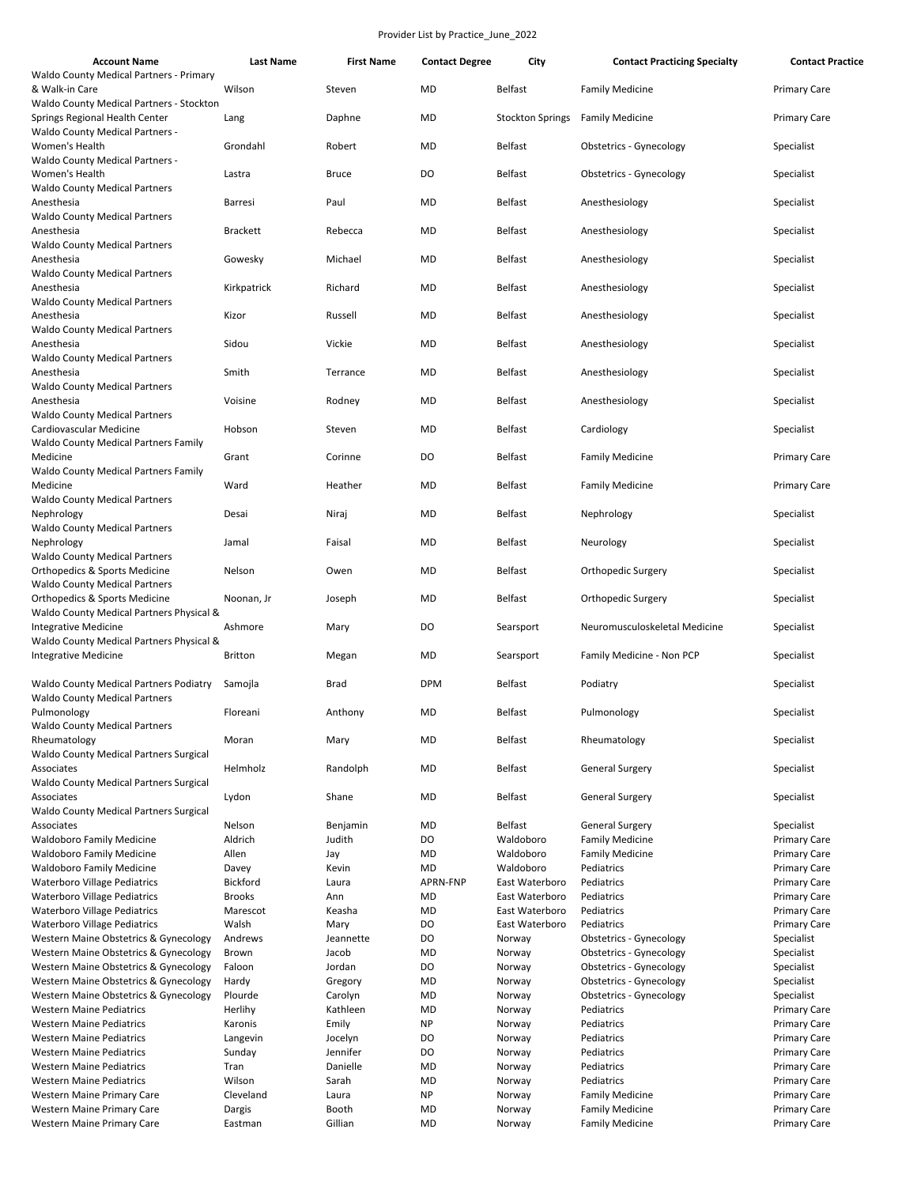Provider List by Practice_June_2022

| Account Name | Last Name | First Name | Contact Degree | City | Contact Practicing Specialty | Contact Practice |
|---|---|---|---|---|---|---|
| Waldo County Medical Partners - Primary & Walk-in Care | Wilson | Steven | MD | Belfast | Family Medicine | Primary Care |
| Waldo County Medical Partners - Stockton Springs Regional Health Center | Lang | Daphne | MD | Stockton Springs | Family Medicine | Primary Care |
| Waldo County Medical Partners - Women's Health | Grondahl | Robert | MD | Belfast | Obstetrics - Gynecology | Specialist |
| Waldo County Medical Partners - Women's Health | Lastra | Bruce | DO | Belfast | Obstetrics - Gynecology | Specialist |
| Waldo County Medical Partners Anesthesia | Barresi | Paul | MD | Belfast | Anesthesiology | Specialist |
| Waldo County Medical Partners Anesthesia | Brackett | Rebecca | MD | Belfast | Anesthesiology | Specialist |
| Waldo County Medical Partners Anesthesia | Gowesky | Michael | MD | Belfast | Anesthesiology | Specialist |
| Waldo County Medical Partners Anesthesia | Kirkpatrick | Richard | MD | Belfast | Anesthesiology | Specialist |
| Waldo County Medical Partners Anesthesia | Kizor | Russell | MD | Belfast | Anesthesiology | Specialist |
| Waldo County Medical Partners Anesthesia | Sidou | Vickie | MD | Belfast | Anesthesiology | Specialist |
| Waldo County Medical Partners Anesthesia | Smith | Terrance | MD | Belfast | Anesthesiology | Specialist |
| Waldo County Medical Partners Anesthesia | Voisine | Rodney | MD | Belfast | Anesthesiology | Specialist |
| Waldo County Medical Partners Cardiovascular Medicine | Hobson | Steven | MD | Belfast | Cardiology | Specialist |
| Waldo County Medical Partners Family Medicine | Grant | Corinne | DO | Belfast | Family Medicine | Primary Care |
| Waldo County Medical Partners Family Medicine | Ward | Heather | MD | Belfast | Family Medicine | Primary Care |
| Waldo County Medical Partners Nephrology | Desai | Niraj | MD | Belfast | Nephrology | Specialist |
| Waldo County Medical Partners Nephrology | Jamal | Faisal | MD | Belfast | Neurology | Specialist |
| Waldo County Medical Partners Orthopedics & Sports Medicine | Nelson | Owen | MD | Belfast | Orthopedic Surgery | Specialist |
| Waldo County Medical Partners Orthopedics & Sports Medicine | Noonan, Jr | Joseph | MD | Belfast | Orthopedic Surgery | Specialist |
| Waldo County Medical Partners Physical & Integrative Medicine | Ashmore | Mary | DO | Searsport | Neuromusculoskeletal Medicine | Specialist |
| Waldo County Medical Partners Physical & Integrative Medicine | Britton | Megan | MD | Searsport | Family Medicine - Non PCP | Specialist |
| Waldo County Medical Partners Podiatry | Samojla | Brad | DPM | Belfast | Podiatry | Specialist |
| Waldo County Medical Partners Pulmonology | Floreani | Anthony | MD | Belfast | Pulmonology | Specialist |
| Waldo County Medical Partners Rheumatology | Moran | Mary | MD | Belfast | Rheumatology | Specialist |
| Waldo County Medical Partners Surgical Associates | Helmholz | Randolph | MD | Belfast | General Surgery | Specialist |
| Waldo County Medical Partners Surgical Associates | Lydon | Shane | MD | Belfast | General Surgery | Specialist |
| Waldo County Medical Partners Surgical Associates | Nelson | Benjamin | MD | Belfast | General Surgery | Specialist |
| Waldoboro Family Medicine | Aldrich | Judith | DO | Waldoboro | Family Medicine | Primary Care |
| Waldoboro Family Medicine | Allen | Jay | MD | Waldoboro | Family Medicine | Primary Care |
| Waldoboro Family Medicine | Davey | Kevin | MD | Waldoboro | Pediatrics | Primary Care |
| Waterboro Village Pediatrics | Bickford | Laura | APRN-FNP | East Waterboro | Pediatrics | Primary Care |
| Waterboro Village Pediatrics | Brooks | Ann | MD | East Waterboro | Pediatrics | Primary Care |
| Waterboro Village Pediatrics | Marescot | Keasha | MD | East Waterboro | Pediatrics | Primary Care |
| Waterboro Village Pediatrics | Walsh | Mary | DO | East Waterboro | Pediatrics | Primary Care |
| Western Maine Obstetrics & Gynecology | Andrews | Jeannette | DO | Norway | Obstetrics - Gynecology | Specialist |
| Western Maine Obstetrics & Gynecology | Brown | Jacob | MD | Norway | Obstetrics - Gynecology | Specialist |
| Western Maine Obstetrics & Gynecology | Faloon | Jordan | DO | Norway | Obstetrics - Gynecology | Specialist |
| Western Maine Obstetrics & Gynecology | Hardy | Gregory | MD | Norway | Obstetrics - Gynecology | Specialist |
| Western Maine Obstetrics & Gynecology | Plourde | Carolyn | MD | Norway | Obstetrics - Gynecology | Specialist |
| Western Maine Pediatrics | Herlihy | Kathleen | MD | Norway | Pediatrics | Primary Care |
| Western Maine Pediatrics | Karonis | Emily | NP | Norway | Pediatrics | Primary Care |
| Western Maine Pediatrics | Langevin | Jocelyn | DO | Norway | Pediatrics | Primary Care |
| Western Maine Pediatrics | Sunday | Jennifer | DO | Norway | Pediatrics | Primary Care |
| Western Maine Pediatrics | Tran | Danielle | MD | Norway | Pediatrics | Primary Care |
| Western Maine Pediatrics | Wilson | Sarah | MD | Norway | Pediatrics | Primary Care |
| Western Maine Primary Care | Cleveland | Laura | NP | Norway | Family Medicine | Primary Care |
| Western Maine Primary Care | Dargis | Booth | MD | Norway | Family Medicine | Primary Care |
| Western Maine Primary Care | Eastman | Gillian | MD | Norway | Family Medicine | Primary Care |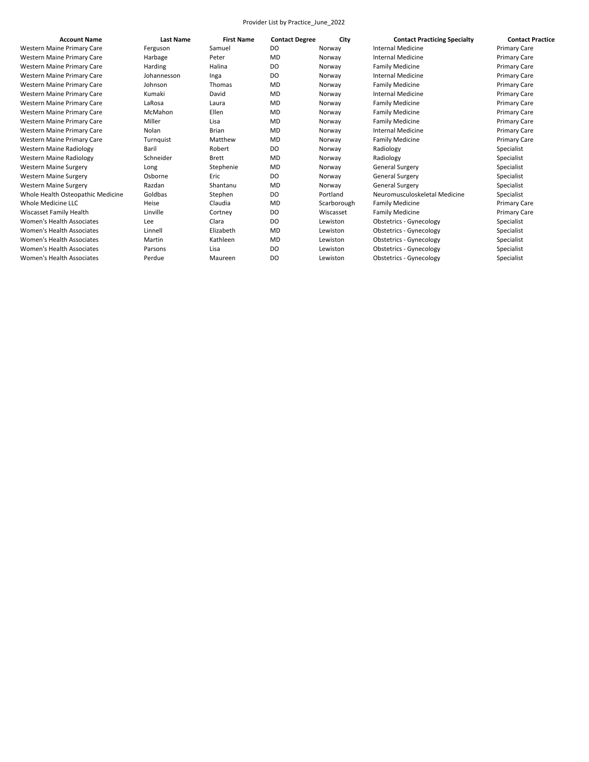Provider List by Practice_June_2022

| Account Name | Last Name | First Name | Contact Degree | City | Contact Practicing Specialty | Contact Practice |
|---|---|---|---|---|---|---|
| Western Maine Primary Care | Ferguson | Samuel | DO | Norway | Internal Medicine | Primary Care |
| Western Maine Primary Care | Harbage | Peter | MD | Norway | Internal Medicine | Primary Care |
| Western Maine Primary Care | Harding | Halina | DO | Norway | Family Medicine | Primary Care |
| Western Maine Primary Care | Johannesson | Inga | DO | Norway | Internal Medicine | Primary Care |
| Western Maine Primary Care | Johnson | Thomas | MD | Norway | Family Medicine | Primary Care |
| Western Maine Primary Care | Kumaki | David | MD | Norway | Internal Medicine | Primary Care |
| Western Maine Primary Care | LaRosa | Laura | MD | Norway | Family Medicine | Primary Care |
| Western Maine Primary Care | McMahon | Ellen | MD | Norway | Family Medicine | Primary Care |
| Western Maine Primary Care | Miller | Lisa | MD | Norway | Family Medicine | Primary Care |
| Western Maine Primary Care | Nolan | Brian | MD | Norway | Internal Medicine | Primary Care |
| Western Maine Primary Care | Turnquist | Matthew | MD | Norway | Family Medicine | Primary Care |
| Western Maine Radiology | Baril | Robert | DO | Norway | Radiology | Specialist |
| Western Maine Radiology | Schneider | Brett | MD | Norway | Radiology | Specialist |
| Western Maine Surgery | Long | Stephenie | MD | Norway | General Surgery | Specialist |
| Western Maine Surgery | Osborne | Eric | DO | Norway | General Surgery | Specialist |
| Western Maine Surgery | Razdan | Shantanu | MD | Norway | General Surgery | Specialist |
| Whole Health Osteopathic Medicine | Goldbas | Stephen | DO | Portland | Neuromusculoskeletal Medicine | Specialist |
| Whole Medicine LLC | Heise | Claudia | MD | Scarborough | Family Medicine | Primary Care |
| Wiscasset Family Health | Linville | Cortney | DO | Wiscasset | Family Medicine | Primary Care |
| Women's Health Associates | Lee | Clara | DO | Lewiston | Obstetrics - Gynecology | Specialist |
| Women's Health Associates | Linnell | Elizabeth | MD | Lewiston | Obstetrics - Gynecology | Specialist |
| Women's Health Associates | Martin | Kathleen | MD | Lewiston | Obstetrics - Gynecology | Specialist |
| Women's Health Associates | Parsons | Lisa | DO | Lewiston | Obstetrics - Gynecology | Specialist |
| Women's Health Associates | Perdue | Maureen | DO | Lewiston | Obstetrics - Gynecology | Specialist |